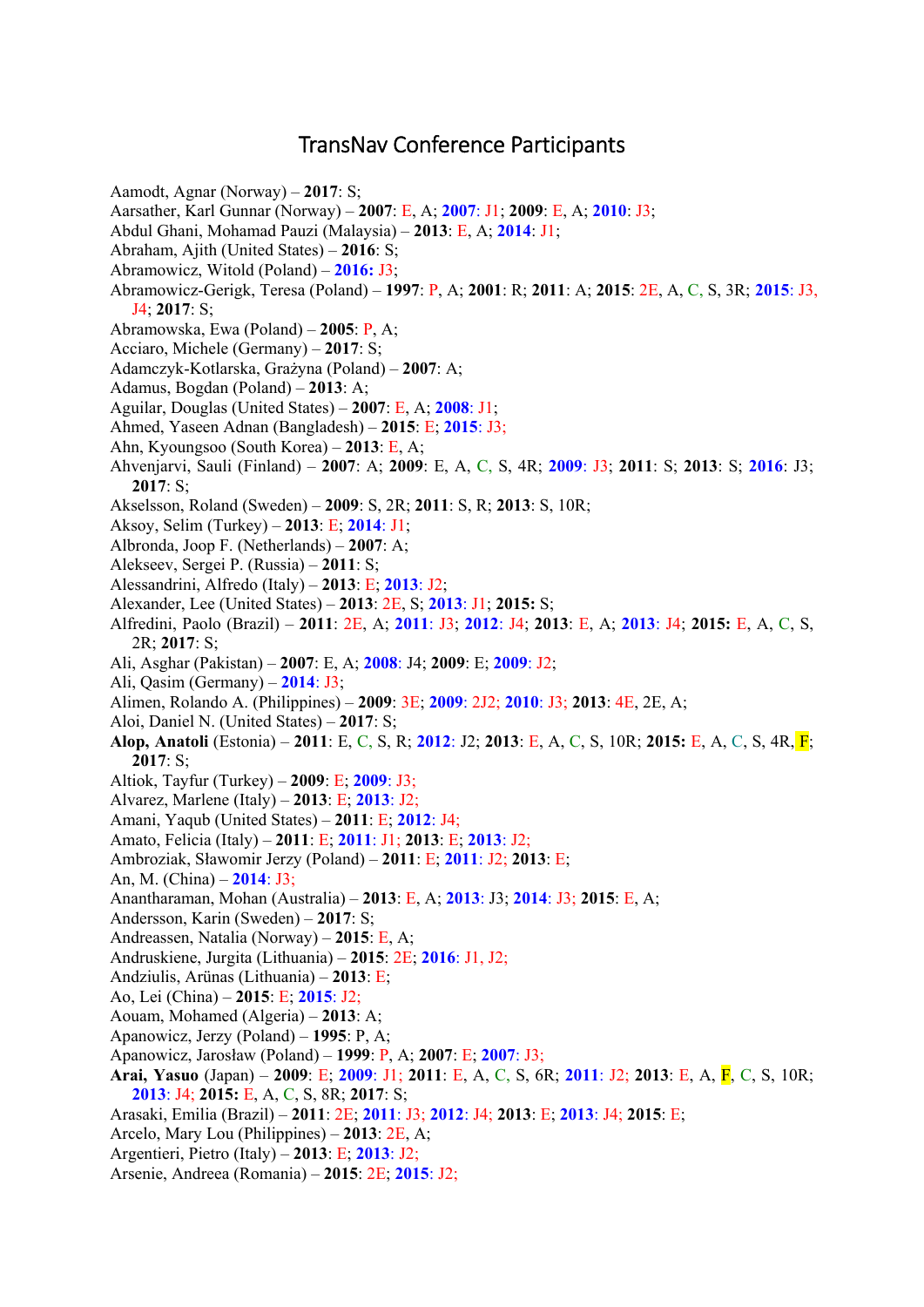# TransNav Conference Participants

Aamodt, Agnar (Norway) – **2017**: S;
Aarsather, Karl Gunnar (Norway) – **2007**: E, A; **2007**: J1; **2009**: E, A; **2010**: J3;
Abdul Ghani, Mohamad Pauzi (Malaysia) – **2013**: E, A; **2014**: J1;
Abraham, Ajith (United States) – **2016**: S;
Abramowicz, Witold (Poland) – **2016:** J3;
Abramowicz-Gerigk, Teresa (Poland) – **1997**: P, A; **2001**: R; **2011**: A; **2015**: 2E, A, C, S, 3R; **2015**: J3, J4; **2017**: S;
Abramowska, Ewa (Poland) – **2005**: P, A;
Acciaro, Michele (Germany) – **2017**: S;
Adamczyk-Kotlarska, Grażyna (Poland) – **2007**: A;
Adamus, Bogdan (Poland) – **2013**: A;
Aguilar, Douglas (United States) – **2007**: E, A; **2008**: J1;
Ahmed, Yaseen Adnan (Bangladesh) – **2015**: E; **2015**: J3;
Ahn, Kyoungsoo (South Korea) – **2013**: E, A;
Ahvenjarvi, Sauli (Finland) – **2007**: A; **2009**: E, A, C, S, 4R; **2009**: J3; **2011**: S; **2013**: S; **2016**: J3; **2017**: S;
Akselsson, Roland (Sweden) – **2009**: S, 2R; **2011**: S, R; **2013**: S, 10R;
Aksoy, Selim (Turkey) – **2013**: E; **2014**: J1;
Albronda, Joop F. (Netherlands) – **2007**: A;
Alekseev, Sergei P. (Russia) – **2011**: S;
Alessandrini, Alfredo (Italy) – **2013**: E; **2013**: J2;
Alexander, Lee (United States) – **2013**: 2E, S; **2013**: J1; **2015:** S;
Alfredini, Paolo (Brazil) – **2011**: 2E, A; **2011**: J3; **2012**: J4; **2013**: E, A; **2013**: J4; **2015:** E, A, C, S, 2R; **2017**: S;
Ali, Asghar (Pakistan) – **2007**: E, A; **2008**: J4; **2009**: E; **2009**: J2;
Ali, Qasim (Germany) – **2014**: J3;
Alimen, Rolando A. (Philippines) – **2009**: 3E; **2009**: 2J2; **2010**: J3; **2013**: 4E, 2E, A;
Aloi, Daniel N. (United States) – **2017**: S;
**Alop, Anatoli** (Estonia) – **2011**: E, C, S, R; **2012**: J2; **2013**: E, A, C, S, 10R; **2015:** E, A, C, S, 4R, F; **2017**: S;
Altiok, Tayfur (Turkey) – **2009**: E; **2009**: J3;
Alvarez, Marlene (Italy) – **2013**: E; **2013**: J2;
Amani, Yaqub (United States) – **2011**: E; **2012**: J4;
Amato, Felicia (Italy) – **2011**: E; **2011**: J1; **2013**: E; **2013**: J2;
Ambroziak, Sławomir Jerzy (Poland) – **2011**: E; **2011**: J2; **2013**: E;
An, M. (China) – **2014**: J3;
Anantharaman, Mohan (Australia) – **2013**: E, A; **2013**: J3; **2014**: J3; **2015**: E, A;
Andersson, Karin (Sweden) – **2017**: S;
Andreassen, Natalia (Norway) – **2015**: E, A;
Andruskiene, Jurgita (Lithuania) – **2015**: 2E; **2016**: J1, J2;
Andziulis, Arūnas (Lithuania) – **2013**: E;
Ao, Lei (China) – **2015**: E; **2015**: J2;
Aouam, Mohamed (Algeria) – **2013**: A;
Apanowicz, Jerzy (Poland) – **1995**: P, A;
Apanowicz, Jarosław (Poland) – **1999**: P, A; **2007**: E; **2007**: J3;
**Arai, Yasuo** (Japan) – **2009**: E; **2009**: J1; **2011**: E, A, C, S, 6R; **2011**: J2; **2013**: E, A, F, C, S, 10R; **2013**: J4; **2015:** E, A, C, S, 8R; **2017**: S;
Arasaki, Emilia (Brazil) – **2011**: 2E; **2011**: J3; **2012**: J4; **2013**: E; **2013**: J4; **2015**: E;
Arcelo, Mary Lou (Philippines) – **2013**: 2E, A;
Argentieri, Pietro (Italy) – **2013**: E; **2013**: J2;
Arsenie, Andreea (Romania) – **2015**: 2E; **2015**: J2;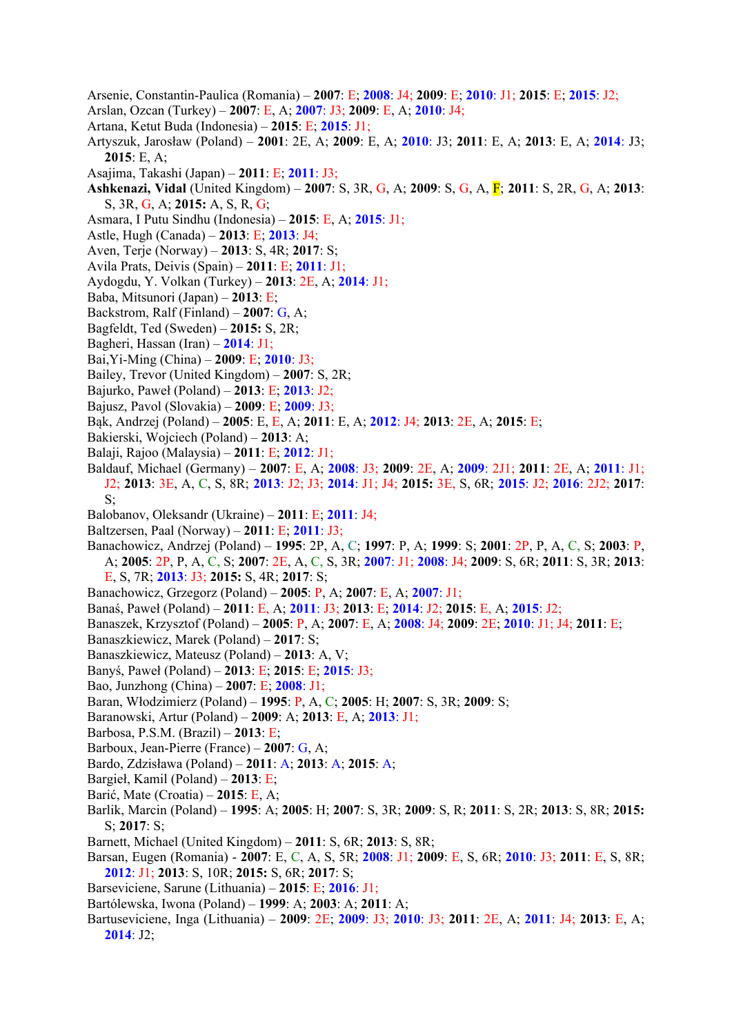Arsenie, Constantin-Paulica (Romania) – **2007**: E; **2008**: J4; **2009**: E; **2010**: J1; **2015**: E; **2015**: J2;
Arslan, Ozcan (Turkey) – **2007**: E, A; **2007**: J3; **2009**: E, A; **2010**: J4;
Artana, Ketut Buda (Indonesia) – **2015**: E; **2015**: J1;
Artyszuk, Jarosław (Poland) – **2001**: 2E, A; **2009**: E, A; **2010**: J3; **2011**: E, A; **2013**: E, A; **2014**: J3; **2015**: E, A;
Asajima, Takashi (Japan) – **2011**: E; **2011**: J3;
**Ashkenazi, Vidal** (United Kingdom) – **2007**: S, 3R, G, A; **2009**: S, G, A, F; **2011**: S, 2R, G, A; **2013**: S, 3R, G, A; **2015:** A, S, R, G;
Asmara, I Putu Sindhu (Indonesia) – **2015**: E, A; **2015**: J1;
Astle, Hugh (Canada) – **2013**: E; **2013**: J4;
Aven, Terje (Norway) – **2013**: S, 4R; **2017**: S;
Avila Prats, Deivis (Spain) – **2011**: E; **2011**: J1;
Aydogdu, Y. Volkan (Turkey) – **2013**: 2E, A; **2014**: J1;
Baba, Mitsunori (Japan) – **2013**: E;
Backstrom, Ralf (Finland) – **2007**: G, A;
Bagfeldt, Ted (Sweden) – **2015:** S, 2R;
Bagheri, Hassan (Iran) – **2014**: J1;
Bai,Yi-Ming (China) – **2009**: E; **2010**: J3;
Bailey, Trevor (United Kingdom) – **2007**: S, 2R;
Bajurko, Paweł (Poland) – **2013**: E; **2013**: J2;
Bajusz, Pavol (Slovakia) – **2009**: E; **2009**: J3;
Bąk, Andrzej (Poland) – **2005**: E, E, A; **2011**: E, A; **2012**: J4; **2013**: 2E, A; **2015**: E;
Bakierski, Wojciech (Poland) – **2013**: A;
Balaji, Rajoo (Malaysia) – **2011**: E; **2012**: J1;
Baldauf, Michael (Germany) – **2007**: E, A; **2008**: J3; **2009**: 2E, A; **2009**: 2J1; **2011**: 2E, A; **2011**: J1; J2; **2013**: 3E, A, C, S, 8R; **2013**: J2; J3; **2014**: J1; J4; **2015:** 3E, S, 6R; **2015**: J2; **2016**: 2J2; **2017**: S;
Balobanov, Oleksandr (Ukraine) – **2011**: E; **2011**: J4;
Baltzersen, Paal (Norway) – **2011**: E; **2011**: J3;
Banachowicz, Andrzej (Poland) – **1995**: 2P, A, C; **1997**: P, A; **1999**: S; **2001**: 2P, P, A, C, S; **2003**: P, A; **2005**: 2P, P, A, C, S; **2007**: 2E, A, C, S, 3R; **2007**: J1; **2008**: J4; **2009**: S, 6R; **2011**: S, 3R; **2013**: E, S, 7R; **2013**: J3; **2015:** S, 4R; **2017**: S;
Banachowicz, Grzegorz (Poland) – **2005**: P, A; **2007**: E, A; **2007**: J1;
Banaś, Paweł (Poland) – **2011**: E, A; **2011**: J3; **2013**: E; **2014**: J2; **2015**: E, A; **2015**: J2;
Banaszek, Krzysztof (Poland) – **2005**: P, A; **2007**: E, A; **2008**: J4; **2009**: 2E; **2010**: J1; J4; **2011**: E;
Banaszkiewicz, Marek (Poland) – **2017**: S;
Banaszkiewicz, Mateusz (Poland) – **2013**: A, V;
Banyś, Paweł (Poland) – **2013**: E; **2015**: E; **2015**: J3;
Bao, Junzhong (China) – **2007**: E; **2008**: J1;
Baran, Włodzimierz (Poland) – **1995**: P, A, C; **2005**: H; **2007**: S, 3R; **2009**: S;
Baranowski, Artur (Poland) – **2009**: A; **2013**: E, A; **2013**: J1;
Barbosa, P.S.M. (Brazil) – **2013**: E;
Barboux, Jean-Pierre (France) – **2007**: G, A;
Bardo, Zdzisława (Poland) – **2011**: A; **2013**: A; **2015**: A;
Bargieł, Kamil (Poland) – **2013**: E;
Barić, Mate (Croatia) – **2015**: E, A;
Barlik, Marcin (Poland) – **1995**: A; **2005**: H; **2007**: S, 3R; **2009**: S, R; **2011**: S, 2R; **2013**: S, 8R; **2015:** S; **2017**: S;
Barnett, Michael (United Kingdom) – **2011**: S, 6R; **2013**: S, 8R;
Barsan, Eugen (Romania) - **2007**: E, C, A, S, 5R; **2008**: J1; **2009**: E, S, 6R; **2010**: J3; **2011**: E, S, 8R; **2012**: J1; **2013**: S, 10R; **2015:** S, 6R; **2017**: S;
Barseviciene, Sarune (Lithuania) – **2015**: E; **2016**: J1;
Bartólewska, Iwona (Poland) – **1999**: A; **2003**: A; **2011**: A;
Bartuseviciene, Inga (Lithuania) – **2009**: 2E; **2009**: J3; **2010**: J3; **2011**: 2E, A; **2011**: J4; **2013**: E, A; **2014**: J2;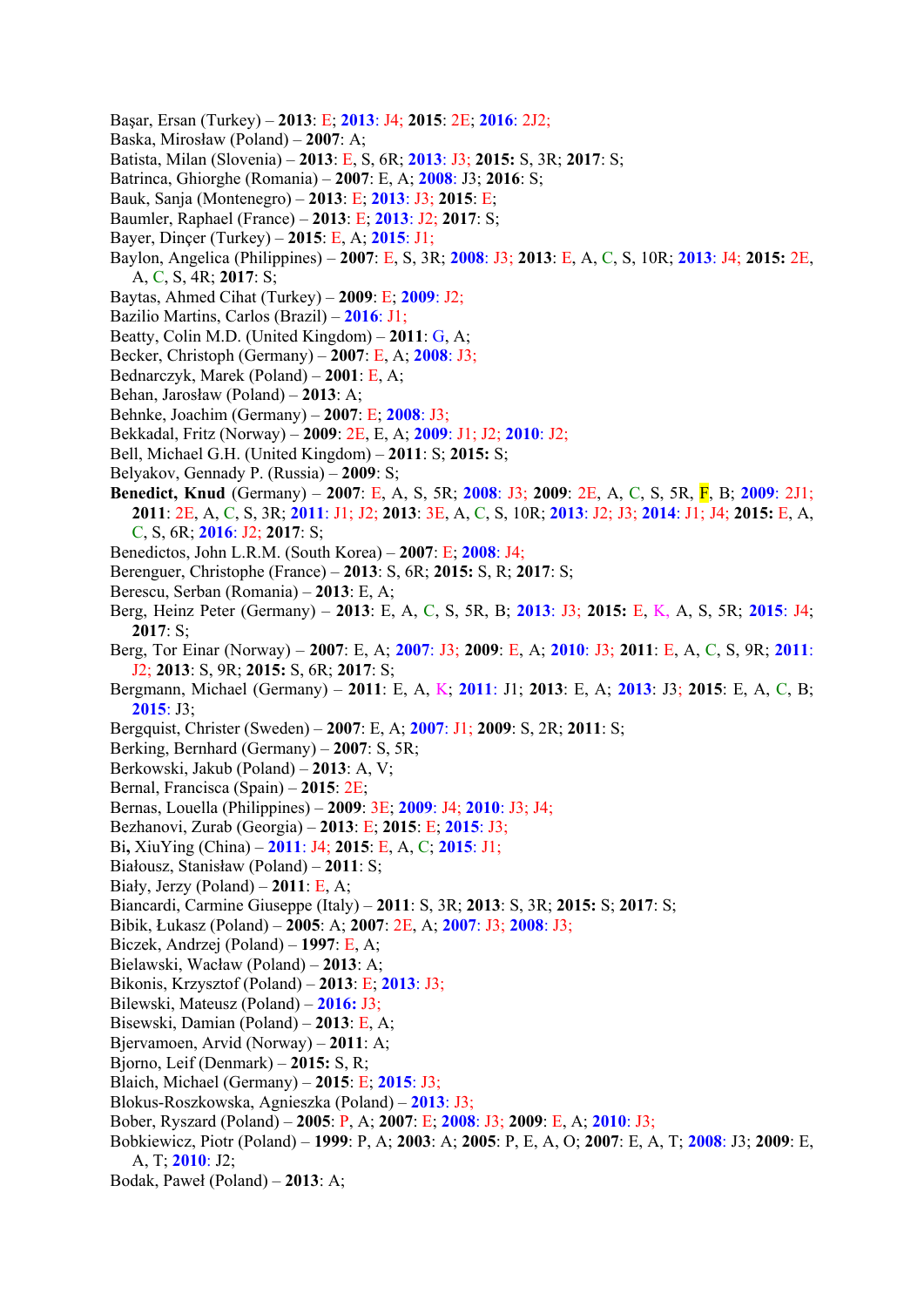Başar, Ersan (Turkey) – **2013**: E; **2013**: J4; **2015**: 2E; **2016**: 2J2;
Baska, Mirosław (Poland) – **2007**: A;
Batista, Milan (Slovenia) – **2013**: E, S, 6R; **2013**: J3; **2015:** S, 3R; **2017**: S;
Batrinca, Ghiorghe (Romania) – **2007**: E, A; **2008**: J3; **2016**: S;
Bauk, Sanja (Montenegro) – **2013**: E; **2013**: J3; **2015**: E;
Baumler, Raphael (France) – **2013**: E; **2013**: J2; **2017**: S;
Bayer, Dinçer (Turkey) – **2015**: E, A; **2015**: J1;
Baylon, Angelica (Philippines) – **2007**: E, S, 3R; **2008**: J3; **2013**: E, A, C, S, 10R; **2013**: J4; **2015:** 2E, A, C, S, 4R; **2017**: S;
Baytas, Ahmed Cihat (Turkey) – **2009**: E; **2009**: J2;
Bazilio Martins, Carlos (Brazil) – **2016**: J1;
Beatty, Colin M.D. (United Kingdom) – **2011**: G, A;
Becker, Christoph (Germany) – **2007**: E, A; **2008**: J3;
Bednarczyk, Marek (Poland) – **2001**: E, A;
Behan, Jarosław (Poland) – **2013**: A;
Behnke, Joachim (Germany) – **2007**: E; **2008**: J3;
Bekkadal, Fritz (Norway) – **2009**: 2E, E, A; **2009**: J1; J2; **2010**: J2;
Bell, Michael G.H. (United Kingdom) – **2011**: S; **2015:** S;
Belyakov, Gennady P. (Russia) – **2009**: S;
**Benedict, Knud** (Germany) – **2007**: E, A, S, 5R; **2008**: J3; **2009**: 2E, A, C, S, 5R, F, B; **2009**: 2J1; **2011**: 2E, A, C, S, 3R; **2011**: J1; J2; **2013**: 3E, A, C, S, 10R; **2013**: J2; J3; **2014**: J1; J4; **2015:** E, A, C, S, 6R; **2016**: J2; **2017**: S;
Benedictos, John L.R.M. (South Korea) – **2007**: E; **2008**: J4;
Berenguer, Christophe (France) – **2013**: S, 6R; **2015:** S, R; **2017**: S;
Berescu, Serban (Romania) – **2013**: E, A;
Berg, Heinz Peter (Germany) – **2013**: E, A, C, S, 5R, B; **2013**: J3; **2015:** E, K, A, S, 5R; **2015**: J4; **2017**: S;
Berg, Tor Einar (Norway) – **2007**: E, A; **2007**: J3; **2009**: E, A; **2010**: J3; **2011**: E, A, C, S, 9R; **2011**: J2; **2013**: S, 9R; **2015:** S, 6R; **2017**: S;
Bergmann, Michael (Germany) – **2011**: E, A, K; **2011**: J1; **2013**: E, A; **2013**: J3; **2015**: E, A, C, B; **2015**: J3;
Bergquist, Christer (Sweden) – **2007**: E, A; **2007**: J1; **2009**: S, 2R; **2011**: S;
Berking, Bernhard (Germany) – **2007**: S, 5R;
Berkowski, Jakub (Poland) – **2013**: A, V;
Bernal, Francisca (Spain) – **2015**: 2E;
Bernas, Louella (Philippines) – **2009**: 3E; **2009**: J4; **2010**: J3; J4;
Bezhanovi, Zurab (Georgia) – **2013**: E; **2015**: E; **2015**: J3;
Bi**,** XiuYing (China) – **2011**: J4; **2015**: E, A, C; **2015**: J1;
Białousz, Stanisław (Poland) – **2011**: S;
Biały, Jerzy (Poland) – **2011**: E, A;
Biancardi, Carmine Giuseppe (Italy) – **2011**: S, 3R; **2013**: S, 3R; **2015:** S; **2017**: S;
Bibik, Łukasz (Poland) – **2005**: A; **2007**: 2E, A; **2007**: J3; **2008**: J3;
Biczek, Andrzej (Poland) – **1997**: E, A;
Bielawski, Wacław (Poland) – **2013**: A;
Bikonis, Krzysztof (Poland) – **2013**: E; **2013**: J3;
Bilewski, Mateusz (Poland) – **2016:** J3;
Bisewski, Damian (Poland) – **2013**: E, A;
Bjervamoen, Arvid (Norway) – **2011**: A;
Bjorno, Leif (Denmark) – **2015:** S, R;
Blaich, Michael (Germany) – **2015**: E; **2015**: J3;
Blokus-Roszkowska, Agnieszka (Poland) – **2013**: J3;
Bober, Ryszard (Poland) – **2005**: P, A; **2007**: E; **2008**: J3; **2009**: E, A; **2010**: J3;
Bobkiewicz, Piotr (Poland) – **1999**: P, A; **2003**: A; **2005**: P, E, A, O; **2007**: E, A, T; **2008**: J3; **2009**: E, A, T; **2010**: J2;
Bodak, Paweł (Poland) – **2013**: A;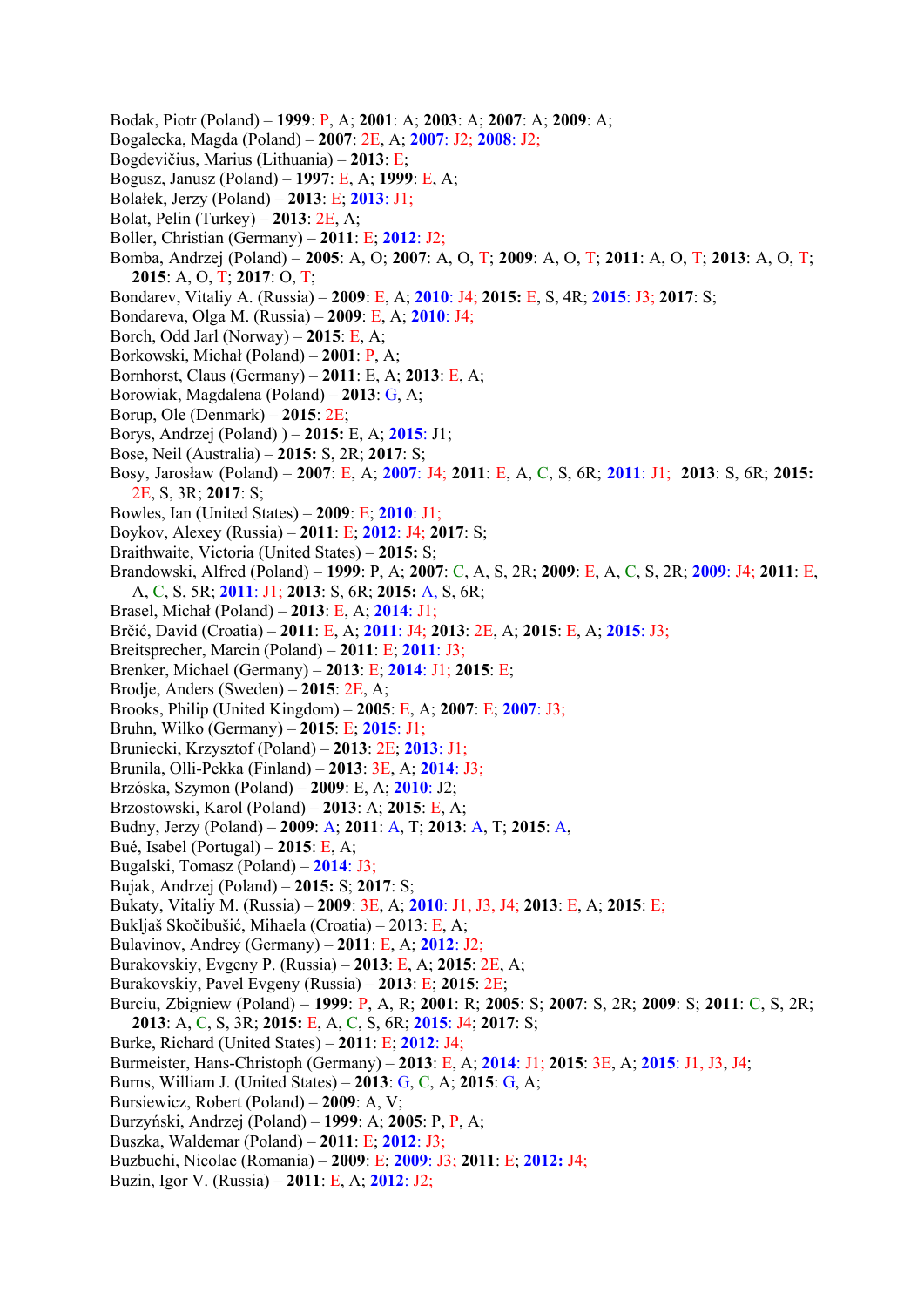Bodak, Piotr (Poland) – **1999**: P, A; **2001**: A; **2003**: A; **2007**: A; **2009**: A;
Bogalecka, Magda (Poland) – **2007**: 2E, A; **2007**: J2; **2008**: J2;
Bogdevičius, Marius (Lithuania) – **2013**: E;
Bogusz, Janusz (Poland) – **1997**: E, A; **1999**: E, A;
Bolałek, Jerzy (Poland) – **2013**: E; **2013**: J1;
Bolat, Pelin (Turkey) – **2013**: 2E, A;
Boller, Christian (Germany) – **2011**: E; **2012**: J2;
Bomba, Andrzej (Poland) – **2005**: A, O; **2007**: A, O, T; **2009**: A, O, T; **2011**: A, O, T; **2013**: A, O, T; **2015**: A, O, T; **2017**: O, T;
Bondarev, Vitaliy A. (Russia) – **2009**: E, A; **2010**: J4; **2015:** E, S, 4R; **2015**: J3; **2017**: S;
Bondareva, Olga M. (Russia) – **2009**: E, A; **2010**: J4;
Borch, Odd Jarl (Norway) – **2015**: E, A;
Borkowski, Michał (Poland) – **2001**: P, A;
Bornhorst, Claus (Germany) – **2011**: E, A; **2013**: E, A;
Borowiak, Magdalena (Poland) – **2013**: G, A;
Borup, Ole (Denmark) – **2015**: 2E;
Borys, Andrzej (Poland) ) – **2015:** E, A; **2015**: J1;
Bose, Neil (Australia) – **2015:** S, 2R; **2017**: S;
Bosy, Jarosław (Poland) – **2007**: E, A; **2007**: J4; **2011**: E, A, C, S, 6R; **2011**: J1; **2013**: S, 6R; **2015:** 2E, S, 3R; **2017**: S;
Bowles, Ian (United States) – **2009**: E; **2010**: J1;
Boykov, Alexey (Russia) – **2011**: E; **2012**: J4; **2017**: S;
Braithwaite, Victoria (United States) – **2015:** S;
Brandowski, Alfred (Poland) – **1999**: P, A; **2007**: C, A, S, 2R; **2009**: E, A, C, S, 2R; **2009**: J4; **2011**: E, A, C, S, 5R; **2011**: J1; **2013**: S, 6R; **2015:** A, S, 6R;
Brasel, Michał (Poland) – **2013**: E, A; **2014**: J1;
Brčić, David (Croatia) – **2011**: E, A; **2011**: J4; **2013**: 2E, A; **2015**: E, A; **2015**: J3;
Breitsprecher, Marcin (Poland) – **2011**: E; **2011**: J3;
Brenker, Michael (Germany) – **2013**: E; **2014**: J1; **2015**: E;
Brodje, Anders (Sweden) – **2015**: 2E, A;
Brooks, Philip (United Kingdom) – **2005**: E, A; **2007**: E; **2007**: J3;
Bruhn, Wilko (Germany) – **2015**: E; **2015**: J1;
Bruniecki, Krzysztof (Poland) – **2013**: 2E; **2013**: J1;
Brunila, Olli-Pekka (Finland) – **2013**: 3E, A; **2014**: J3;
Brzóska, Szymon (Poland) – **2009**: E, A; **2010**: J2;
Brzostowski, Karol (Poland) – **2013**: A; **2015**: E, A;
Budny, Jerzy (Poland) – **2009**: A; **2011**: A, T; **2013**: A, T; **2015**: A,
Bué, Isabel (Portugal) – **2015**: E, A;
Bugalski, Tomasz (Poland) – **2014**: J3;
Bujak, Andrzej (Poland) – **2015:** S; **2017**: S;
Bukaty, Vitaliy M. (Russia) – **2009**: 3E, A; **2010**: J1, J3, J4; **2013**: E, A; **2015**: E;
Bukljaš Skočibušić, Mihaela (Croatia) – 2013: E, A;
Bulavinov, Andrey (Germany) – **2011**: E, A; **2012**: J2;
Burakovskiy, Evgeny P. (Russia) – **2013**: E, A; **2015**: 2E, A;
Burakovskiy, Pavel Evgeny (Russia) – **2013**: E; **2015**: 2E;
Burciu, Zbigniew (Poland) – **1999**: P, A, R; **2001**: R; **2005**: S; **2007**: S, 2R; **2009**: S; **2011**: C, S, 2R; **2013**: A, C, S, 3R; **2015:** E, A, C, S, 6R; **2015**: J4; **2017**: S;
Burke, Richard (United States) – **2011**: E; **2012**: J4;
Burmeister, Hans-Christoph (Germany) – **2013**: E, A; **2014**: J1; **2015**: 3E, A; **2015**: J1, J3, J4;
Burns, William J. (United States) – **2013**: G, C, A; **2015**: G, A;
Bursiewicz, Robert (Poland) – **2009**: A, V;
Burzyński, Andrzej (Poland) – **1999**: A; **2005**: P, P, A;
Buszka, Waldemar (Poland) – **2011**: E; **2012**: J3;
Buzbuchi, Nicolae (Romania) – **2009**: E; **2009**: J3; **2011**: E; **2012:** J4;
Buzin, Igor V. (Russia) – **2011**: E, A; **2012**: J2;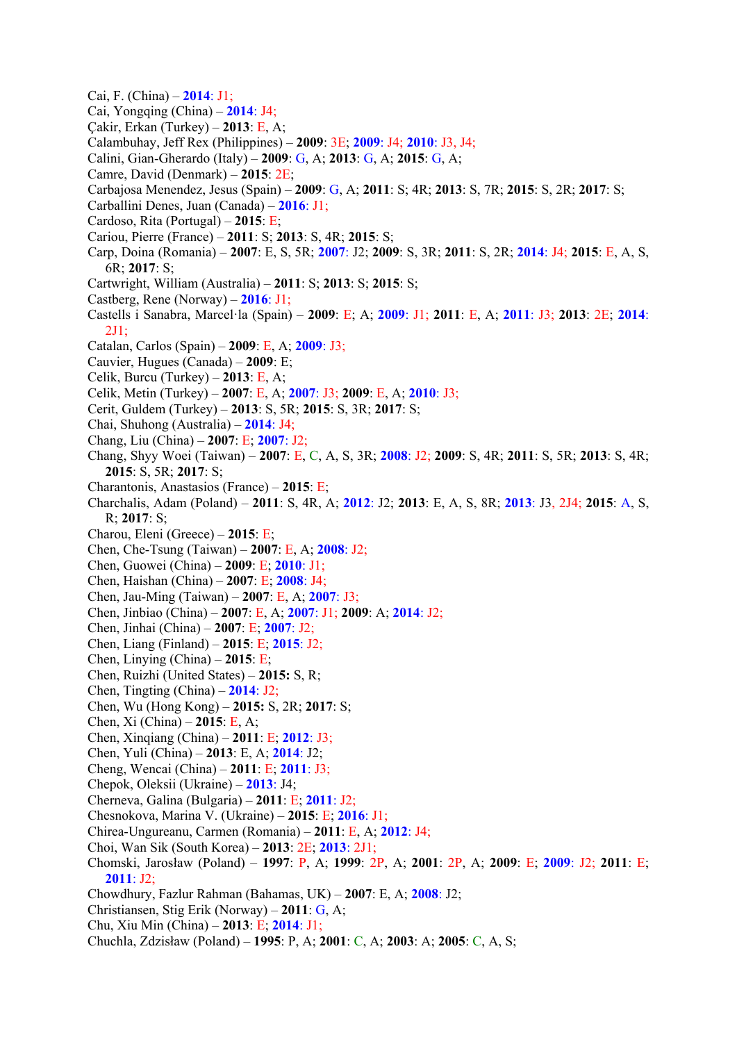Cai, F. (China) – **2014**: J1;
Cai, Yongqing (China) – **2014**: J4;
Çakir, Erkan (Turkey) – **2013**: E, A;
Calambuhay, Jeff Rex (Philippines) – **2009**: 3E; **2009**: J4; **2010**: J3, J4;
Calini, Gian-Gherardo (Italy) – **2009**: G, A; **2013**: G, A; **2015**: G, A;
Camre, David (Denmark) – **2015**: 2E;
Carbajosa Menendez, Jesus (Spain) – **2009**: G, A; **2011**: S; 4R; **2013**: S, 7R; **2015**: S, 2R; **2017**: S;
Carballini Denes, Juan (Canada) – **2016**: J1;
Cardoso, Rita (Portugal) – **2015**: E;
Cariou, Pierre (France) – **2011**: S; **2013**: S, 4R; **2015**: S;
Carp, Doina (Romania) – **2007**: E, S, 5R; **2007**: J2; **2009**: S, 3R; **2011**: S, 2R; **2014**: J4; **2015**: E, A, S, 6R; **2017**: S;
Cartwright, William (Australia) – **2011**: S; **2013**: S; **2015**: S;
Castberg, Rene (Norway) – **2016**: J1;
Castells i Sanabra, Marcel·la (Spain) – **2009**: E; A; **2009**: J1; **2011**: E, A; **2011**: J3; **2013**: 2E; **2014**: 2J1;
Catalan, Carlos (Spain) – **2009**: E, A; **2009**: J3;
Cauvier, Hugues (Canada) – **2009**: E;
Celik, Burcu (Turkey) – **2013**: E, A;
Celik, Metin (Turkey) – **2007**: E, A; **2007**: J3; **2009**: E, A; **2010**: J3;
Cerit, Guldem (Turkey) – **2013**: S, 5R; **2015**: S, 3R; **2017**: S;
Chai, Shuhong (Australia) – **2014**: J4;
Chang, Liu (China) – **2007**: E; **2007**: J2;
Chang, Shyy Woei (Taiwan) – **2007**: E, C, A, S, 3R; **2008**: J2; **2009**: S, 4R; **2011**: S, 5R; **2013**: S, 4R; **2015**: S, 5R; **2017**: S;
Charantonis, Anastasios (France) – **2015**: E;
Charchalis, Adam (Poland) – **2011**: S, 4R, A; **2012**: J2; **2013**: E, A, S, 8R; **2013**: J3, 2J4; **2015**: A, S, R; **2017**: S;
Charou, Eleni (Greece) – **2015**: E;
Chen, Che-Tsung (Taiwan) – **2007**: E, A; **2008**: J2;
Chen, Guowei (China) – **2009**: E; **2010**: J1;
Chen, Haishan (China) – **2007**: E; **2008**: J4;
Chen, Jau-Ming (Taiwan) – **2007**: E, A; **2007**: J3;
Chen, Jinbiao (China) – **2007**: E, A; **2007**: J1; **2009**: A; **2014**: J2;
Chen, Jinhai (China) – **2007**: E; **2007**: J2;
Chen, Liang (Finland) – **2015**: E; **2015**: J2;
Chen, Linying (China) – **2015**: E;
Chen, Ruizhi (United States) – **2015:** S, R;
Chen, Tingting (China) – **2014**: J2;
Chen, Wu (Hong Kong) – **2015:** S, 2R; **2017**: S;
Chen, Xi (China) – **2015**: E, A;
Chen, Xinqiang (China) – **2011**: E; **2012**: J3;
Chen, Yuli (China) – **2013**: E, A; **2014**: J2;
Cheng, Wencai (China) – **2011**: E; **2011**: J3;
Chepok, Oleksii (Ukraine) – **2013**: J4;
Cherneva, Galina (Bulgaria) – **2011**: E; **2011**: J2;
Chesnokova, Marina V. (Ukraine) – **2015**: E; **2016**: J1;
Chirea-Ungureanu, Carmen (Romania) – **2011**: E, A; **2012**: J4;
Choi, Wan Sik (South Korea) – **2013**: 2E; **2013**: 2J1;
Chomski, Jarosław (Poland) – **1997**: P, A; **1999**: 2P, A; **2001**: 2P, A; **2009**: E; **2009**: J2; **2011**: E; **2011**: J2;
Chowdhury, Fazlur Rahman (Bahamas, UK) – **2007**: E, A; **2008**: J2;
Christiansen, Stig Erik (Norway) – **2011**: G, A;
Chu, Xiu Min (China) – **2013**: E; **2014**: J1;
Chuchla, Zdzisław (Poland) – **1995**: P, A; **2001**: C, A; **2003**: A; **2005**: C, A, S;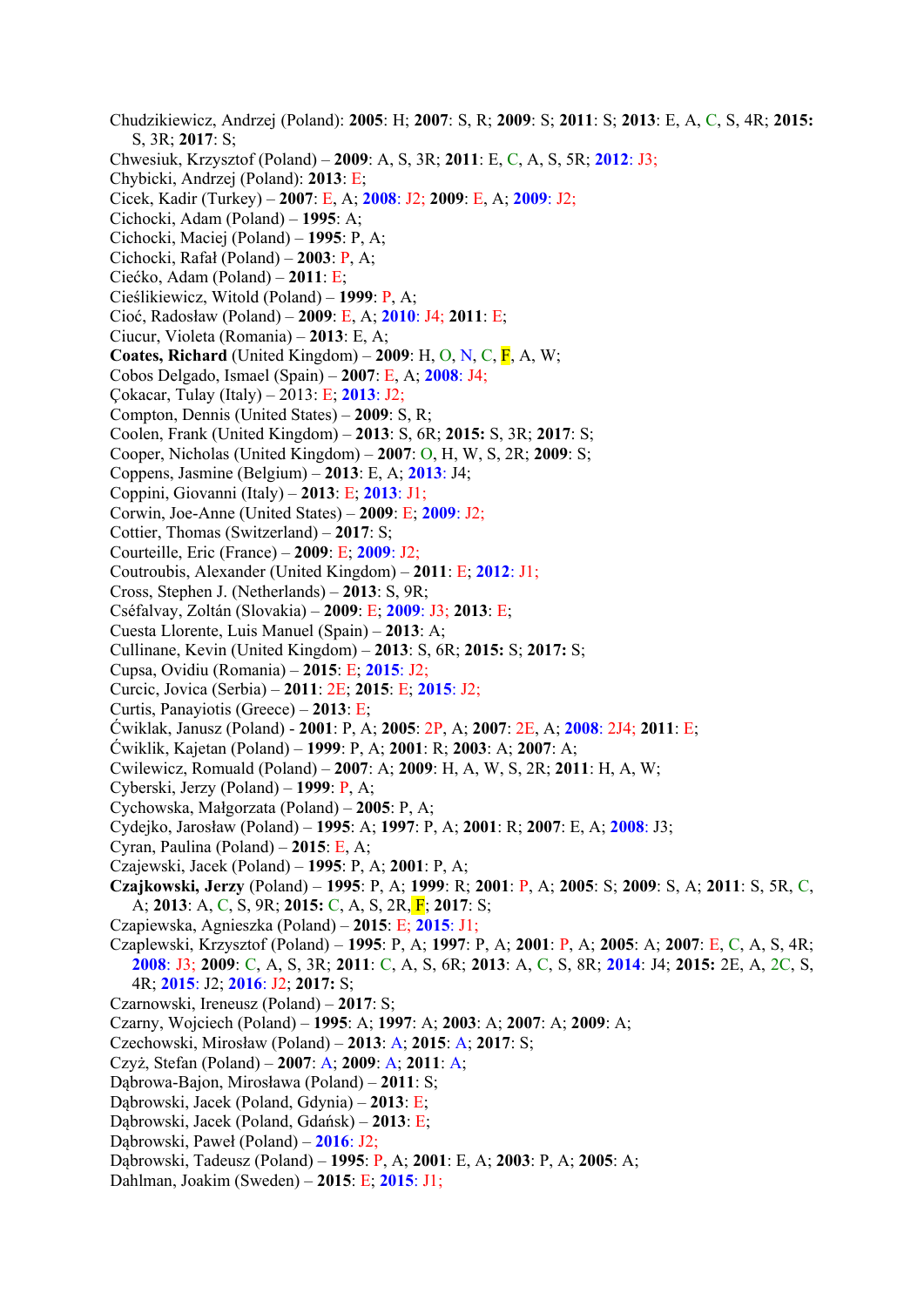Chudzikiewicz, Andrzej (Poland): **2005**: H; **2007**: S, R; **2009**: S; **2011**: S; **2013**: E, A, C, S, 4R; **2015:** S, 3R; **2017**: S;

Chwesiuk, Krzysztof (Poland) – **2009**: A, S, 3R; **2011**: E, C, A, S, 5R; **2012**: J3;

Chybicki, Andrzej (Poland): **2013**: E;

Cicek, Kadir (Turkey) – **2007**: E, A; **2008**: J2; **2009**: E, A; **2009**: J2;

Cichocki, Adam (Poland) – **1995**: A;

Cichocki, Maciej (Poland) – **1995**: P, A;

Cichocki, Rafał (Poland) – **2003**: P, A;

Ciećko, Adam (Poland) – **2011**: E;

Cieślikiewicz, Witold (Poland) – **1999**: P, A;

Cioć, Radosław (Poland) – **2009**: E, A; **2010**: J4; **2011**: E;

Ciucur, Violeta (Romania) – **2013**: E, A;

**Coates, Richard** (United Kingdom) – **2009**: H, O, N, C, F, A, W;

Cobos Delgado, Ismael (Spain) – **2007**: E, A; **2008**: J4;

Çokacar, Tulay (Italy) – 2013: E; **2013**: J2;

Compton, Dennis (United States) – **2009**: S, R;

Coolen, Frank (United Kingdom) – **2013**: S, 6R; **2015:** S, 3R; **2017**: S;

Cooper, Nicholas (United Kingdom) – **2007**: O, H, W, S, 2R; **2009**: S;

Coppens, Jasmine (Belgium) – **2013**: E, A; **2013**: J4;

Coppini, Giovanni (Italy) – **2013**: E; **2013**: J1;

Corwin, Joe-Anne (United States) – **2009**: E; **2009**: J2;

Cottier, Thomas (Switzerland) – **2017**: S;

Courteille, Eric (France) – **2009**: E; **2009**: J2;

Coutroubis, Alexander (United Kingdom) – **2011**: E; **2012**: J1;

Cross, Stephen J. (Netherlands) – **2013**: S, 9R;

Cséfalvay, Zoltán (Slovakia) – **2009**: E; **2009**: J3; **2013**: E;

Cuesta Llorente, Luis Manuel (Spain) – **2013**: A;

Cullinane, Kevin (United Kingdom) – **2013**: S, 6R; **2015:** S; **2017:** S;

Cupsa, Ovidiu (Romania) – **2015**: E; **2015**: J2;

Curcic, Jovica (Serbia) – **2011**: 2E; **2015**: E; **2015**: J2;

Curtis, Panayiotis (Greece) – **2013**: E;

Ćwiklak, Janusz (Poland) - **2001**: P, A; **2005**: 2P, A; **2007**: 2E, A; **2008**: 2J4; **2011**: E;

Ćwiklik, Kajetan (Poland) – **1999**: P, A; **2001**: R; **2003**: A; **2007**: A;

Cwilewicz, Romuald (Poland) – **2007**: A; **2009**: H, A, W, S, 2R; **2011**: H, A, W;

Cyberski, Jerzy (Poland) – **1999**: P, A;

Cychowska, Małgorzata (Poland) – **2005**: P, A;

Cydejko, Jarosław (Poland) – **1995**: A; **1997**: P, A; **2001**: R; **2007**: E, A; **2008**: J3;

Cyran, Paulina (Poland) – **2015**: E, A;

Czajewski, Jacek (Poland) – **1995**: P, A; **2001**: P, A;

**Czajkowski, Jerzy** (Poland) – **1995**: P, A; **1999**: R; **2001**: P, A; **2005**: S; **2009**: S, A; **2011**: S, 5R, C, A; **2013**: A, C, S, 9R; **2015:** C, A, S, 2R, F; **2017**: S;

Czapiewska, Agnieszka (Poland) – **2015**: E; **2015**: J1;

Czaplewski, Krzysztof (Poland) – **1995**: P, A; **1997**: P, A; **2001**: P, A; **2005**: A; **2007**: E, C, A, S, 4R; **2008**: J3; **2009**: C, A, S, 3R; **2011**: C, A, S, 6R; **2013**: A, C, S, 8R; **2014**: J4; **2015:** 2E, A, 2C, S, 4R; **2015**: J2; **2016**: J2; **2017:** S;

Czarnowski, Ireneusz (Poland) – **2017**: S;

Czarny, Wojciech (Poland) – **1995**: A; **1997**: A; **2003**: A; **2007**: A; **2009**: A;

Czechowski, Mirosław (Poland) – **2013**: A; **2015**: A; **2017**: S;

Czyż, Stefan (Poland) – **2007**: A; **2009**: A; **2011**: A;

Dąbrowa-Bajon, Mirosława (Poland) – **2011**: S;

Dąbrowski, Jacek (Poland, Gdynia) – **2013**: E;

Dąbrowski, Jacek (Poland, Gdańsk) – **2013**: E;

Dąbrowski, Paweł (Poland) – **2016**: J2;

Dąbrowski, Tadeusz (Poland) – **1995**: P, A; **2001**: E, A; **2003**: P, A; **2005**: A;

Dahlman, Joakim (Sweden) – **2015**: E; **2015**: J1;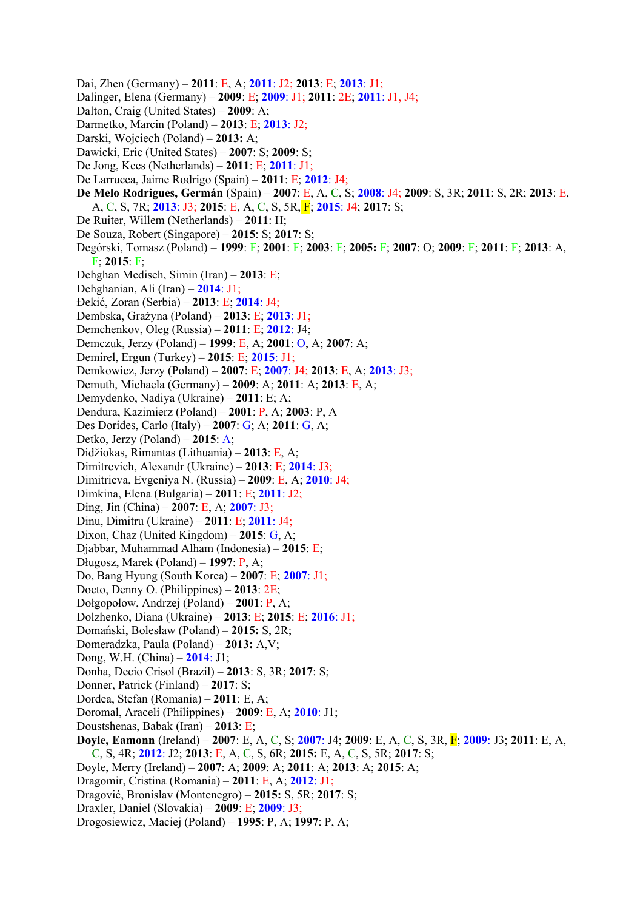Dai, Zhen (Germany) – **2011**: E, A; **2011**: J2; **2013**: E; **2013**: J1;

Dalinger, Elena (Germany) – **2009**: E; **2009**: J1; **2011**: 2E; **2011**: J1, J4;

Dalton, Craig (United States) – **2009**: A;

Darmetko, Marcin (Poland) – **2013**: E; **2013**: J2;

Darski, Wojciech (Poland) – **2013:** A;

Dawicki, Eric (United States) – **2007**: S; **2009**: S;

De Jong, Kees (Netherlands) – **2011**: E; **2011**: J1;

De Larrucea, Jaime Rodrigo (Spain) – **2011**: E; **2012**: J4;

**De Melo Rodrigues, Germán** (Spain) – **2007**: E, A, C, S; **2008**: J4; **2009**: S, 3R; **2011**: S, 2R; **2013**: E, A, C, S, 7R; **2013**: J3; **2015**: E, A, C, S, 5R, F; **2015**: J4; **2017**: S;

De Ruiter, Willem (Netherlands) – **2011**: H;

De Souza, Robert (Singapore) – **2015**: S; **2017**: S;

Degórski, Tomasz (Poland) – **1999**: F; **2001**: F; **2003**: F; **2005:** F; **2007**: O; **2009**: F; **2011**: F; **2013**: A, F; **2015**: F;

Dehghan Mediseh, Simin (Iran) – **2013**: E;

Dehghanian, Ali (Iran) – **2014**: J1;

Đekić, Zoran (Serbia) – **2013**: E; **2014**: J4;

Dembska, Grażyna (Poland) – **2013**: E; **2013**: J1;

Demchenkov, Oleg (Russia) – **2011**: E; **2012**: J4;

Demczuk, Jerzy (Poland) – **1999**: E, A; **2001**: O, A; **2007**: A;

Demirel, Ergun (Turkey) – **2015**: E; **2015**: J1;

Demkowicz, Jerzy (Poland) – **2007**: E; **2007**: J4; **2013**: E, A; **2013**: J3;

Demuth, Michaela (Germany) – **2009**: A; **2011**: A; **2013**: E, A;

Demydenko, Nadiya (Ukraine) – **2011**: E; A;

Dendura, Kazimierz (Poland) – **2001**: P, A; **2003**: P, A

Des Dorides, Carlo (Italy) – **2007**: G; A; **2011**: G, A;

Detko, Jerzy (Poland) – **2015**: A;

Didžiokas, Rimantas (Lithuania) – **2013**: E, A;

Dimitrevich, Alexandr (Ukraine) – **2013**: E; **2014**: J3;

Dimitrieva, Evgeniya N. (Russia) – **2009**: E, A; **2010**: J4;

Dimkina, Elena (Bulgaria) – **2011**: E; **2011**: J2;

Ding, Jin (China) – **2007**: E, A; **2007**: J3;

Dinu, Dimitru (Ukraine) – **2011**: E; **2011**: J4;

Dixon, Chaz (United Kingdom) – **2015**: G, A;

Djabbar, Muhammad Alham (Indonesia) – **2015**: E;

Długosz, Marek (Poland) – **1997**: P, A;

Do, Bang Hyung (South Korea) – **2007**: E; **2007**: J1;

Docto, Denny O. (Philippines) – **2013**: 2E;

Dołgopołow, Andrzej (Poland) – **2001**: P, A;

Dolzhenko, Diana (Ukraine) – **2013**: E; **2015**: E; **2016**: J1;

Domański, Bolesław (Poland) – **2015:** S, 2R;

Domeradzka, Paula (Poland) – **2013:** A,V;

Dong, W.H. (China) – **2014**: J1;

Donha, Decio Crisol (Brazil) – **2013**: S, 3R; **2017**: S;

Donner, Patrick (Finland) – **2017**: S;

Dordea, Stefan (Romania) – **2011**: E, A;

Doromal, Araceli (Philippines) – **2009**: E, A; **2010**: J1;

Doustshenas, Babak (Iran) – **2013**: E;

**Doyle, Eamonn** (Ireland) – **2007**: E, A, C, S; **2007**: J4; **2009**: E, A, C, S, 3R, F; **2009**: J3; **2011**: E, A, C, S, 4R; **2012**: J2; **2013**: E, A, C, S, 6R; **2015:** E, A, C, S, 5R; **2017**: S;

Doyle, Merry (Ireland) – **2007**: A; **2009**: A; **2011**: A; **2013**: A; **2015**: A;

Dragomir, Cristina (Romania) – **2011**: E, A; **2012**: J1;

Dragović, Bronislav (Montenegro) – **2015:** S, 5R; **2017**: S;

Draxler, Daniel (Slovakia) – **2009**: E; **2009**: J3;

Drogosiewicz, Maciej (Poland) – **1995**: P, A; **1997**: P, A;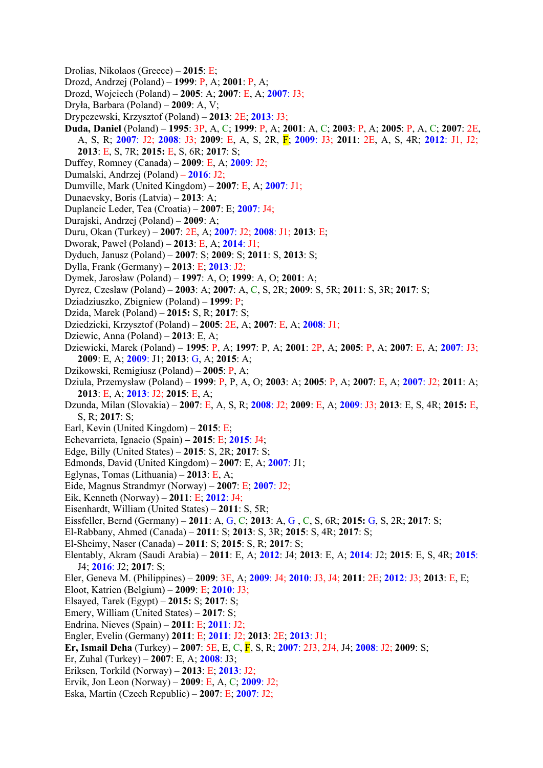Drolias, Nikolaos (Greece) – **2015**: E;
Drozd, Andrzej (Poland) – **1999**: P, A; **2001**: P, A;
Drozd, Wojciech (Poland) – **2005**: A; **2007**: E, A; **2007**: J3;
Dryła, Barbara (Poland) – **2009**: A, V;
Drypczewski, Krzysztof (Poland) – **2013**: 2E; **2013**: J3;
**Duda, Daniel** (Poland) – **1995**: 3P, A, C; **1999**: P, A; **2001**: A, C; **2003**: P, A; **2005**: P, A, C; **2007**: 2E, A, S, R; **2007**: J2; **2008**: J3; **2009**: E, A, S, 2R, F; **2009**: J3; **2011**: 2E, A, S, 4R; **2012**: J1, J2; **2013**: E, S, 7R; **2015:** E, S, 6R; **2017**: S;
Duffey, Romney (Canada) – **2009**: E, A; **2009**: J2;
Dumalski, Andrzej (Poland) – **2016**: J2;
Dumville, Mark (United Kingdom) – **2007**: E, A; **2007**: J1;
Dunaevsky, Boris (Latvia) – **2013**: A;
Duplancic Leder, Tea (Croatia) – **2007**: E; **2007**: J4;
Durajski, Andrzej (Poland) – **2009**: A;
Duru, Okan (Turkey) – **2007**: 2E, A; **2007**: J2; **2008**: J1; **2013**: E;
Dworak, Paweł (Poland) – **2013**: E, A; **2014**: J1;
Dyduch, Janusz (Poland) – **2007**: S; **2009**: S; **2011**: S, **2013**: S;
Dylla, Frank (Germany) – **2013**: E; **2013**: J2;
Dymek, Jarosław (Poland) – **1997**: A, O; **1999**: A, O; **2001**: A;
Dyrcz, Czesław (Poland) – **2003**: A; **2007**: A, C, S, 2R; **2009**: S, 5R; **2011**: S, 3R; **2017**: S;
Dziadziuszko, Zbigniew (Poland) – **1999**: P;
Dzida, Marek (Poland) – **2015:** S, R; **2017**: S;
Dziedzicki, Krzysztof (Poland) – **2005**: 2E, A; **2007**: E, A; **2008**: J1;
Dziewic, Anna (Poland) – **2013**: E, A;
Dziewicki, Marek (Poland) – **1995**: P, A; **1997**: P, A; **2001**: 2P, A; **2005**: P, A; **2007**: E, A; **2007**: J3; **2009**: E, A; **2009**: J1; **2013**: G, A; **2015**: A;
Dzikowski, Remigiusz (Poland) – **2005**: P, A;
Dziula, Przemysław (Poland) – **1999**: P, P, A, O; **2003**: A; **2005**: P, A; **2007**: E, A; **2007**: J2; **2011**: A; **2013**: E, A; **2013**: J2; **2015**: E, A;
Dzunda, Milan (Slovakia) – **2007**: E, A, S, R; **2008**: J2; **2009**: E, A; **2009**: J3; **2013**: E, S, 4R; **2015:** E, S, R; **2017**: S;
Earl, Kevin (United Kingdom) – **2015**: E;
Echevarrieta, Ignacio (Spain) – **2015**: E; **2015**: J4;
Edge, Billy (United States) – **2015**: S, 2R; **2017**: S;
Edmonds, David (United Kingdom) – **2007**: E, A; **2007**: J1;
Eglynas, Tomas (Lithuania) – **2013**: E, A;
Eide, Magnus Strandmyr (Norway) – **2007**: E; **2007**: J2;
Eik, Kenneth (Norway) – **2011**: E; **2012**: J4;
Eisenhardt, William (United States) – **2011**: S, 5R;
Eissfeller, Bernd (Germany) – **2011**: A, G, C; **2013**: A, G , C, S, 6R; **2015:** G, S, 2R; **2017**: S;
El-Rabbany, Ahmed (Canada) – **2011**: S; **2013**: S, 3R; **2015**: S, 4R; **2017**: S;
El-Sheimy, Naser (Canada) – **2011**: S; **2015**: S, R; **2017**: S;
Elentably, Akram (Saudi Arabia) – **2011**: E, A; **2012**: J4; **2013**: E, A; **2014**: J2; **2015**: E, S, 4R; **2015**: J4; **2016**: J2; **2017**: S;
Eler, Geneva M. (Philippines) – **2009**: 3E, A; **2009**: J4; **2010**: J3, J4; **2011**: 2E; **2012**: J3; **2013**: E, E;
Eloot, Katrien (Belgium) – **2009**: E; **2010**: J3;
Elsayed, Tarek (Egypt) – **2015:** S; **2017**: S;
Emery, William (United States) – **2017**: S;
Endrina, Nieves (Spain) – **2011**: E; **2011**: J2;
Engler, Evelin (Germany) **2011**: E; **2011**: J2; **2013**: 2E; **2013**: J1;
**Er, Ismail Deha** (Turkey) – **2007**: 5E, E, C, F, S, R; **2007**: 2J3, 2J4, J4; **2008**: J2; **2009**: S;
Er, Zuhal (Turkey) – **2007**: E, A; **2008**: J3;
Eriksen, Torkild (Norway) – **2013**: E; **2013**: J2;
Ervik, Jon Leon (Norway) – **2009**: E, A, C; **2009**: J2;
Eska, Martin (Czech Republic) – **2007**: E; **2007**: J2;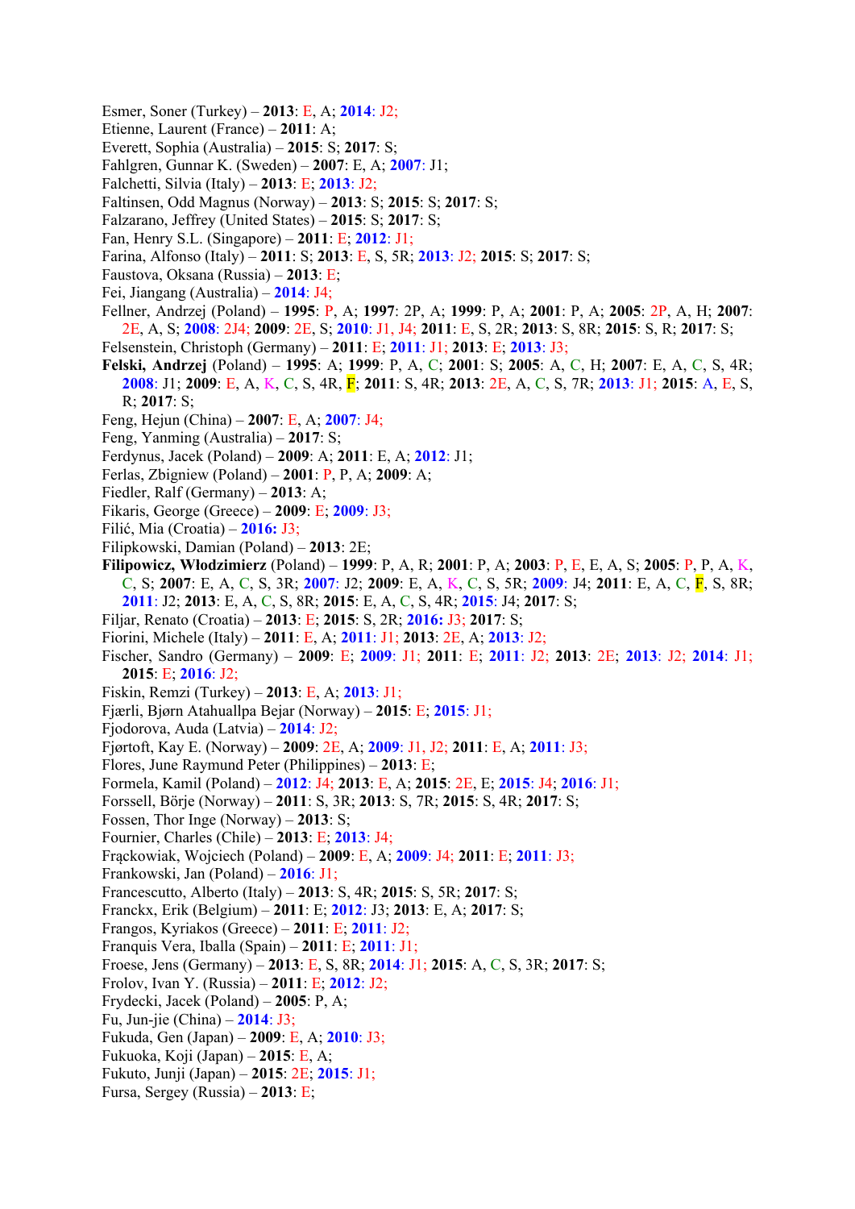Esmer, Soner (Turkey) – **2013**: E, A; **2014**: J2;
Etienne, Laurent (France) – **2011**: A;
Everett, Sophia (Australia) – **2015**: S; **2017**: S;
Fahlgren, Gunnar K. (Sweden) – **2007**: E, A; **2007**: J1;
Falchetti, Silvia (Italy) – **2013**: E; **2013**: J2;
Faltinsen, Odd Magnus (Norway) – **2013**: S; **2015**: S; **2017**: S;
Falzarano, Jeffrey (United States) – **2015**: S; **2017**: S;
Fan, Henry S.L. (Singapore) – **2011**: E; **2012**: J1;
Farina, Alfonso (Italy) – **2011**: S; **2013**: E, S, 5R; **2013**: J2; **2015**: S; **2017**: S;
Faustova, Oksana (Russia) – **2013**: E;
Fei, Jiangang (Australia) – **2014**: J4;
Fellner, Andrzej (Poland) – **1995**: P, A; **1997**: 2P, A; **1999**: P, A; **2001**: P, A; **2005**: 2P, A, H; **2007**: 2E, A, S; **2008**: 2J4; **2009**: 2E, S; **2010**: J1, J4; **2011**: E, S, 2R; **2013**: S, 8R; **2015**: S, R; **2017**: S;
Felsenstein, Christoph (Germany) – **2011**: E; **2011**: J1; **2013**: E; **2013**: J3;
**Felski, Andrzej** (Poland) – **1995**: A; **1999**: P, A, C; **2001**: S; **2005**: A, C, H; **2007**: E, A, C, S, 4R; **2008**: J1; **2009**: E, A, K, C, S, 4R, F; **2011**: S, 4R; **2013**: 2E, A, C, S, 7R; **2013**: J1; **2015**: A, E, S, R; **2017**: S;
Feng, Hejun (China) – **2007**: E, A; **2007**: J4;
Feng, Yanming (Australia) – **2017**: S;
Ferdynus, Jacek (Poland) – **2009**: A; **2011**: E, A; **2012**: J1;
Ferlas, Zbigniew (Poland) – **2001**: P, P, A; **2009**: A;
Fiedler, Ralf (Germany) – **2013**: A;
Fikaris, George (Greece) – **2009**: E; **2009**: J3;
Filić, Mia (Croatia) – **2016:** J3;
Filipkowski, Damian (Poland) – **2013**: 2E;
**Filipowicz, Włodzimierz** (Poland) – **1999**: P, A, R; **2001**: P, A; **2003**: P, E, E, A, S; **2005**: P, P, A, K, C, S; **2007**: E, A, C, S, 3R; **2007**: J2; **2009**: E, A, K, C, S, 5R; **2009**: J4; **2011**: E, A, C, F, S, 8R; **2011**: J2; **2013**: E, A, C, S, 8R; **2015**: E, A, C, S, 4R; **2015**: J4; **2017**: S;
Filjar, Renato (Croatia) – **2013**: E; **2015**: S, 2R; **2016:** J3; **2017**: S;
Fiorini, Michele (Italy) – **2011**: E, A; **2011**: J1; **2013**: 2E, A; **2013**: J2;
Fischer, Sandro (Germany) – **2009**: E; **2009**: J1; **2011**: E; **2011**: J2; **2013**: 2E; **2013**: J2; **2014**: J1; **2015**: E; **2016**: J2;
Fiskin, Remzi (Turkey) – **2013**: E, A; **2013**: J1;
Fjærli, Bjørn Atahuallpa Bejar (Norway) – **2015**: E; **2015**: J1;
Fjodorova, Auda (Latvia) – **2014**: J2;
Fjørtoft, Kay E. (Norway) – **2009**: 2E, A; **2009**: J1, J2; **2011**: E, A; **2011**: J3;
Flores, June Raymund Peter (Philippines) – **2013**: E;
Formela, Kamil (Poland) – **2012**: J4; **2013**: E, A; **2015**: 2E, E; **2015**: J4; **2016**: J1;
Forssell, Börje (Norway) – **2011**: S, 3R; **2013**: S, 7R; **2015**: S, 4R; **2017**: S;
Fossen, Thor Inge (Norway) – **2013**: S;
Fournier, Charles (Chile) – **2013**: E; **2013**: J4;
Frąckowiak, Wojciech (Poland) – **2009**: E, A; **2009**: J4; **2011**: E; **2011**: J3;
Frankowski, Jan (Poland) – **2016**: J1;
Francescutto, Alberto (Italy) – **2013**: S, 4R; **2015**: S, 5R; **2017**: S;
Franckx, Erik (Belgium) – **2011**: E; **2012**: J3; **2013**: E, A; **2017**: S;
Frangos, Kyriakos (Greece) – **2011**: E; **2011**: J2;
Franquis Vera, Iballa (Spain) – **2011**: E; **2011**: J1;
Froese, Jens (Germany) – **2013**: E, S, 8R; **2014**: J1; **2015**: A, C, S, 3R; **2017**: S;
Frolov, Ivan Y. (Russia) – **2011**: E; **2012**: J2;
Frydecki, Jacek (Poland) – **2005**: P, A;
Fu, Jun-jie (China) – **2014**: J3;
Fukuda, Gen (Japan) – **2009**: E, A; **2010**: J3;
Fukuoka, Koji (Japan) – **2015**: E, A;
Fukuto, Junji (Japan) – **2015**: 2E; **2015**: J1;
Fursa, Sergey (Russia) – **2013**: E;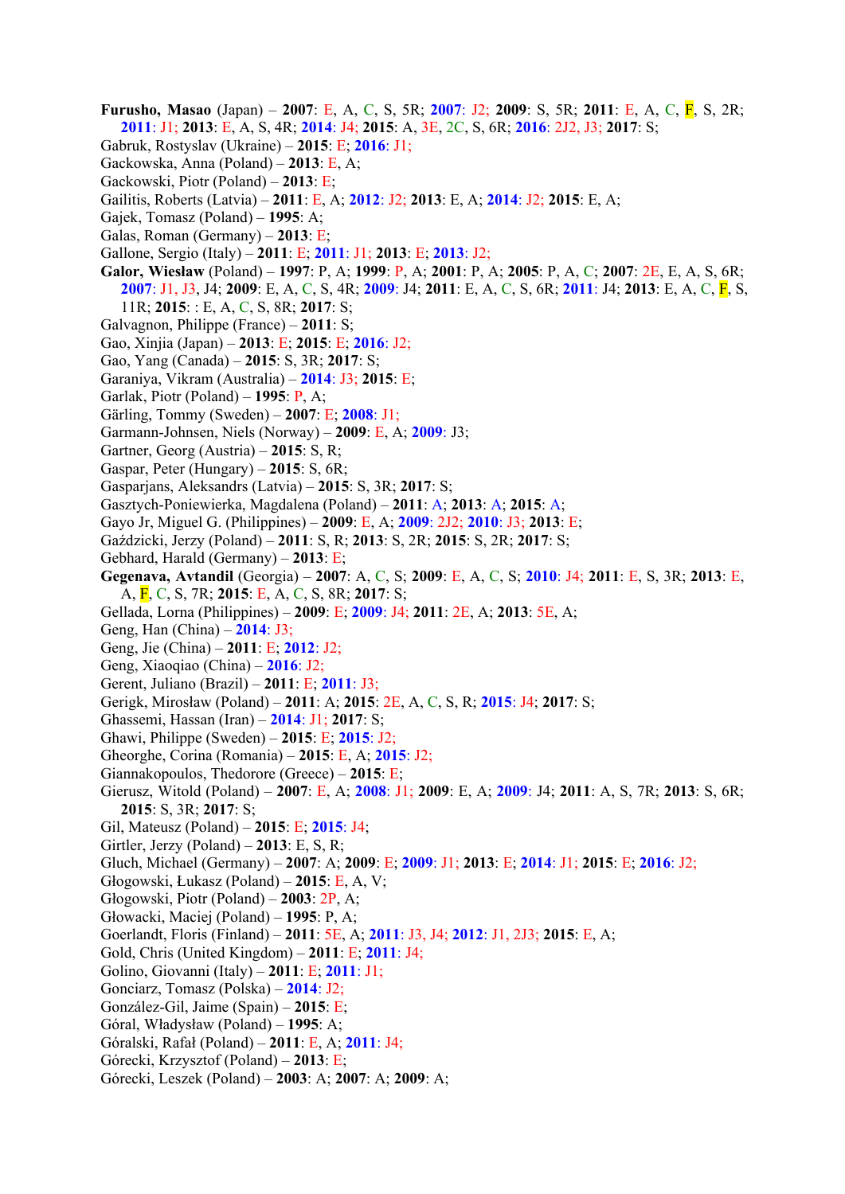**Furusho, Masao** (Japan) – **2007**: E, A, C, S, 5R; **2007**: J2; **2009**: S, 5R; **2011**: E, A, C, F, S, 2R; **2011**: J1; **2013**: E, A, S, 4R; **2014**: J4; **2015**: A, 3E, 2C, S, 6R; **2016**: 2J2, J3; **2017**: S;

Gabruk, Rostyslav (Ukraine) – **2015**: E; **2016**: J1;

Gackowska, Anna (Poland) – **2013**: E, A;

Gackowski, Piotr (Poland) – **2013**: E;

Gailitis, Roberts (Latvia) – **2011**: E, A; **2012**: J2; **2013**: E, A; **2014**: J2; **2015**: E, A;

Gajek, Tomasz (Poland) – **1995**: A;

Galas, Roman (Germany) – **2013**: E;

Gallone, Sergio (Italy) – **2011**: E; **2011**: J1; **2013**: E; **2013**: J2;

**Galor, Wiesław** (Poland) – **1997**: P, A; **1999**: P, A; **2001**: P, A; **2005**: P, A, C; **2007**: 2E, E, A, S, 6R; **2007**: J1, J3, J4; **2009**: E, A, C, S, 4R; **2009**: J4; **2011**: E, A, C, S, 6R; **2011**: J4; **2013**: E, A, C, F, S, 11R; **2015**: : E, A, C, S, 8R; **2017**: S;

Galvagnon, Philippe (France) – **2011**: S;

Gao, Xinjia (Japan) – **2013**: E; **2015**: E; **2016**: J2;

Gao, Yang (Canada) – **2015**: S, 3R; **2017**: S;

Garaniya, Vikram (Australia) – **2014**: J3; **2015**: E;

Garlak, Piotr (Poland) – **1995**: P, A;

Gärling, Tommy (Sweden) – **2007**: E; **2008**: J1;

Garmann-Johnsen, Niels (Norway) – **2009**: E, A; **2009**: J3;

Gartner, Georg (Austria) – **2015**: S, R;

Gaspar, Peter (Hungary) – **2015**: S, 6R;

Gasparjans, Aleksandrs (Latvia) – **2015**: S, 3R; **2017**: S;

Gasztych-Poniewierka, Magdalena (Poland) – **2011**: A; **2013**: A; **2015**: A;

Gayo Jr, Miguel G. (Philippines) – **2009**: E, A; **2009**: 2J2; **2010**: J3; **2013**: E;

Gaździcki, Jerzy (Poland) – **2011**: S, R; **2013**: S, 2R; **2015**: S, 2R; **2017**: S;

Gebhard, Harald (Germany) – **2013**: E;

**Gegenava, Avtandil** (Georgia) – **2007**: A, C, S; **2009**: E, A, C, S; **2010**: J4; **2011**: E, S, 3R; **2013**: E, A, F, C, S, 7R; **2015**: E, A, C, S, 8R; **2017**: S;

Gellada, Lorna (Philippines) – **2009**: E; **2009**: J4; **2011**: 2E, A; **2013**: 5E, A;

Geng, Han (China) – **2014**: J3;

Geng, Jie (China) – **2011**: E; **2012**: J2;

Geng, Xiaoqiao (China) – **2016**: J2;

Gerent, Juliano (Brazil) – **2011**: E; **2011**: J3;

Gerigk, Mirosław (Poland) – **2011**: A; **2015**: 2E, A, C, S, R; **2015**: J4; **2017**: S;

Ghassemi, Hassan (Iran) – **2014**: J1; **2017**: S;

Ghawi, Philippe (Sweden) – **2015**: E; **2015**: J2;

Gheorghe, Corina (Romania) – **2015**: E, A; **2015**: J2;

Giannakopoulos, Thedorore (Greece) – **2015**: E;

Gierusz, Witold (Poland) – **2007**: E, A; **2008**: J1; **2009**: E, A; **2009**: J4; **2011**: A, S, 7R; **2013**: S, 6R; **2015**: S, 3R; **2017**: S;

Gil, Mateusz (Poland) – **2015**: E; **2015**: J4;

Girtler, Jerzy (Poland) – **2013**: E, S, R;

Gluch, Michael (Germany) – **2007**: A; **2009**: E; **2009**: J1; **2013**: E; **2014**: J1; **2015**: E; **2016**: J2;

Głogowski, Łukasz (Poland) – **2015**: E, A, V;

Głogowski, Piotr (Poland) – **2003**: 2P, A;

Głowacki, Maciej (Poland) – **1995**: P, A;

Goerlandt, Floris (Finland) – **2011**: 5E, A; **2011**: J3, J4; **2012**: J1, 2J3; **2015**: E, A;

Gold, Chris (United Kingdom) – **2011**: E; **2011**: J4;

Golino, Giovanni (Italy) – **2011**: E; **2011**: J1;

Gonciarz, Tomasz (Polska) – **2014**: J2;

González-Gil, Jaime (Spain) – **2015**: E;

Góral, Władysław (Poland) – **1995**: A;

Góralski, Rafał (Poland) – **2011**: E, A; **2011**: J4;

Górecki, Krzysztof (Poland) – **2013**: E;

Górecki, Leszek (Poland) – **2003**: A; **2007**: A; **2009**: A;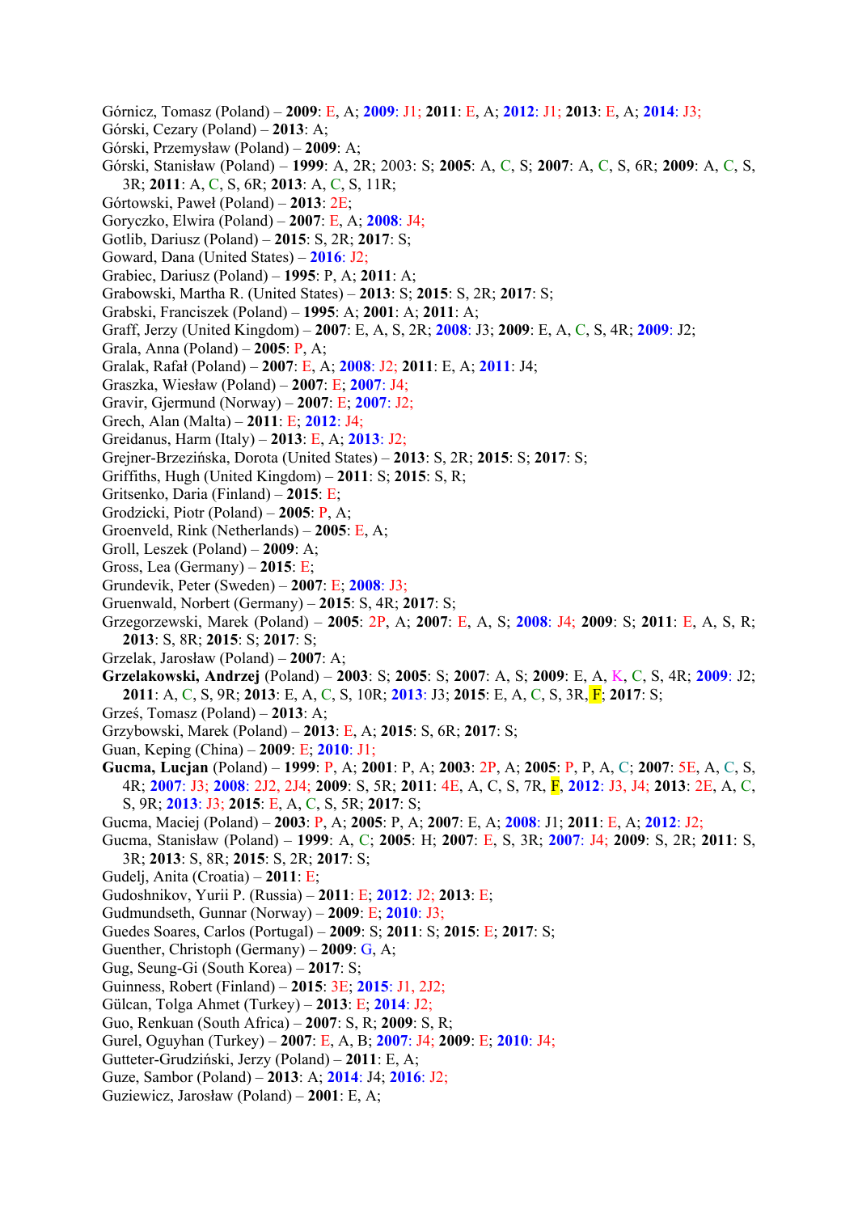Górnicz, Tomasz (Poland) – **2009**: E, A; **2009**: J1; **2011**: E, A; **2012**: J1; **2013**: E, A; **2014**: J3;
Górski, Cezary (Poland) – **2013**: A;
Górski, Przemysław (Poland) – **2009**: A;
Górski, Stanisław (Poland) – **1999**: A, 2R; 2003: S; **2005**: A, C, S; **2007**: A, C, S, 6R; **2009**: A, C, S, 3R; **2011**: A, C, S, 6R; **2013**: A, C, S, 11R;
Górtowski, Paweł (Poland) – **2013**: 2E;
Goryczko, Elwira (Poland) – **2007**: E, A; **2008**: J4;
Gotlib, Dariusz (Poland) – **2015**: S, 2R; **2017**: S;
Goward, Dana (United States) – **2016**: J2;
Grabiec, Dariusz (Poland) – **1995**: P, A; **2011**: A;
Grabowski, Martha R. (United States) – **2013**: S; **2015**: S, 2R; **2017**: S;
Grabski, Franciszek (Poland) – **1995**: A; **2001**: A; **2011**: A;
Graff, Jerzy (United Kingdom) – **2007**: E, A, S, 2R; **2008**: J3; **2009**: E, A, C, S, 4R; **2009**: J2;
Grala, Anna (Poland) – **2005**: P, A;
Gralak, Rafał (Poland) – **2007**: E, A; **2008**: J2; **2011**: E, A; **2011**: J4;
Graszka, Wiesław (Poland) – **2007**: E; **2007**: J4;
Gravir, Gjermund (Norway) – **2007**: E; **2007**: J2;
Grech, Alan (Malta) – **2011**: E; **2012**: J4;
Greidanus, Harm (Italy) – **2013**: E, A; **2013**: J2;
Grejner-Brzezińska, Dorota (United States) – **2013**: S, 2R; **2015**: S; **2017**: S;
Griffiths, Hugh (United Kingdom) – **2011**: S; **2015**: S, R;
Gritsenko, Daria (Finland) – **2015**: E;
Grodzicki, Piotr (Poland) – **2005**: P, A;
Groenveld, Rink (Netherlands) – **2005**: E, A;
Groll, Leszek (Poland) – **2009**: A;
Gross, Lea (Germany) – **2015**: E;
Grundevik, Peter (Sweden) – **2007**: E; **2008**: J3;
Gruenwald, Norbert (Germany) – **2015**: S, 4R; **2017**: S;
Grzegorzewski, Marek (Poland) – **2005**: 2P, A; **2007**: E, A, S; **2008**: J4; **2009**: S; **2011**: E, A, S, R; **2013**: S, 8R; **2015**: S; **2017**: S;
Grzelak, Jarosław (Poland) – **2007**: A;
**Grzelakowski, Andrzej** (Poland) – **2003**: S; **2005**: S; **2007**: A, S; **2009**: E, A, K, C, S, 4R; **2009**: J2; **2011**: A, C, S, 9R; **2013**: E, A, C, S, 10R; **2013**: J3; **2015**: E, A, C, S, 3R, F; **2017**: S;
Grześ, Tomasz (Poland) – **2013**: A;
Grzybowski, Marek (Poland) – **2013**: E, A; **2015**: S, 6R; **2017**: S;
Guan, Keping (China) – **2009**: E; **2010**: J1;
**Gucma, Lucjan** (Poland) – **1999**: P, A; **2001**: P, A; **2003**: 2P, A; **2005**: P, P, A, C; **2007**: 5E, A, C, S, 4R; **2007**: J3; **2008**: 2J2, 2J4; **2009**: S, 5R; **2011**: 4E, A, C, S, 7R, F, **2012**: J3, J4; **2013**: 2E, A, C, S, 9R; **2013**: J3; **2015**: E, A, C, S, 5R; **2017**: S;
Gucma, Maciej (Poland) – **2003**: P, A; **2005**: P, A; **2007**: E, A; **2008**: J1; **2011**: E, A; **2012**: J2;
Gucma, Stanisław (Poland) – **1999**: A, C; **2005**: H; **2007**: E, S, 3R; **2007**: J4; **2009**: S, 2R; **2011**: S, 3R; **2013**: S, 8R; **2015**: S, 2R; **2017**: S;
Gudelj, Anita (Croatia) – **2011**: E;
Gudoshnikov, Yurii P. (Russia) – **2011**: E; **2012**: J2; **2013**: E;
Gudmundseth, Gunnar (Norway) – **2009**: E; **2010**: J3;
Guedes Soares, Carlos (Portugal) – **2009**: S; **2011**: S; **2015**: E; **2017**: S;
Guenther, Christoph (Germany) – **2009**: G, A;
Gug, Seung-Gi (South Korea) – **2017**: S;
Guinness, Robert (Finland) – **2015**: 3E; **2015**: J1, 2J2;
Gülcan, Tolga Ahmet (Turkey) – **2013**: E; **2014**: J2;
Guo, Renkuan (South Africa) – **2007**: S, R; **2009**: S, R;
Gurel, Oguyhan (Turkey) – **2007**: E, A, B; **2007**: J4; **2009**: E; **2010**: J4;
Gutteter-Grudziński, Jerzy (Poland) – **2011**: E, A;
Guze, Sambor (Poland) – **2013**: A; **2014**: J4; **2016**: J2;
Guziewicz, Jarosław (Poland) – **2001**: E, A;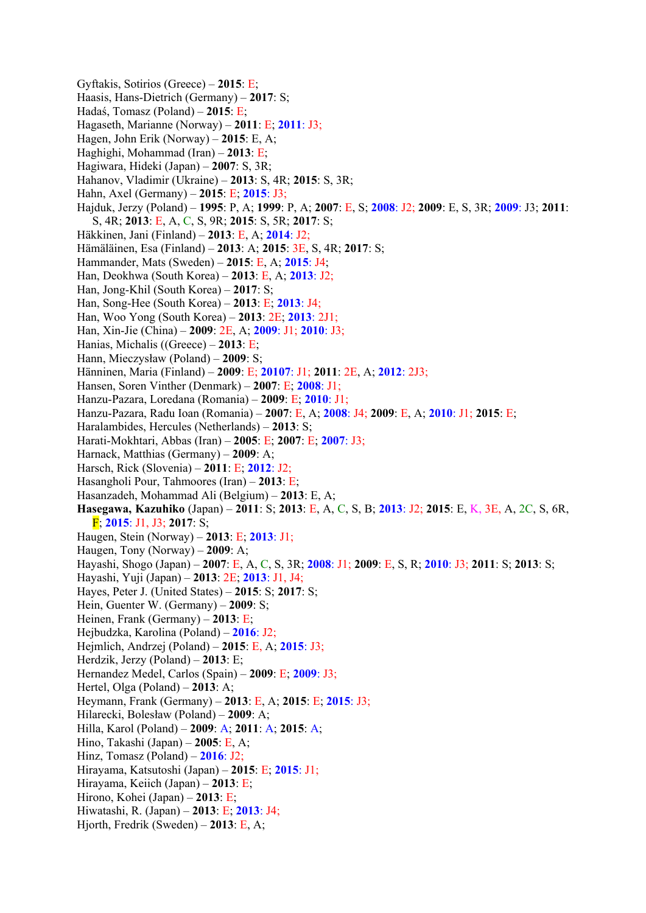Gyftakis, Sotirios (Greece) – **2015**: E;
Haasis, Hans-Dietrich (Germany) – **2017**: S;
Hadaś, Tomasz (Poland) – **2015**: E;
Hagaseth, Marianne (Norway) – **2011**: E; **2011**: J3;
Hagen, John Erik (Norway) – **2015**: E, A;
Haghighi, Mohammad (Iran) – **2013**: E;
Hagiwara, Hideki (Japan) – **2007**: S, 3R;
Hahanov, Vladimir (Ukraine) – **2013**: S, 4R; **2015**: S, 3R;
Hahn, Axel (Germany) – **2015**: E; **2015**: J3;
Hajduk, Jerzy (Poland) – **1995**: P, A; **1999**: P, A; **2007**: E, S; **2008**: J2; **2009**: E, S, 3R; **2009**: J3; **2011**: S, 4R; **2013**: E, A, C, S, 9R; **2015**: S, 5R; **2017**: S;
Häkkinen, Jani (Finland) – **2013**: E, A; **2014**: J2;
Hämäläinen, Esa (Finland) – **2013**: A; **2015**: 3E, S, 4R; **2017**: S;
Hammander, Mats (Sweden) – **2015**: E, A; **2015**: J4;
Han, Deokhwa (South Korea) – **2013**: E, A; **2013**: J2;
Han, Jong-Khil (South Korea) – **2017**: S;
Han, Song-Hee (South Korea) – **2013**: E; **2013**: J4;
Han, Woo Yong (South Korea) – **2013**: 2E; **2013**: 2J1;
Han, Xin-Jie (China) – **2009**: 2E, A; **2009**: J1; **2010**: J3;
Hanias, Michalis ((Greece) – **2013**: E;
Hann, Mieczysław (Poland) – **2009**: S;
Hänninen, Maria (Finland) – **2009**: E; **20107**: J1; **2011**: 2E, A; **2012**: 2J3;
Hansen, Soren Vinther (Denmark) – **2007**: E; **2008**: J1;
Hanzu-Pazara, Loredana (Romania) – **2009**: E; **2010**: J1;
Hanzu-Pazara, Radu Ioan (Romania) – **2007**: E, A; **2008**: J4; **2009**: E, A; **2010**: J1; **2015**: E;
Haralambides, Hercules (Netherlands) – **2013**: S;
Harati-Mokhtari, Abbas (Iran) – **2005**: E; **2007**: E; **2007**: J3;
Harnack, Matthias (Germany) – **2009**: A;
Harsch, Rick (Slovenia) – **2011**: E; **2012**: J2;
Hasangholi Pour, Tahmoores (Iran) – **2013**: E;
Hasanzadeh, Mohammad Ali (Belgium) – **2013**: E, A;
**Hasegawa, Kazuhiko** (Japan) – **2011**: S; **2013**: E, A, C, S, B; **2013**: J2; **2015**: E, K, 3E, A, 2C, S, 6R, F; **2015**: J1, J3; **2017**: S;
Haugen, Stein (Norway) – **2013**: E; **2013**: J1;
Haugen, Tony (Norway) – **2009**: A;
Hayashi, Shogo (Japan) – **2007**: E, A, C, S, 3R; **2008**: J1; **2009**: E, S, R; **2010**: J3; **2011**: S; **2013**: S;
Hayashi, Yuji (Japan) – **2013**: 2E; **2013**: J1, J4;
Hayes, Peter J. (United States) – **2015**: S; **2017**: S;
Hein, Guenter W. (Germany) – **2009**: S;
Heinen, Frank (Germany) – **2013**: E;
Hejbudzka, Karolina (Poland) – **2016**: J2;
Hejmlich, Andrzej (Poland) – **2015**: E, A; **2015**: J3;
Herdzik, Jerzy (Poland) – **2013**: E;
Hernandez Medel, Carlos (Spain) – **2009**: E; **2009**: J3;
Hertel, Olga (Poland) – **2013**: A;
Heymann, Frank (Germany) – **2013**: E, A; **2015**: E; **2015**: J3;
Hilarecki, Bolesław (Poland) – **2009**: A;
Hilla, Karol (Poland) – **2009**: A; **2011**: A; **2015**: A;
Hino, Takashi (Japan) – **2005**: E, A;
Hinz, Tomasz (Poland) – **2016**: J2;
Hirayama, Katsutoshi (Japan) – **2015**: E; **2015**: J1;
Hirayama, Keiich (Japan) – **2013**: E;
Hirono, Kohei (Japan) – **2013**: E;
Hiwatashi, R. (Japan) – **2013**: E; **2013**: J4;
Hjorth, Fredrik (Sweden) – **2013**: E, A;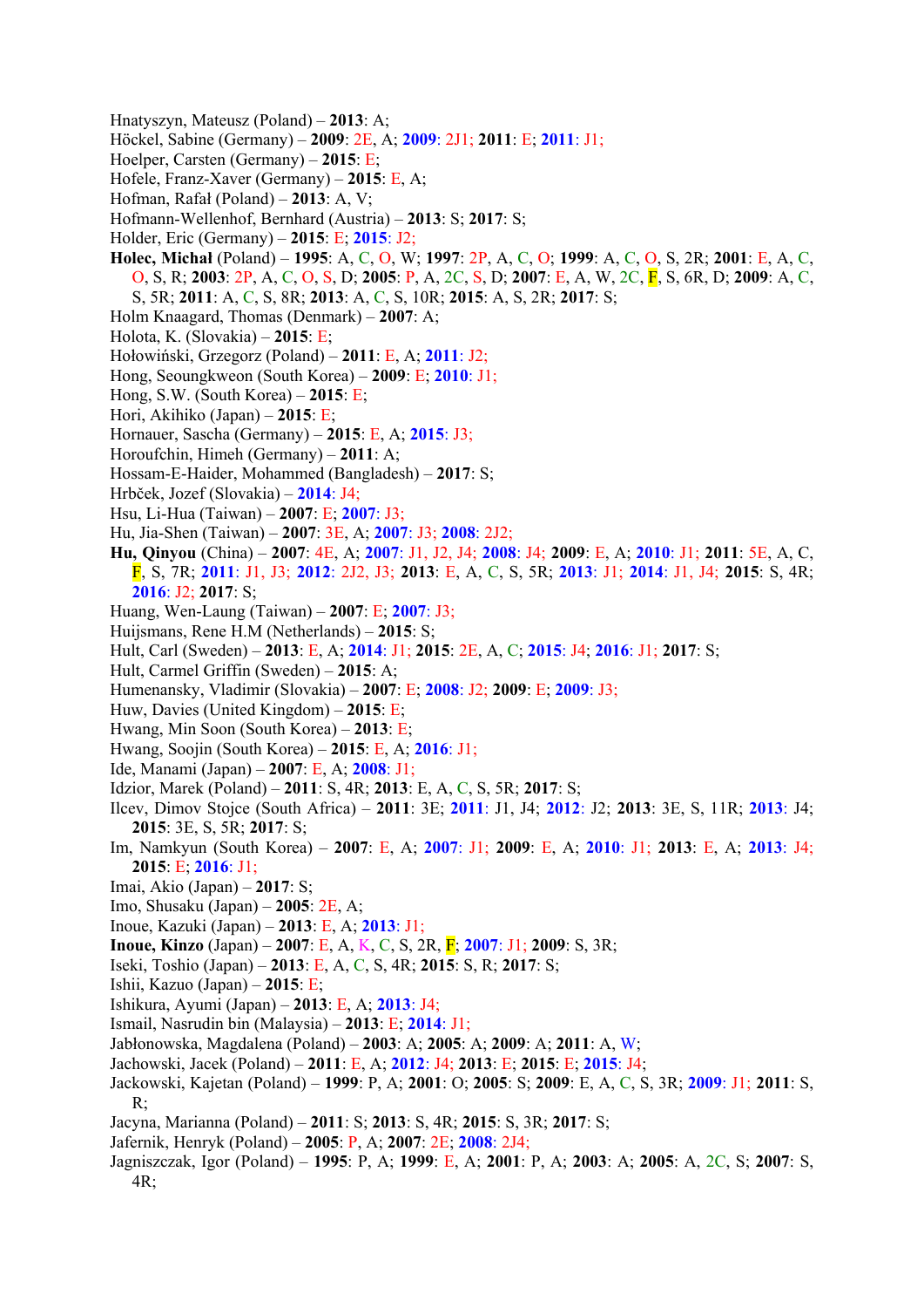Hnatyszyn, Mateusz (Poland) – **2013**: A;
Höckel, Sabine (Germany) – **2009**: 2E, A; **2009**: 2J1; **2011**: E; **2011**: J1;
Hoelper, Carsten (Germany) – **2015**: E;
Hofele, Franz-Xaver (Germany) – **2015**: E, A;
Hofman, Rafał (Poland) – **2013**: A, V;
Hofmann-Wellenhof, Bernhard (Austria) – **2013**: S; **2017**: S;
Holder, Eric (Germany) – **2015**: E; **2015**: J2;
**Holec, Michał** (Poland) – **1995**: A, C, O, W; **1997**: 2P, A, C, O; **1999**: A, C, O, S, 2R; **2001**: E, A, C, O, S, R; **2003**: 2P, A, C, O, S, D; **2005**: P, A, 2C, S, D; **2007**: E, A, W, 2C, F, S, 6R, D; **2009**: A, C, S, 5R; **2011**: A, C, S, 8R; **2013**: A, C, S, 10R; **2015**: A, S, 2R; **2017**: S;
Holm Knaagard, Thomas (Denmark) – **2007**: A;
Holota, K. (Slovakia) – **2015**: E;
Hołowiński, Grzegorz (Poland) – **2011**: E, A; **2011**: J2;
Hong, Seoungkweon (South Korea) – **2009**: E; **2010**: J1;
Hong, S.W. (South Korea) – **2015**: E;
Hori, Akihiko (Japan) – **2015**: E;
Hornauer, Sascha (Germany) – **2015**: E, A; **2015**: J3;
Horoufchin, Himeh (Germany) – **2011**: A;
Hossam-E-Haider, Mohammed (Bangladesh) – **2017**: S;
Hrbček, Jozef (Slovakia) – **2014**: J4;
Hsu, Li-Hua (Taiwan) – **2007**: E; **2007**: J3;
Hu, Jia-Shen (Taiwan) – **2007**: 3E, A; **2007**: J3; **2008**: 2J2;
**Hu, Qinyou** (China) – **2007**: 4E, A; **2007**: J1, J2, J4; **2008**: J4; **2009**: E, A; **2010**: J1; **2011**: 5E, A, C, F, S, 7R; **2011**: J1, J3; **2012**: 2J2, J3; **2013**: E, A, C, S, 5R; **2013**: J1; **2014**: J1, J4; **2015**: S, 4R; **2016**: J2; **2017**: S;
Huang, Wen-Laung (Taiwan) – **2007**: E; **2007**: J3;
Huijsmans, Rene H.M (Netherlands) – **2015**: S;
Hult, Carl (Sweden) – **2013**: E, A; **2014**: J1; **2015**: 2E, A, C; **2015**: J4; **2016**: J1; **2017**: S;
Hult, Carmel Griffin (Sweden) – **2015**: A;
Humenansky, Vladimir (Slovakia) – **2007**: E; **2008**: J2; **2009**: E; **2009**: J3;
Huw, Davies (United Kingdom) – **2015**: E;
Hwang, Min Soon (South Korea) – **2013**: E;
Hwang, Soojin (South Korea) – **2015**: E, A; **2016**: J1;
Ide, Manami (Japan) – **2007**: E, A; **2008**: J1;
Idzior, Marek (Poland) – **2011**: S, 4R; **2013**: E, A, C, S, 5R; **2017**: S;
Ilcev, Dimov Stojce (South Africa) – **2011**: 3E; **2011**: J1, J4; **2012**: J2; **2013**: 3E, S, 11R; **2013**: J4; **2015**: 3E, S, 5R; **2017**: S;
Im, Namkyun (South Korea) – **2007**: E, A; **2007**: J1; **2009**: E, A; **2010**: J1; **2013**: E, A; **2013**: J4; **2015**: E; **2016**: J1;
Imai, Akio (Japan) – **2017**: S;
Imo, Shusaku (Japan) – **2005**: 2E, A;
Inoue, Kazuki (Japan) – **2013**: E, A; **2013**: J1;
**Inoue, Kinzo** (Japan) – **2007**: E, A, K, C, S, 2R, F; **2007**: J1; **2009**: S, 3R;
Iseki, Toshio (Japan) – **2013**: E, A, C, S, 4R; **2015**: S, R; **2017**: S;
Ishii, Kazuo (Japan) – **2015**: E;
Ishikura, Ayumi (Japan) – **2013**: E, A; **2013**: J4;
Ismail, Nasrudin bin (Malaysia) – **2013**: E; **2014**: J1;
Jabłonowska, Magdalena (Poland) – **2003**: A; **2005**: A; **2009**: A; **2011**: A, W;
Jachowski, Jacek (Poland) – **2011**: E, A; **2012**: J4; **2013**: E; **2015**: E; **2015**: J4;
Jackowski, Kajetan (Poland) – **1999**: P, A; **2001**: O; **2005**: S; **2009**: E, A, C, S, 3R; **2009**: J1; **2011**: S, R;
Jacyna, Marianna (Poland) – **2011**: S; **2013**: S, 4R; **2015**: S, 3R; **2017**: S;
Jafernik, Henryk (Poland) – **2005**: P, A; **2007**: 2E; **2008**: 2J4;
Jagniszczak, Igor (Poland) – **1995**: P, A; **1999**: E, A; **2001**: P, A; **2003**: A; **2005**: A, 2C, S; **2007**: S, 4R;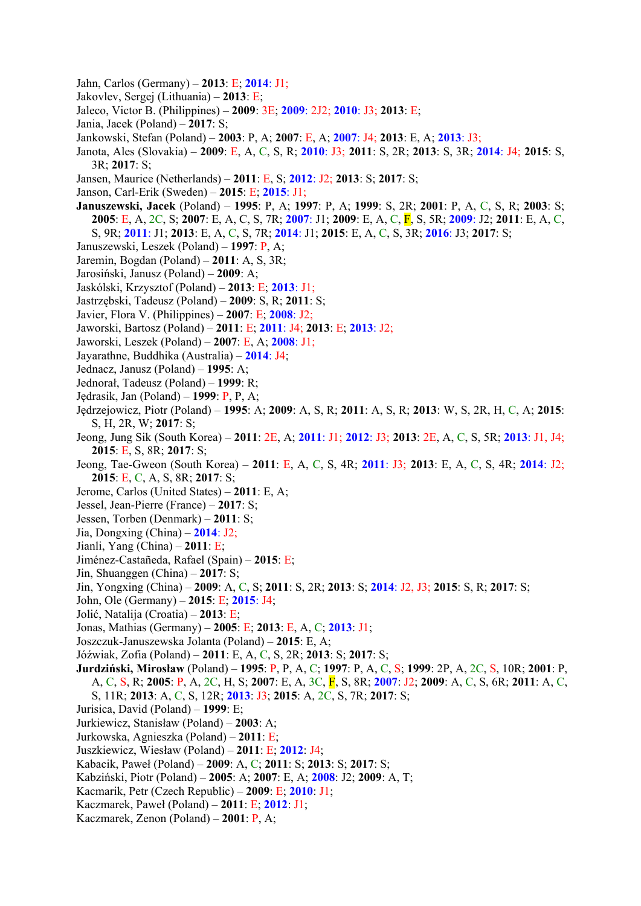Jahn, Carlos (Germany) – **2013**: E; **2014**: J1;
Jakovlev, Sergej (Lithuania) – **2013**: E;
Jaleco, Victor B. (Philippines) – **2009**: 3E; **2009**: 2J2; **2010**: J3; **2013**: E;
Jania, Jacek (Poland) – **2017**: S;
Jankowski, Stefan (Poland) – **2003**: P, A; **2007**: E, A; **2007**: J4; **2013**: E, A; **2013**: J3;
Janota, Ales (Slovakia) – **2009**: E, A, C, S, R; **2010**: J3; **2011**: S, 2R; **2013**: S, 3R; **2014**: J4; **2015**: S, 3R; **2017**: S;
Jansen, Maurice (Netherlands) – **2011**: E, S; **2012**: J2; **2013**: S; **2017**: S;
Janson, Carl-Erik (Sweden) – **2015**: E; **2015**: J1;
**Januszewski, Jacek** (Poland) – **1995**: P, A; **1997**: P, A; **1999**: S, 2R; **2001**: P, A, C, S, R; **2003**: S; **2005**: E, A, 2C, S; **2007**: E, A, C, S, 7R; **2007**: J1; **2009**: E, A, C, F, S, 5R; **2009**: J2; **2011**: E, A, C, S, 9R; **2011**: J1; **2013**: E, A, C, S, 7R; **2014**: J1; **2015**: E, A, C, S, 3R; **2016**: J3; **2017**: S;
Januszewski, Leszek (Poland) – **1997**: P, A;
Jaremin, Bogdan (Poland) – **2011**: A, S, 3R;
Jarosiński, Janusz (Poland) – **2009**: A;
Jaskólski, Krzysztof (Poland) – **2013**: E; **2013**: J1;
Jastrzębski, Tadeusz (Poland) – **2009**: S, R; **2011**: S;
Javier, Flora V. (Philippines) – **2007**: E; **2008**: J2;
Jaworski, Bartosz (Poland) – **2011**: E; **2011**: J4; **2013**: E; **2013**: J2;
Jaworski, Leszek (Poland) – **2007**: E, A; **2008**: J1;
Jayarathne, Buddhika (Australia) – **2014**: J4;
Jednacz, Janusz (Poland) – **1995**: A;
Jednorał, Tadeusz (Poland) – **1999**: R;
Jędrasik, Jan (Poland) – **1999**: P, P, A;
Jędrzejowicz, Piotr (Poland) – **1995**: A; **2009**: A, S, R; **2011**: A, S, R; **2013**: W, S, 2R, H, C, A; **2015**: S, H, 2R, W; **2017**: S;
Jeong, Jung Sik (South Korea) – **2011**: 2E, A; **2011**: J1; **2012**: J3; **2013**: 2E, A, C, S, 5R; **2013**: J1, J4; **2015**: E, S, 8R; **2017**: S;
Jeong, Tae-Gweon (South Korea) – **2011**: E, A, C, S, 4R; **2011**: J3; **2013**: E, A, C, S, 4R; **2014**: J2; **2015**: E, C, A, S, 8R; **2017**: S;
Jerome, Carlos (United States) – **2011**: E, A;
Jessel, Jean-Pierre (France) – **2017**: S;
Jessen, Torben (Denmark) – **2011**: S;
Jia, Dongxing (China) – **2014**: J2;
Jianli, Yang (China) – **2011**: E;
Jiménez-Castañeda, Rafael (Spain) – **2015**: E;
Jin, Shuanggen (China) – **2017**: S;
Jin, Yongxing (China) – **2009**: A, C, S; **2011**: S, 2R; **2013**: S; **2014**: J2, J3; **2015**: S, R; **2017**: S;
John, Ole (Germany) – **2015**: E; **2015**: J4;
Jolić, Natalija (Croatia) – **2013**: E;
Jonas, Mathias (Germany) – **2005**: E; **2013**: E, A, C; **2013**: J1;
Joszczuk-Januszewska Jolanta (Poland) – **2015**: E, A;
Jóźwiak, Zofia (Poland) – **2011**: E, A, C, S, 2R; **2013**: S; **2017**: S;
**Jurdziński, Mirosław** (Poland) – **1995**: P, P, A, C; **1997**: P, A, C, S; **1999**: 2P, A, 2C, S, 10R; **2001**: P, A, C, S, R; **2005**: P, A, 2C, H, S; **2007**: E, A, 3C, F, S, 8R; **2007**: J2; **2009**: A, C, S, 6R; **2011**: A, C, S, 11R; **2013**: A, C, S, 12R; **2013**: J3; **2015**: A, 2C, S, 7R; **2017**: S;
Jurisica, David (Poland) – **1999**: E;
Jurkiewicz, Stanisław (Poland) – **2003**: A;
Jurkowska, Agnieszka (Poland) – **2011**: E;
Juszkiewicz, Wiesław (Poland) – **2011**: E; **2012**: J4;
Kabacik, Paweł (Poland) – **2009**: A, C; **2011**: S; **2013**: S; **2017**: S;
Kabziński, Piotr (Poland) – **2005**: A; **2007**: E, A; **2008**: J2; **2009**: A, T;
Kacmarik, Petr (Czech Republic) – **2009**: E; **2010**: J1;
Kaczmarek, Paweł (Poland) – **2011**: E; **2012**: J1;
Kaczmarek, Zenon (Poland) – **2001**: P, A;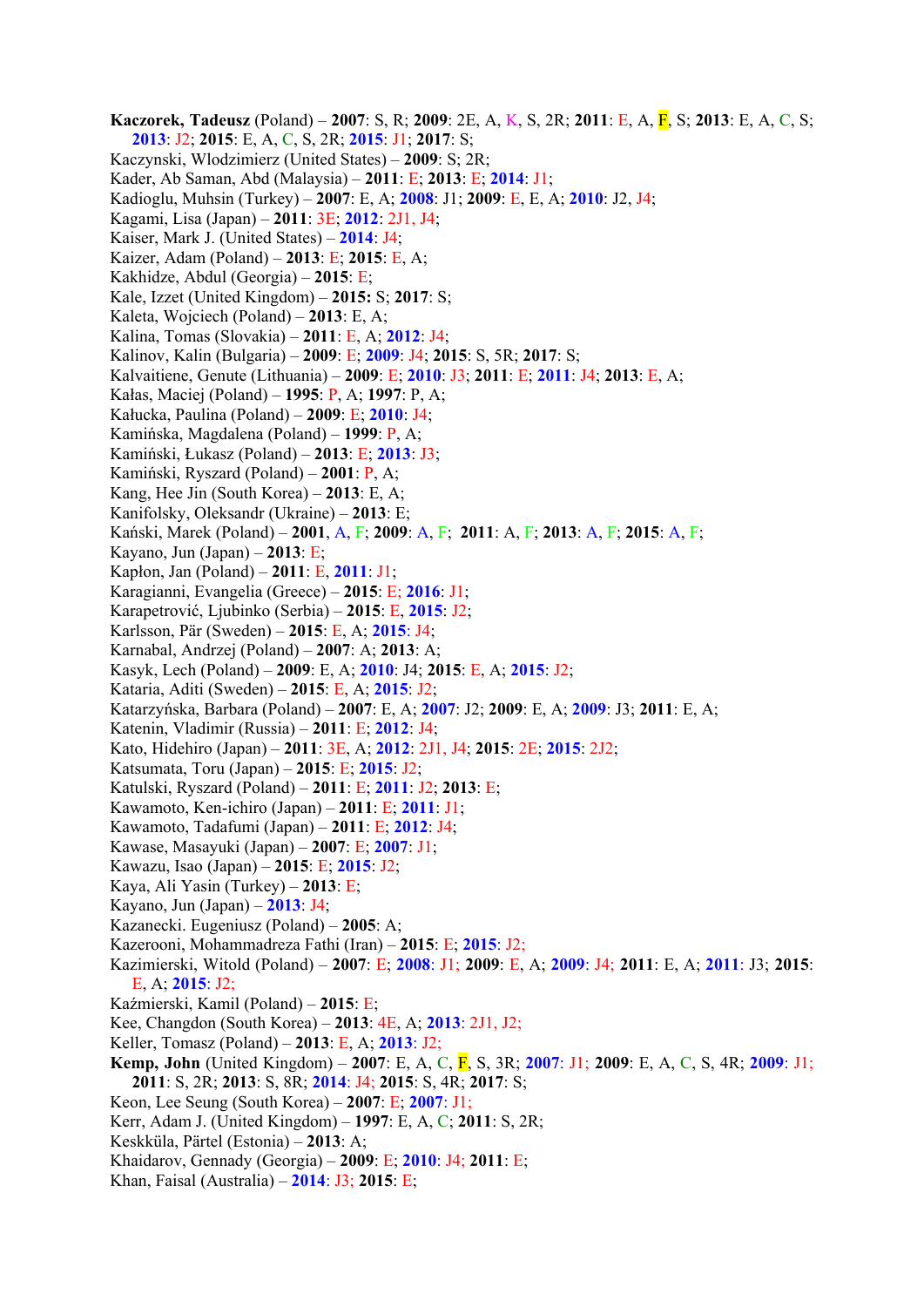**Kaczorek, Tadeusz** (Poland) – **2007**: S, R; **2009**: 2E, A, K, S, 2R; **2011**: E, A, F, S; **2013**: E, A, C, S; **2013**: J2; **2015**: E, A, C, S, 2R; **2015**: J1; **2017**: S;
Kaczynski, Wlodzimierz (United States) – **2009**: S; 2R;
Kader, Ab Saman, Abd (Malaysia) – **2011**: E; **2013**: E; **2014**: J1;
Kadioglu, Muhsin (Turkey) – **2007**: E, A; **2008**: J1; **2009**: E, E, A; **2010**: J2, J4;
Kagami, Lisa (Japan) – **2011**: 3E; **2012**: 2J1, J4;
Kaiser, Mark J. (United States) – **2014**: J4;
Kaizer, Adam (Poland) – **2013**: E; **2015**: E, A;
Kakhidze, Abdul (Georgia) – **2015**: E;
Kale, Izzet (United Kingdom) – **2015:** S; **2017**: S;
Kaleta, Wojciech (Poland) – **2013**: E, A;
Kalina, Tomas (Slovakia) – **2011**: E, A; **2012**: J4;
Kalinov, Kalin (Bulgaria) – **2009**: E; **2009**: J4; **2015**: S, 5R; **2017**: S;
Kalvaitiene, Genute (Lithuania) – **2009**: E; **2010**: J3; **2011**: E; **2011**: J4; **2013**: E, A;
Kałas, Maciej (Poland) – **1995**: P, A; **1997**: P, A;
Kałucka, Paulina (Poland) – **2009**: E; **2010**: J4;
Kamińska, Magdalena (Poland) – **1999**: P, A;
Kamiński, Łukasz (Poland) – **2013**: E; **2013**: J3;
Kamiński, Ryszard (Poland) – **2001**: P, A;
Kang, Hee Jin (South Korea) – **2013**: E, A;
Kanifolsky, Oleksandr (Ukraine) – **2013**: E;
Kański, Marek (Poland) – **2001**, A, F; **2009**: A, F; **2011**: A, F; **2013**: A, F; **2015**: A, F;
Kayano, Jun (Japan) – **2013**: E;
Kapłon, Jan (Poland) – **2011**: E, **2011**: J1;
Karagianni, Evangelia (Greece) – **2015**: E; **2016**: J1;
Karapetrović, Ljubinko (Serbia) – **2015**: E, **2015**: J2;
Karlsson, Pär (Sweden) – **2015**: E, A; **2015**: J4;
Karnabal, Andrzej (Poland) – **2007**: A; **2013**: A;
Kasyk, Lech (Poland) – **2009**: E, A; **2010**: J4; **2015**: E, A; **2015**: J2;
Kataria, Aditi (Sweden) – **2015**: E, A; **2015**: J2;
Katarzyńska, Barbara (Poland) – **2007**: E, A; **2007**: J2; **2009**: E, A; **2009**: J3; **2011**: E, A;
Katenin, Vladimir (Russia) – **2011**: E; **2012**: J4;
Kato, Hidehiro (Japan) – **2011**: 3E, A; **2012**: 2J1, J4; **2015**: 2E; **2015**: 2J2;
Katsumata, Toru (Japan) – **2015**: E; **2015**: J2;
Katulski, Ryszard (Poland) – **2011**: E; **2011**: J2; **2013**: E;
Kawamoto, Ken-ichiro (Japan) – **2011**: E; **2011**: J1;
Kawamoto, Tadafumi (Japan) – **2011**: E; **2012**: J4;
Kawase, Masayuki (Japan) – **2007**: E; **2007**: J1;
Kawazu, Isao (Japan) – **2015**: E; **2015**: J2;
Kaya, Ali Yasin (Turkey) – **2013**: E;
Kayano, Jun (Japan) – **2013**: J4;
Kazanecki. Eugeniusz (Poland) – **2005**: A;
Kazerooni, Mohammadreza Fathi (Iran) – **2015**: E; **2015**: J2;
Kazimierski, Witold (Poland) – **2007**: E; **2008**: J1; **2009**: E, A; **2009**: J4; **2011**: E, A; **2011**: J3; **2015**: E, A; **2015**: J2;
Kaźmierski, Kamil (Poland) – **2015**: E;
Kee, Changdon (South Korea) – **2013**: 4E, A; **2013**: 2J1, J2;
Keller, Tomasz (Poland) – **2013**: E, A; **2013**: J2;
**Kemp, John** (United Kingdom) – **2007**: E, A, C, F, S, 3R; **2007**: J1; **2009**: E, A, C, S, 4R; **2009**: J1; **2011**: S, 2R; **2013**: S, 8R; **2014**: J4; **2015**: S, 4R; **2017**: S;
Keon, Lee Seung (South Korea) – **2007**: E; **2007**: J1;
Kerr, Adam J. (United Kingdom) – **1997**: E, A, C; **2011**: S, 2R;
Keskküla, Pärtel (Estonia) – **2013**: A;
Khaidarov, Gennady (Georgia) – **2009**: E; **2010**: J4; **2011**: E;
Khan, Faisal (Australia) – **2014**: J3; **2015**: E;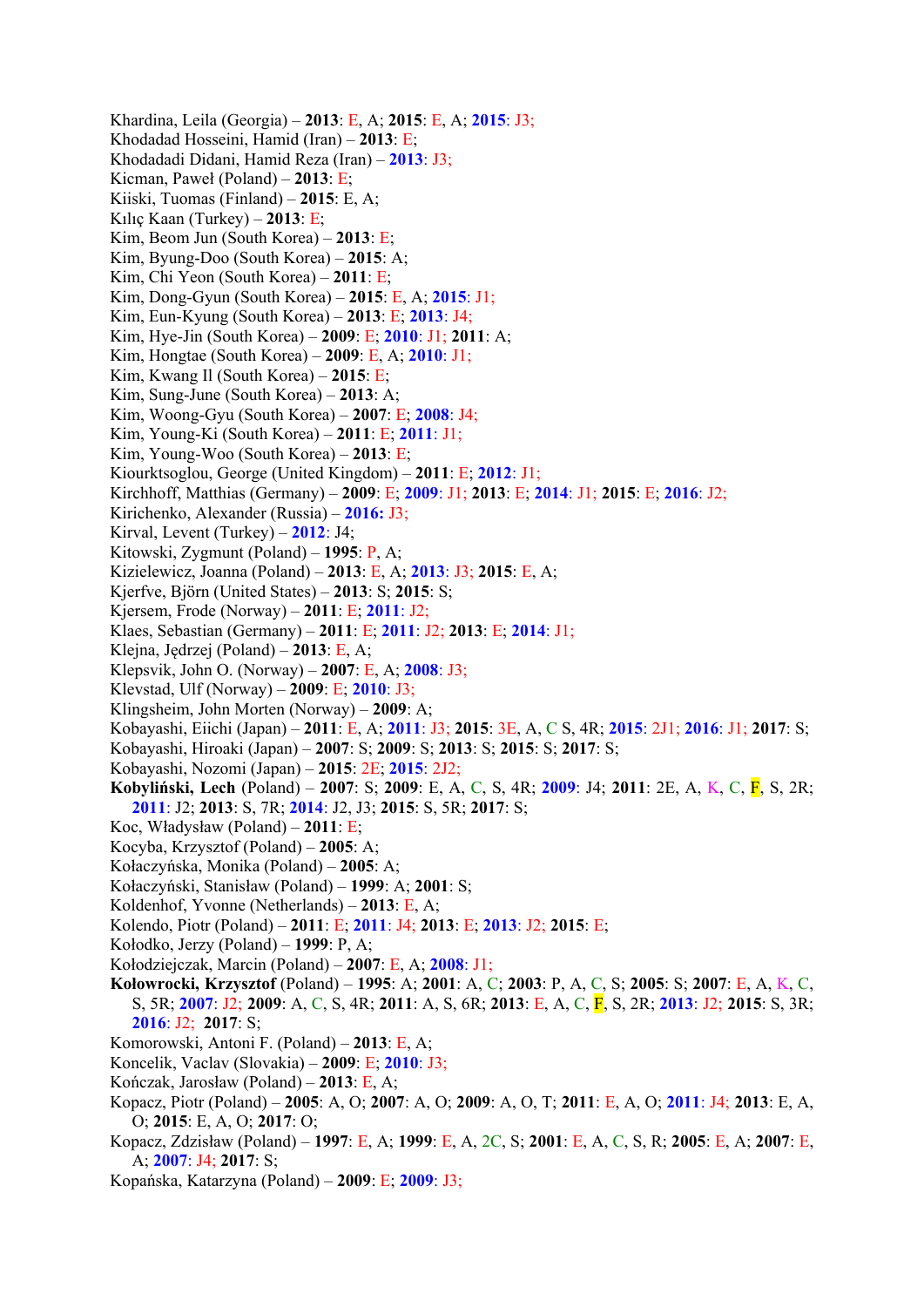Khardina, Leila (Georgia) – **2013**: E, A; **2015**: E, A; **2015**: J3;
Khodadad Hosseini, Hamid (Iran) – **2013**: E;
Khodadadi Didani, Hamid Reza (Iran) – **2013**: J3;
Kicman, Paweł (Poland) – **2013**: E;
Kiiski, Tuomas (Finland) – **2015**: E, A;
Kılıç Kaan (Turkey) – **2013**: E;
Kim, Beom Jun (South Korea) – **2013**: E;
Kim, Byung-Doo (South Korea) – **2015**: A;
Kim, Chi Yeon (South Korea) – **2011**: E;
Kim, Dong-Gyun (South Korea) – **2015**: E, A; **2015**: J1;
Kim, Eun-Kyung (South Korea) – **2013**: E; **2013**: J4;
Kim, Hye-Jin (South Korea) – **2009**: E; **2010**: J1; **2011**: A;
Kim, Hongtae (South Korea) – **2009**: E, A; **2010**: J1;
Kim, Kwang Il (South Korea) – **2015**: E;
Kim, Sung-June (South Korea) – **2013**: A;
Kim, Woong-Gyu (South Korea) – **2007**: E; **2008**: J4;
Kim, Young-Ki (South Korea) – **2011**: E; **2011**: J1;
Kim, Young-Woo (South Korea) – **2013**: E;
Kiourktsoglou, George (United Kingdom) – **2011**: E; **2012**: J1;
Kirchhoff, Matthias (Germany) – **2009**: E; **2009**: J1; **2013**: E; **2014**: J1; **2015**: E; **2016**: J2;
Kirichenko, Alexander (Russia) – **2016:** J3;
Kirval, Levent (Turkey) – **2012**: J4;
Kitowski, Zygmunt (Poland) – **1995**: P, A;
Kizielewicz, Joanna (Poland) – **2013**: E, A; **2013**: J3; **2015**: E, A;
Kjerfve, Björn (United States) – **2013**: S; **2015**: S;
Kjersem, Frode (Norway) – **2011**: E; **2011**: J2;
Klaes, Sebastian (Germany) – **2011**: E; **2011**: J2; **2013**: E; **2014**: J1;
Klejna, Jędrzej (Poland) – **2013**: E, A;
Klepsvik, John O. (Norway) – **2007**: E, A; **2008**: J3;
Klevstad, Ulf (Norway) – **2009**: E; **2010**: J3;
Klingsheim, John Morten (Norway) – **2009**: A;
Kobayashi, Eiichi (Japan) – **2011**: E, A; **2011**: J3; **2015**: 3E, A, C S, 4R; **2015**: 2J1; **2016**: J1; **2017**: S;
Kobayashi, Hiroaki (Japan) – **2007**: S; **2009**: S; **2013**: S; **2015**: S; **2017**: S;
Kobayashi, Nozomi (Japan) – **2015**: 2E; **2015**: 2J2;
**Kobyliński, Lech** (Poland) – **2007**: S; **2009**: E, A, C, S, 4R; **2009**: J4; **2011**: 2E, A, K, C, F, S, 2R; **2011**: J2; **2013**: S, 7R; **2014**: J2, J3; **2015**: S, 5R; **2017**: S;
Koc, Władysław (Poland) – **2011**: E;
Kocyba, Krzysztof (Poland) – **2005**: A;
Kołaczyńska, Monika (Poland) – **2005**: A;
Kołaczyński, Stanisław (Poland) – **1999**: A; **2001**: S;
Koldenhof, Yvonne (Netherlands) – **2013**: E, A;
Kolendo, Piotr (Poland) – **2011**: E; **2011**: J4; **2013**: E; **2013**: J2; **2015**: E;
Kołodko, Jerzy (Poland) – **1999**: P, A;
Kołodziejczak, Marcin (Poland) – **2007**: E, A; **2008**: J1;
**Kołowrocki, Krzysztof** (Poland) – **1995**: A; **2001**: A, C; **2003**: P, A, C, S; **2005**: S; **2007**: E, A, K, C, S, 5R; **2007**: J2; **2009**: A, C, S, 4R; **2011**: A, S, 6R; **2013**: E, A, C, F, S, 2R; **2013**: J2; **2015**: S, 3R; **2016**: J2; **2017**: S;
Komorowski, Antoni F. (Poland) – **2013**: E, A;
Koncelik, Vaclav (Slovakia) – **2009**: E; **2010**: J3;
Kończak, Jarosław (Poland) – **2013**: E, A;
Kopacz, Piotr (Poland) – **2005**: A, O; **2007**: A, O; **2009**: A, O, T; **2011**: E, A, O; **2011**: J4; **2013**: E, A, O; **2015**: E, A, O; **2017**: O;
Kopacz, Zdzisław (Poland) – **1997**: E, A; **1999**: E, A, 2C, S; **2001**: E, A, C, S, R; **2005**: E, A; **2007**: E, A; **2007**: J4; **2017**: S;
Kopańska, Katarzyna (Poland) – **2009**: E; **2009**: J3;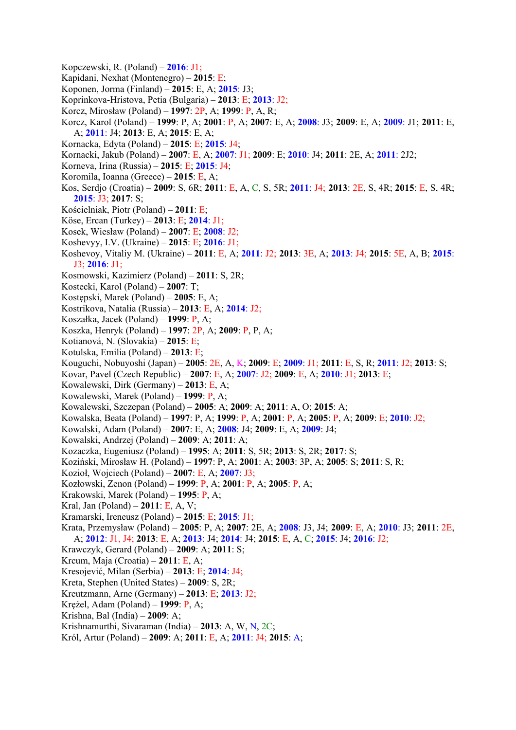Kopczewski, R. (Poland) – **2016**: J1;
Kapidani, Nexhat (Montenegro) – **2015**: E;
Koponen, Jorma (Finland) – **2015**: E, A; **2015**: J3;
Koprinkova-Hristova, Petia (Bulgaria) – **2013**: E; **2013**: J2;
Korcz, Mirosław (Poland) – **1997**: 2P, A; **1999**: P, A, R;
Korcz, Karol (Poland) – **1999**: P, A; **2001**: P, A; **2007**: E, A; **2008**: J3; **2009**: E, A; **2009**: J1; **2011**: E, A; **2011**: J4; **2013**: E, A; **2015**: E, A;
Kornacka, Edyta (Poland) – **2015**: E; **2015**: J4;
Kornacki, Jakub (Poland) – **2007**: E, A; **2007**: J1; **2009**: E; **2010**: J4; **2011**: 2E, A; **2011**: 2J2;
Korneva, Irina (Russia) – **2015**: E; **2015**: J4;
Koromila, Ioanna (Greece) – **2015**: E, A;
Kos, Serdjo (Croatia) – **2009**: S, 6R; **2011**: E, A, C, S, 5R; **2011**: J4; **2013**: 2E, S, 4R; **2015**: E, S, 4R; **2015**: J3; **2017**: S;
Kościelniak, Piotr (Poland) – **2011**: E;
Köse, Ercan (Turkey) – **2013**: E; **2014**: J1;
Kosek, Wiesław (Poland) – **2007**: E; **2008**: J2;
Koshevyy, I.V. (Ukraine) – **2015**: E; **2016**: J1;
Koshevoy, Vitaliy M. (Ukraine) – **2011**: E, A; **2011**: J2; **2013**: 3E, A; **2013**: J4; **2015**: 5E, A, B; **2015**: J3; **2016**: J1;
Kosmowski, Kazimierz (Poland) – **2011**: S, 2R;
Kostecki, Karol (Poland) – **2007**: T;
Kostępski, Marek (Poland) – **2005**: E, A;
Kostrikova, Natalia (Russia) – **2013**: E, A; **2014**: J2;
Koszałka, Jacek (Poland) – **1999**: P, A;
Koszka, Henryk (Poland) – **1997**: 2P, A; **2009**: P, P, A;
Kotianová, N. (Slovakia) – **2015**: E;
Kotulska, Emilia (Poland) – **2013**: E;
Kouguchi, Nobuyoshi (Japan) – **2005**: 2E, A, K; **2009**: E; **2009**: J1; **2011**: E, S, R; **2011**: J2; **2013**: S;
Kovar, Pavel (Czech Republic) – **2007**: E, A; **2007**: J2; **2009**: E, A; **2010**: J1; **2013**: E;
Kowalewski, Dirk (Germany) – **2013**: E, A;
Kowalewski, Marek (Poland) – **1999**: P, A;
Kowalewski, Szczepan (Poland) – **2005**: A; **2009**: A; **2011**: A, O; **2015**: A;
Kowalska, Beata (Poland) – **1997**: P, A; **1999**: P, A; **2001**: P, A; **2005**: P, A; **2009**: E; **2010**: J2;
Kowalski, Adam (Poland) – **2007**: E, A; **2008**: J4; **2009**: E, A; **2009**: J4;
Kowalski, Andrzej (Poland) – **2009**: A; **2011**: A;
Kozaczka, Eugeniusz (Poland) – **1995**: A; **2011**: S, 5R; **2013**: S, 2R; **2017**: S;
Koziński, Mirosław H. (Poland) – **1997**: P, A; **2001**: A; **2003**: 3P, A; **2005**: S; **2011**: S, R;
Kozioł, Wojciech (Poland) – **2007**: E, A; **2007**: J3;
Kozłowski, Zenon (Poland) – **1999**: P, A; **2001**: P, A; **2005**: P, A;
Krakowski, Marek (Poland) – **1995**: P, A;
Kral, Jan (Poland) – **2011**: E, A, V;
Kramarski, Ireneusz (Poland) – **2015**: E; **2015**: J1;
Krata, Przemysław (Poland) – **2005**: P, A; **2007**: 2E, A; **2008**: J3, J4; **2009**: E, A; **2010**: J3; **2011**: 2E, A; **2012**: J1, J4; **2013**: E, A; **2013**: J4; **2014**: J4; **2015**: E, A, C; **2015**: J4; **2016**: J2;
Krawczyk, Gerard (Poland) – **2009**: A; **2011**: S;
Krcum, Maja (Croatia) – **2011**: E, A;
Kresojević, Milan (Serbia) – **2013**: E; **2014**: J4;
Kreta, Stephen (United States) – **2009**: S, 2R;
Kreutzmann, Arne (Germany) – **2013**: E; **2013**: J2;
Krężel, Adam (Poland) – **1999**: P, A;
Krishna, Bal (India) – **2009**: A;
Krishnamurthi, Sivaraman (India) – **2013**: A, W, N, 2C;
Król, Artur (Poland) – **2009**: A; **2011**: E, A; **2011**: J4; **2015**: A;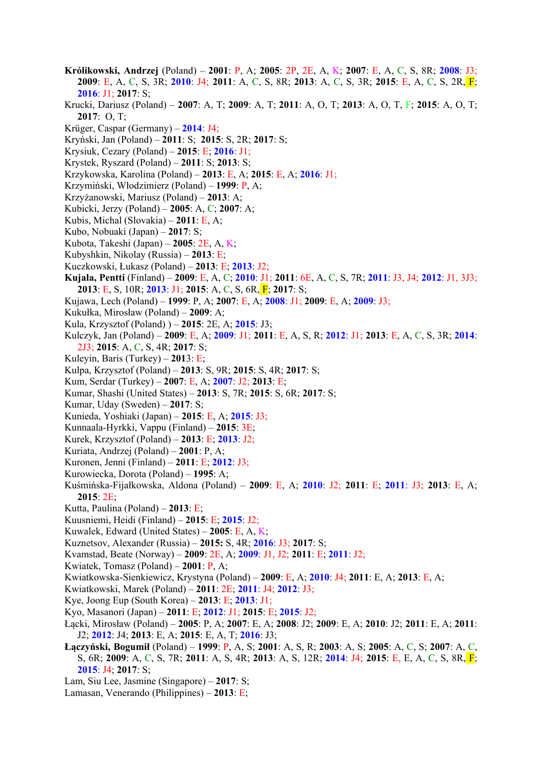**Królikowski, Andrzej** (Poland) – **2001**: P, A; **2005**: 2P, 2E, A, K; **2007**: E, A, C, S, 8R; **2008**: J3; **2009**: E, A, C, S, 3R; **2010**: J4; **2011**: A, C, S, 8R; **2013**: A, C, S, 3R; **2015**: E, A, C, S, 2R, F; **2016**: J1; **2017**: S;

Krucki, Dariusz (Poland) – **2007**: A, T; **2009**: A, T; **2011**: A, O, T; **2013**: A, O, T, F; **2015**: A, O, T; **2017**: O, T;

Krüger, Caspar (Germany) – **2014**: J4;

Kryński, Jan (Poland) – **2011**: S; **2015**: S, 2R; **2017**: S;

Krysiuk, Cezary (Poland) – **2015**: E; **2016**: J1;

Krystek, Ryszard (Poland) – **2011**: S; **2013**: S;

Krzykowska, Karolina (Poland) – **2013**: E, A; **2015**: E, A; **2016**: J1;

Krzymiński, Włodzimierz (Poland) – **1999**: P, A;

Krzyżanowski, Mariusz (Poland) – **2013**: A;

Kubicki, Jerzy (Poland) – **2005**: A, C; **2007**: A;

Kubis, Michal (Slovakia) – **2011**: E, A;

Kubo, Nobuaki (Japan) – **2017**: S;

Kubota, Takeshi (Japan) – **2005**: 2E, A, K;

Kubyshkin, Nikolay (Russia) – **2013**: E;

Kuczkowski, Łukasz (Poland) – **2013**: E; **2013**: J2;

**Kujala, Pentti** (Finland) – **2009**: E, A, C; **2010**: J1; **2011**: 6E, A, C, S, 7R; **2011**: J3, J4; **2012**: J1, 3J3; **2013**: E, S, 10R; **2013**: J1; **2015**: A, C, S, 6R, F; **2017**: S;

Kujawa, Lech (Poland) – **1999**: P, A; **2007**: E, A; **2008**: J1; **2009**: E, A; **2009**: J3;

Kukułka, Mirosław (Poland) – **2009**: A;

Kula, Krzysztof (Poland) ) – **2015**: 2E, A; **2015**: J3;

Kulczyk, Jan (Poland) – **2009**: E, A; **2009**: J1; **2011**: E, A, S, R; **2012**: J1; **2013**: E, A, C, S, 3R; **2014**: 2J3; **2015**: A, C, S, 4R; **2017**: S;

Kuleyin, Baris (Turkey) – **2013**: E;

Kulpa, Krzysztof (Poland) – **2013**: S, 9R; **2015**: S, 4R; **2017**: S;

Kum, Serdar (Turkey) – **2007**: E, A; **2007**: J2; **2013**: E;

Kumar, Shashi (United States) – **2013**: S, 7R; **2015**: S, 6R; **2017**: S;

Kumar, Uday (Sweden) – **2017**: S;

Kunieda, Yoshiaki (Japan) – **2015**: E, A; **2015**: J3;

Kunnaala-Hyrkki, Vappu (Finland) – **2015**: 3E;

Kurek, Krzysztof (Poland) – **2013**: E; **2013**: J2;

Kuriata, Andrzej (Poland) – **2001**: P, A;

Kuronen, Jenni (Finland) – **2011**: E; **2012**: J3;

Kurowiecka, Dorota (Poland) – **1995**: A;

Kuśmińska-Fijałkowska, Aldona (Poland) – **2009**: E, A; **2010**: J2; **2011**: E; **2011**: J3; **2013**: E, A; **2015**: 2E;

Kutta, Paulina (Poland) – **2013**: E;

Kuusniemi, Heidi (Finland) – **2015**: E; **2015**: J2;

Kuwalek, Edward (United States) – **2005**: E, A, K;

Kuznetsov, Alexander (Russia) – **2015:** S, 4R; **2016**: J3; **2017**: S;

Kvamstad, Beate (Norway) – **2009**: 2E, A; **2009**: J1, J2; **2011**: E; **2011**: J2;

Kwiatek, Tomasz (Poland) – **2001**: P, A;

Kwiatkowska-Sienkiewicz, Krystyna (Poland) – **2009**: E, A; **2010**: J4; **2011**: E, A; **2013**: E, A;

Kwiatkowski, Marek (Poland) – **2011**: 2E; **2011**: J4; **2012**: J3;

Kye, Joong Eup (South Korea) – **2013**: E; **2013**: J1;

Kyo, Masanori (Japan) – **2011**: E; **2012**: J1; **2015**: E; **2015**: J2;

Łącki, Mirosław (Poland) – **2005**: P, A; **2007**: E, A; **2008**: J2; **2009**: E, A; **2010**: J2; **2011**: E, A; **2011**: J2; **2012**: J4; **2013**: E, A; **2015**: E, A, T; **2016**: J3;

**Łączyński, Bogumił** (Poland) – **1999**: P, A, S; **2001**: A, S, R; **2003**: A, S; **2005**: A, C, S; **2007**: A, C, S, 6R; **2009**: A, C, S, 7R; **2011**: A, S, 4R; **2013**: A, S, 12R; **2014**: J4; **2015**: E, E, A, C, S, 8R, F; **2015**: J4; **2017**: S;

Lam, Siu Lee, Jasmine (Singapore) – **2017**: S;

Lamasan, Venerando (Philippines) – **2013**: E;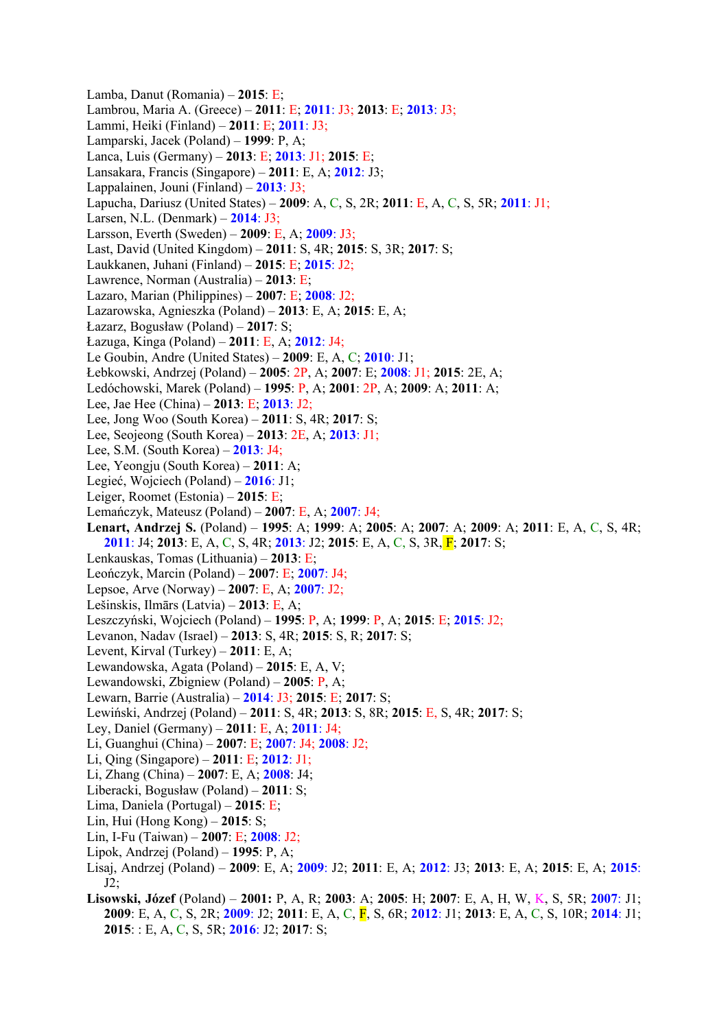Lamba, Danut (Romania) – **2015**: E;
Lambrou, Maria A. (Greece) – **2011**: E; **2011**: J3; **2013**: E; **2013**: J3;
Lammi, Heiki (Finland) – **2011**: E; **2011**: J3;
Lamparski, Jacek (Poland) – **1999**: P, A;
Lanca, Luis (Germany) – **2013**: E; **2013**: J1; **2015**: E;
Lansakara, Francis (Singapore) – **2011**: E, A; **2012**: J3;
Lappalainen, Jouni (Finland) – **2013**: J3;
Lapucha, Dariusz (United States) – **2009**: A, C, S, 2R; **2011**: E, A, C, S, 5R; **2011**: J1;
Larsen, N.L. (Denmark) – **2014**: J3;
Larsson, Everth (Sweden) – **2009**: E, A; **2009**: J3;
Last, David (United Kingdom) – **2011**: S, 4R; **2015**: S, 3R; **2017**: S;
Laukkanen, Juhani (Finland) – **2015**: E; **2015**: J2;
Lawrence, Norman (Australia) – **2013**: E;
Lazaro, Marian (Philippines) – **2007**: E; **2008**: J2;
Lazarowska, Agnieszka (Poland) – **2013**: E, A; **2015**: E, A;
Łazarz, Bogusław (Poland) – **2017**: S;
Łazuga, Kinga (Poland) – **2011**: E, A; **2012**: J4;
Le Goubin, Andre (United States) – **2009**: E, A, C; **2010**: J1;
Łebkowski, Andrzej (Poland) – **2005**: 2P, A; **2007**: E; **2008**: J1; **2015**: 2E, A;
Ledóchowski, Marek (Poland) – **1995**: P, A; **2001**: 2P, A; **2009**: A; **2011**: A;
Lee, Jae Hee (China) – **2013**: E; **2013**: J2;
Lee, Jong Woo (South Korea) – **2011**: S, 4R; **2017**: S;
Lee, Seojeong (South Korea) – **2013**: 2E, A; **2013**: J1;
Lee, S.M. (South Korea) – **2013**: J4;
Lee, Yeongju (South Korea) – **2011**: A;
Legieć, Wojciech (Poland) – **2016**: J1;
Leiger, Roomet (Estonia) – **2015**: E;
Lemańczyk, Mateusz (Poland) – **2007**: E, A; **2007**: J4;
**Lenart, Andrzej S.** (Poland) – **1995**: A; **1999**: A; **2005**: A; **2007**: A; **2009**: A; **2011**: E, A, C, S, 4R; **2011**: J4; **2013**: J2; **2013**: E, A, C, S, 4R; **2015**: E, A, C, S, 3R, F; **2017**: S;
Lenkauskas, Tomas (Lithuania) – **2013**: E;
Leończyk, Marcin (Poland) – **2007**: E; **2007**: J4;
Lepsoe, Arve (Norway) – **2007**: E, A; **2007**: J2;
Lešinskis, Ilmārs (Latvia) – **2013**: E, A;
Leszczyński, Wojciech (Poland) – **1995**: P, A; **1999**: P, A; **2015**: E; **2015**: J2;
Levanon, Nadav (Israel) – **2013**: S, 4R; **2015**: S, R; **2017**: S;
Levent, Kirval (Turkey) – **2011**: E, A;
Lewandowska, Agata (Poland) – **2015**: E, A, V;
Lewandowski, Zbigniew (Poland) – **2005**: P, A;
Lewarn, Barrie (Australia) – **2014**: J3; **2015**: E; **2017**: S;
Lewiński, Andrzej (Poland) – **2011**: S, 4R; **2013**: S, 8R; **2015**: E, S, 4R; **2017**: S;
Ley, Daniel (Germany) – **2011**: E, A; **2011**: J4;
Li, Guanghui (China) – **2007**: E; **2007**: J4; **2008**: J2;
Li, Qing (Singapore) – **2011**: E; **2012**: J1;
Li, Zhang (China) – **2007**: E, A; **2008**: J4;
Liberacki, Bogusław (Poland) – **2011**: S;
Lima, Daniela (Portugal) – **2015**: E;
Lin, Hui (Hong Kong) – **2015**: S;
Lin, I-Fu (Taiwan) – **2007**: E; **2008**: J2;
Lipok, Andrzej (Poland) – **1995**: P, A;
Lisaj, Andrzej (Poland) – **2009**: E, A; **2009**: J2; **2011**: E, A; **2012**: J3; **2013**: E, A; **2015**: E, A; **2015**: J2;
**Lisowski, Józef** (Poland) – **2001**: P, A, R; **2003**: A; **2005**: H; **2007**: E, A, H, W, K, S, 5R; **2007**: J1; **2009**: E, A, C, S, 2R; **2009**: J2; **2011**: E, A, C, F, S, 6R; **2012**: J1; **2013**: E, A, C, S, 10R; **2014**: J1; **2015**: : E, A, C, S, 5R; **2016**: J2; **2017**: S;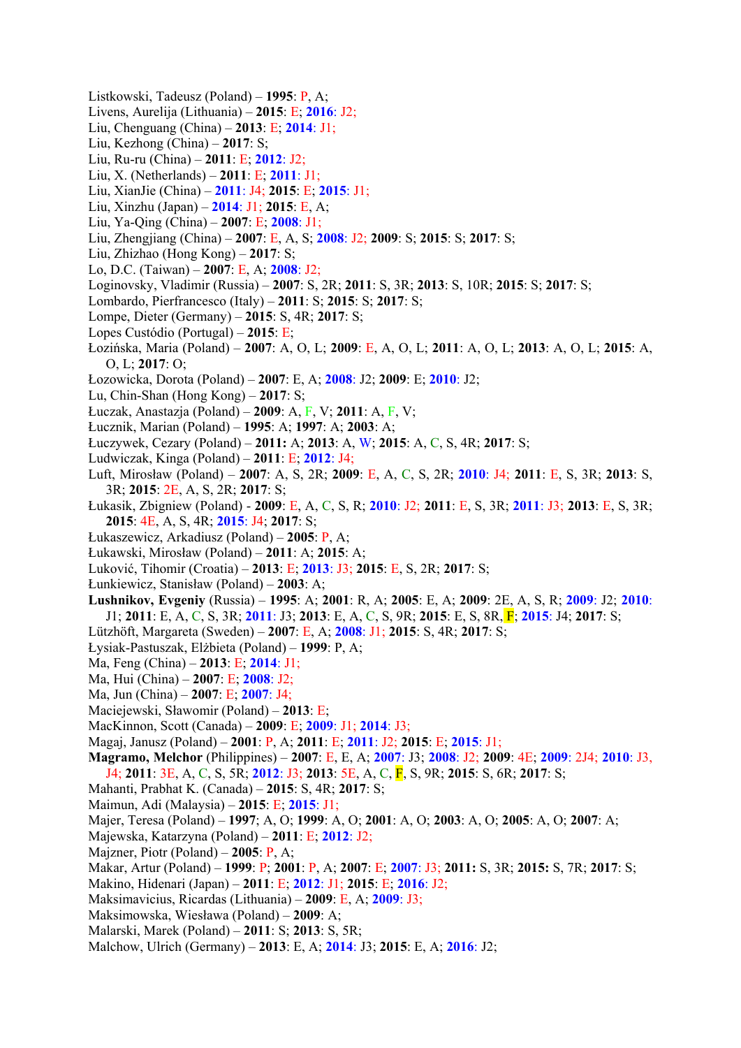Listkowski, Tadeusz (Poland) – **1995**: P, A;
Livens, Aurelija (Lithuania) – **2015**: E; **2016**: J2;
Liu, Chenguang (China) – **2013**: E; **2014**: J1;
Liu, Kezhong (China) – **2017**: S;
Liu, Ru-ru (China) – **2011**: E; **2012**: J2;
Liu, X. (Netherlands) – **2011**: E; **2011**: J1;
Liu, XianJie (China) – **2011**: J4; **2015**: E; **2015**: J1;
Liu, Xinzhu (Japan) – **2014**: J1; **2015**: E, A;
Liu, Ya-Qing (China) – **2007**: E; **2008**: J1;
Liu, Zhengjiang (China) – **2007**: E, A, S; **2008**: J2; **2009**: S; **2015**: S; **2017**: S;
Liu, Zhizhao (Hong Kong) – **2017**: S;
Lo, D.C. (Taiwan) – **2007**: E, A; **2008**: J2;
Loginovsky, Vladimir (Russia) – **2007**: S, 2R; **2011**: S, 3R; **2013**: S, 10R; **2015**: S; **2017**: S;
Lombardo, Pierfrancesco (Italy) – **2011**: S; **2015**: S; **2017**: S;
Lompe, Dieter (Germany) – **2015**: S, 4R; **2017**: S;
Lopes Custódio (Portugal) – **2015**: E;
Łozińska, Maria (Poland) – **2007**: A, O, L; **2009**: E, A, O, L; **2011**: A, O, L; **2013**: A, O, L; **2015**: A, O, L; **2017**: O;
Łozowicka, Dorota (Poland) – **2007**: E, A; **2008**: J2; **2009**: E; **2010**: J2;
Lu, Chin-Shan (Hong Kong) – **2017**: S;
Łuczak, Anastazja (Poland) – **2009**: A, F, V; **2011**: A, F, V;
Łucznik, Marian (Poland) – **1995**: A; **1997**: A; **2003**: A;
Łuczywek, Cezary (Poland) – **2011:** A; **2013**: A, W; **2015**: A, C, S, 4R; **2017**: S;
Ludwiczak, Kinga (Poland) – **2011**: E; **2012**: J4;
Luft, Mirosław (Poland) – **2007**: A, S, 2R; **2009**: E, A, C, S, 2R; **2010**: J4; **2011**: E, S, 3R; **2013**: S, 3R; **2015**: 2E, A, S, 2R; **2017**: S;
Łukasik, Zbigniew (Poland) - **2009**: E, A, C, S, R; **2010**: J2; **2011**: E, S, 3R; **2011**: J3; **2013**: E, S, 3R; **2015**: 4E, A, S, 4R; **2015**: J4; **2017**: S;
Łukaszewicz, Arkadiusz (Poland) – **2005**: P, A;
Łukawski, Mirosław (Poland) – **2011**: A; **2015**: A;
Luković, Tihomir (Croatia) – **2013**: E; **2013**: J3; **2015**: E, S, 2R; **2017**: S;
Łunkiewicz, Stanisław (Poland) – **2003**: A;
**Lushnikov, Evgeniy** (Russia) – **1995**: A; **2001**: R, A; **2005**: E, A; **2009**: 2E, A, S, R; **2009**: J2; **2010**: J1; **2011**: E, A, C, S, 3R; **2011**: J3; **2013**: E, A, C, S, 9R; **2015**: E, S, 8R, F; **2015**: J4; **2017**: S;
Lützhöft, Margareta (Sweden) – **2007**: E, A; **2008**: J1; **2015**: S, 4R; **2017**: S;
Łysiak-Pastuszak, Elżbieta (Poland) – **1999**: P, A;
Ma, Feng (China) – **2013**: E; **2014**: J1;
Ma, Hui (China) – **2007**: E; **2008**: J2;
Ma, Jun (China) – **2007**: E; **2007**: J4;
Maciejewski, Sławomir (Poland) – **2013**: E;
MacKinnon, Scott (Canada) – **2009**: E; **2009**: J1; **2014**: J3;
Magaj, Janusz (Poland) – **2001**: P, A; **2011**: E; **2011**: J2; **2015**: E; **2015**: J1;
**Magramo, Melchor** (Philippines) – **2007**: E, E, A; **2007**: J3; **2008**: J2; **2009**: 4E; **2009**: 2J4; **2010**: J3, J4; **2011**: 3E, A, C, S, 5R; **2012**: J3; **2013**: 5E, A, C, F, S, 9R; **2015**: S, 6R; **2017**: S;
Mahanti, Prabhat K. (Canada) – **2015**: S, 4R; **2017**: S;
Maimun, Adi (Malaysia) – **2015**: E; **2015**: J1;
Majer, Teresa (Poland) – **1997**; A, O; **1999**: A, O; **2001**: A, O; **2003**: A, O; **2005**: A, O; **2007**: A;
Majewska, Katarzyna (Poland) – **2011**: E; **2012**: J2;
Majzner, Piotr (Poland) – **2005**: P, A;
Makar, Artur (Poland) – **1999**: P; **2001**: P, A; **2007**: E; **2007**: J3; **2011:** S, 3R; **2015:** S, 7R; **2017**: S;
Makino, Hidenari (Japan) – **2011**: E; **2012**: J1; **2015**: E; **2016**: J2;
Maksimavicius, Ricardas (Lithuania) – **2009**: E, A; **2009**: J3;
Maksimowska, Wiesława (Poland) – **2009**: A;
Malarski, Marek (Poland) – **2011**: S; **2013**: S, 5R;
Malchow, Ulrich (Germany) – **2013**: E, A; **2014**: J3; **2015**: E, A; **2016**: J2;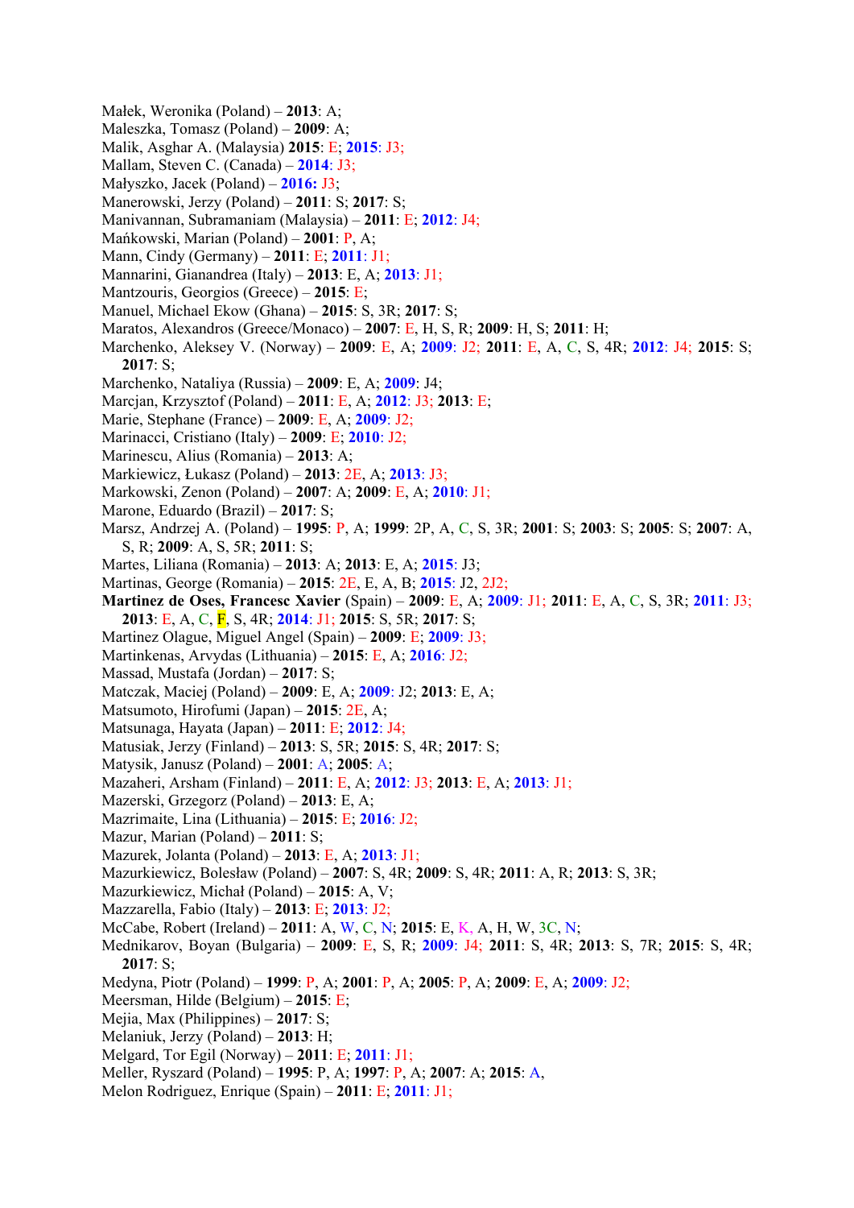Małek, Weronika (Poland) – **2013**: A;
Maleszka, Tomasz (Poland) – **2009**: A;
Malik, Asghar A. (Malaysia) **2015**: E; **2015**: J3;
Mallam, Steven C. (Canada) – **2014**: J3;
Małyszko, Jacek (Poland) – **2016:** J3;
Manerowski, Jerzy (Poland) – **2011**: S; **2017**: S;
Manivannan, Subramaniam (Malaysia) – **2011**: E; **2012**: J4;
Mańkowski, Marian (Poland) – **2001**: P, A;
Mann, Cindy (Germany) – **2011**: E; **2011**: J1;
Mannarini, Gianandrea (Italy) – **2013**: E, A; **2013**: J1;
Mantzouris, Georgios (Greece) – **2015**: E;
Manuel, Michael Ekow (Ghana) – **2015**: S, 3R; **2017**: S;
Maratos, Alexandros (Greece/Monaco) – **2007**: E, H, S, R; **2009**: H, S; **2011**: H;
Marchenko, Aleksey V. (Norway) – **2009**: E, A; **2009**: J2; **2011**: E, A, C, S, 4R; **2012**: J4; **2015**: S; **2017**: S;
Marchenko, Nataliya (Russia) – **2009**: E, A; **2009**: J4;
Marcjan, Krzysztof (Poland) – **2011**: E, A; **2012**: J3; **2013**: E;
Marie, Stephane (France) – **2009**: E, A; **2009**: J2;
Marinacci, Cristiano (Italy) – **2009**: E; **2010**: J2;
Marinescu, Alius (Romania) – **2013**: A;
Markiewicz, Łukasz (Poland) – **2013**: 2E, A; **2013**: J3;
Markowski, Zenon (Poland) – **2007**: A; **2009**: E, A; **2010**: J1;
Marone, Eduardo (Brazil) – **2017**: S;
Marsz, Andrzej A. (Poland) – **1995**: P, A; **1999**: 2P, A, C, S, 3R; **2001**: S; **2003**: S; **2005**: S; **2007**: A, S, R; **2009**: A, S, 5R; **2011**: S;
Martes, Liliana (Romania) – **2013**: A; **2013**: E, A; **2015**: J3;
Martinas, George (Romania) – **2015**: 2E, E, A, B; **2015**: J2, 2J2;
**Martinez de Oses, Francesc Xavier** (Spain) – **2009**: E, A; **2009**: J1; **2011**: E, A, C, S, 3R; **2011**: J3; **2013**: E, A, C, F, S, 4R; **2014**: J1; **2015**: S, 5R; **2017**: S;
Martinez Olague, Miguel Angel (Spain) – **2009**: E; **2009**: J3;
Martinkenas, Arvydas (Lithuania) – **2015**: E, A; **2016**: J2;
Massad, Mustafa (Jordan) – **2017**: S;
Matczak, Maciej (Poland) – **2009**: E, A; **2009**: J2; **2013**: E, A;
Matsumoto, Hirofumi (Japan) – **2015**: 2E, A;
Matsunaga, Hayata (Japan) – **2011**: E; **2012**: J4;
Matusiak, Jerzy (Finland) – **2013**: S, 5R; **2015**: S, 4R; **2017**: S;
Matysik, Janusz (Poland) – **2001**: A; **2005**: A;
Mazaheri, Arsham (Finland) – **2011**: E, A; **2012**: J3; **2013**: E, A; **2013**: J1;
Mazerski, Grzegorz (Poland) – **2013**: E, A;
Mazrimaite, Lina (Lithuania) – **2015**: E; **2016**: J2;
Mazur, Marian (Poland) – **2011**: S;
Mazurek, Jolanta (Poland) – **2013**: E, A; **2013**: J1;
Mazurkiewicz, Bolesław (Poland) – **2007**: S, 4R; **2009**: S, 4R; **2011**: A, R; **2013**: S, 3R;
Mazurkiewicz, Michał (Poland) – **2015**: A, V;
Mazzarella, Fabio (Italy) – **2013**: E; **2013**: J2;
McCabe, Robert (Ireland) – **2011**: A, W, C, N; **2015**: E, K, A, H, W, 3C, N;
Mednikarov, Boyan (Bulgaria) – **2009**: E, S, R; **2009**: J4; **2011**: S, 4R; **2013**: S, 7R; **2015**: S, 4R; **2017**: S;
Medyna, Piotr (Poland) – **1999**: P, A; **2001**: P, A; **2005**: P, A; **2009**: E, A; **2009**: J2;
Meersman, Hilde (Belgium) – **2015**: E;
Mejia, Max (Philippines) – **2017**: S;
Melaniuk, Jerzy (Poland) – **2013**: H;
Melgard, Tor Egil (Norway) – **2011**: E; **2011**: J1;
Meller, Ryszard (Poland) – **1995**: P, A; **1997**: P, A; **2007**: A; **2015**: A,
Melon Rodriguez, Enrique (Spain) – **2011**: E; **2011**: J1;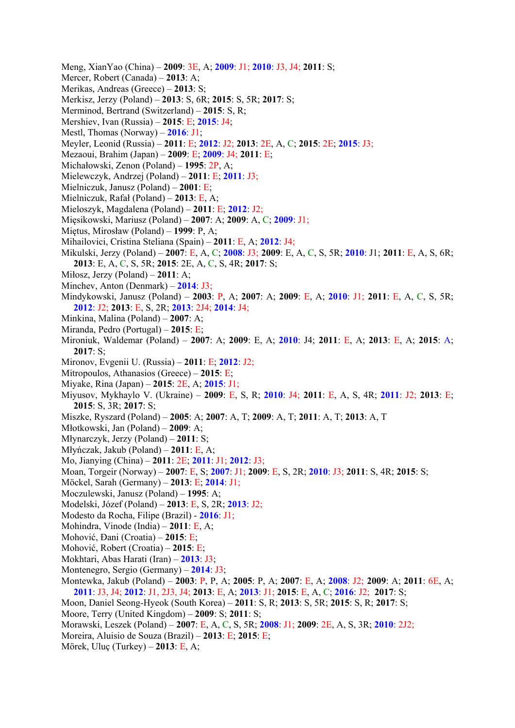Meng, XianYao (China) – **2009**: 3E, A; **2009**: J1; **2010**: J3, J4; **2011**: S;
Mercer, Robert (Canada) – **2013**: A;
Merikas, Andreas (Greece) – **2013**: S;
Merkisz, Jerzy (Poland) – **2013**: S, 6R; **2015**: S, 5R; **2017**: S;
Merminod, Bertrand (Switzerland) – **2015**: S, R;
Mershiev, Ivan (Russia) – **2015**: E; **2015**: J4;
Mestl, Thomas (Norway) – **2016**: J1;
Meyler, Leonid (Russia) – **2011**: E; **2012**: J2; **2013**: 2E, A, C; **2015**: 2E; **2015**: J3;
Mezaoui, Brahim (Japan) – **2009**: E; **2009**: J4; **2011**: E;
Michałowski, Zenon (Poland) – **1995**: 2P, A;
Mielewczyk, Andrzej (Poland) – **2011**: E; **2011**: J3;
Mielniczuk, Janusz (Poland) – **2001**: E;
Mielniczuk, Rafał (Poland) – **2013**: E, A;
Mieloszyk, Magdalena (Poland) – **2011**: E; **2012**: J2;
Mięsikowski, Mariusz (Poland) – **2007**: A; **2009**: A, C; **2009**: J1;
Miętus, Mirosław (Poland) – **1999**: P, A;
Mihailovici, Cristina Steliana (Spain) – **2011**: E, A; **2012**: J4;
Mikulski, Jerzy (Poland) – **2007**: E, A, C; **2008**: J3; **2009**: E, A, C, S, 5R; **2010**: J1; **2011**: E, A, S, 6R; **2013**: E, A, C, S, 5R; **2015**: 2E, A, C, S, 4R; **2017**: S;
Miłosz, Jerzy (Poland) – **2011**: A;
Minchev, Anton (Denmark) – **2014**: J3;
Mindykowski, Janusz (Poland) – **2003**: P, A; **2007**: A; **2009**: E, A; **2010**: J1; **2011**: E, A, C, S, 5R; **2012**: J2; **2013**: E, S, 2R; **2013**: 2J4; **2014**: J4;
Minkina, Malina (Poland) – **2007**: A;
Miranda, Pedro (Portugal) – **2015**: E;
Mironiuk, Waldemar (Poland) – **2007**: A; **2009**: E, A; **2010**: J4; **2011**: E, A; **2013**: E, A; **2015**: A; **2017**: S;
Mironov, Evgenii U. (Russia) – **2011**: E; **2012**: J2;
Mitropoulos, Athanasios (Greece) – **2015**: E;
Miyake, Rina (Japan) – **2015**: 2E, A; **2015**: J1;
Miyusov, Mykhaylo V. (Ukraine) – **2009**: E, S, R; **2010**: J4; **2011**: E, A, S, 4R; **2011**: J2; **2013**: E; **2015**: S, 3R; **2017**: S;
Miszke, Ryszard (Poland) – **2005**: A; **2007**: A, T; **2009**: A, T; **2011**: A, T; **2013**: A, T
Młotkowski, Jan (Poland) – **2009**: A;
Młynarczyk, Jerzy (Poland) – **2011**: S;
Młyńczak, Jakub (Poland) – **2011**: E, A;
Mo, Jianying (China) – **2011**: 2E; **2011**: J1; **2012**: J3;
Moan, Torgeir (Norway) – **2007**: E, S; **2007**: J1; **2009**: E, S, 2R; **2010**: J3; **2011**: S, 4R; **2015**: S;
Möckel, Sarah (Germany) – **2013**: E; **2014**: J1;
Moczulewski, Janusz (Poland) – **1995**: A;
Modelski, Józef (Poland) – **2013**: E, S, 2R; **2013**: J2;
Modesto da Rocha, Filipe (Brazil) - **2016**: J1;
Mohindra, Vinode (India) – **2011**: E, A;
Mohović, Đani (Croatia) – **2015**: E;
Mohović, Robert (Croatia) – **2015**: E;
Mokhtari, Abas Harati (Iran) – **2013**: J3;
Montenegro, Sergio (Germany) – **2014**: J3;
Montewka, Jakub (Poland) – **2003**: P, A; **2005**: P, A; **2007**: E, A; **2008**: J2; **2009**: A; **2011**: 6E, A; **2011**: J3, J4; **2012**: J1, 2J3, J4; **2013**: E, A; **2013**: J1; **2015**: E, A, C; **2016**: J2; **2017**: S;
Moon, Daniel Seong-Hyeok (South Korea) – **2011**: S, R; **2013**: S, 5R; **2015**: S, R; **2017**: S;
Moore, Terry (United Kingdom) – **2009**: S; **2011**: S;
Morawski, Leszek (Poland) – **2007**: E, A, C, S, 5R; **2008**: J1; **2009**: 2E, A, S, 3R; **2010**: 2J2;
Moreira, Aluisio de Souza (Brazil) – **2013**: E; **2015**: E;
Mörek, Uluç (Turkey) – **2013**: E, A;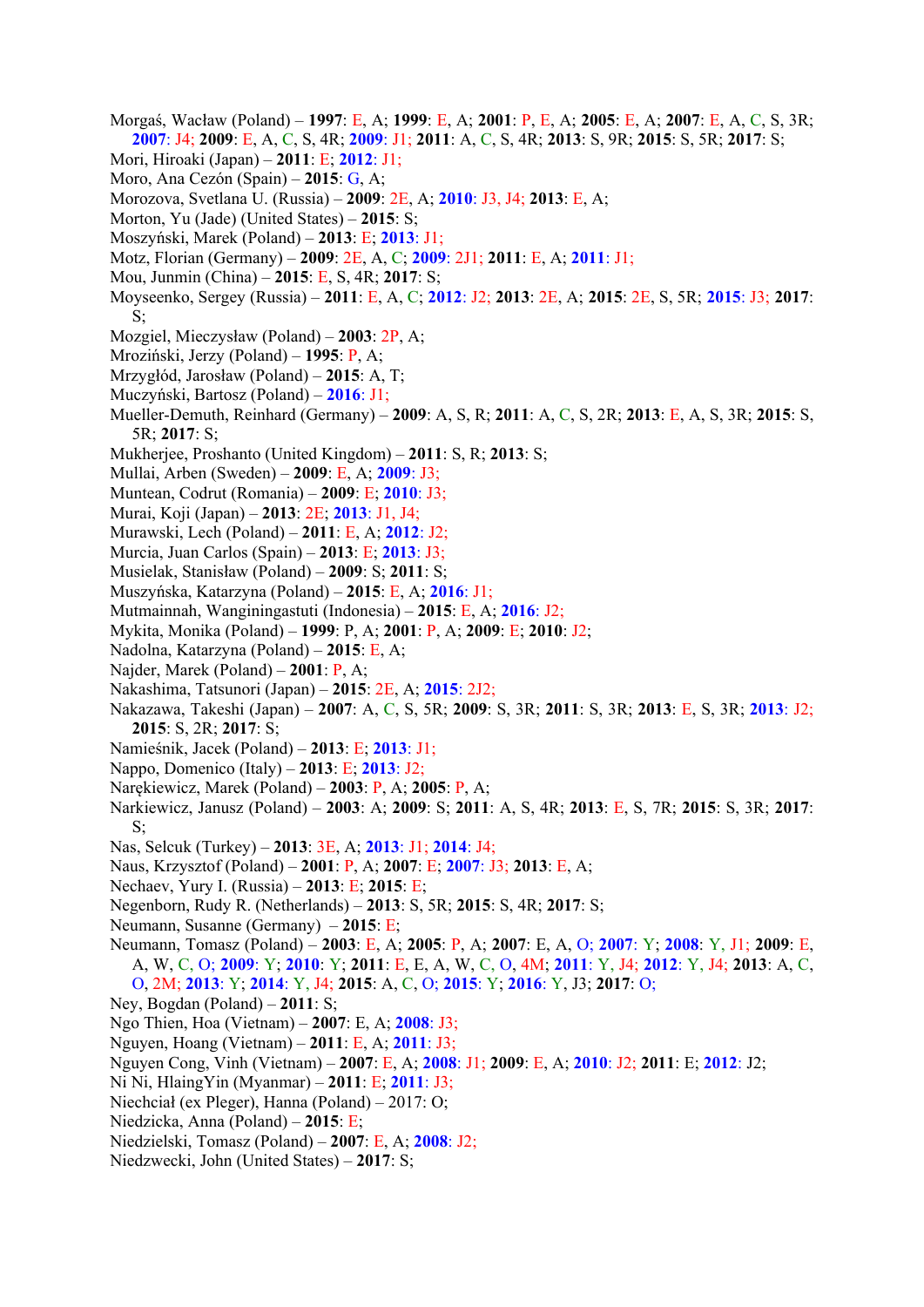Morgaś, Wacław (Poland) – **1997**: E, A; **1999**: E, A; **2001**: P, E, A; **2005**: E, A; **2007**: E, A, C, S, 3R; **2007**: J4; **2009**: E, A, C, S, 4R; **2009**: J1; **2011**: A, C, S, 4R; **2013**: S, 9R; **2015**: S, 5R; **2017**: S;
Mori, Hiroaki (Japan) – **2011**: E; **2012**: J1;
Moro, Ana Cezón (Spain) – **2015**: G, A;
Morozova, Svetlana U. (Russia) – **2009**: 2E, A; **2010**: J3, J4; **2013**: E, A;
Morton, Yu (Jade) (United States) – **2015**: S;
Moszyński, Marek (Poland) – **2013**: E; **2013**: J1;
Motz, Florian (Germany) – **2009**: 2E, A, C; **2009**: 2J1; **2011**: E, A; **2011**: J1;
Mou, Junmin (China) – **2015**: E, S, 4R; **2017**: S;
Moyseenko, Sergey (Russia) – **2011**: E, A, C; **2012**: J2; **2013**: 2E, A; **2015**: 2E, S, 5R; **2015**: J3; **2017**: S;
Mozgiel, Mieczysław (Poland) – **2003**: 2P, A;
Mroziński, Jerzy (Poland) – **1995**: P, A;
Mrzygłód, Jarosław (Poland) – **2015**: A, T;
Muczyński, Bartosz (Poland) – **2016**: J1;
Mueller-Demuth, Reinhard (Germany) – **2009**: A, S, R; **2011**: A, C, S, 2R; **2013**: E, A, S, 3R; **2015**: S, 5R; **2017**: S;
Mukherjee, Proshanto (United Kingdom) – **2011**: S, R; **2013**: S;
Mullai, Arben (Sweden) – **2009**: E, A; **2009**: J3;
Muntean, Codrut (Romania) – **2009**: E; **2010**: J3;
Murai, Koji (Japan) – **2013**: 2E; **2013**: J1, J4;
Murawski, Lech (Poland) – **2011**: E, A; **2012**: J2;
Murcia, Juan Carlos (Spain) – **2013**: E; **2013**: J3;
Musielak, Stanisław (Poland) – **2009**: S; **2011**: S;
Muszyńska, Katarzyna (Poland) – **2015**: E, A; **2016**: J1;
Mutmainnah, Wanginingastuti (Indonesia) – **2015**: E, A; **2016**: J2;
Mykita, Monika (Poland) – **1999**: P, A; **2001**: P, A; **2009**: E; **2010**: J2;
Nadolna, Katarzyna (Poland) – **2015**: E, A;
Najder, Marek (Poland) – **2001**: P, A;
Nakashima, Tatsunori (Japan) – **2015**: 2E, A; **2015**: 2J2;
Nakazawa, Takeshi (Japan) – **2007**: A, C, S, 5R; **2009**: S, 3R; **2011**: S, 3R; **2013**: E, S, 3R; **2013**: J2; **2015**: S, 2R; **2017**: S;
Namieśnik, Jacek (Poland) – **2013**: E; **2013**: J1;
Nappo, Domenico (Italy) – **2013**: E; **2013**: J2;
Narękiewicz, Marek (Poland) – **2003**: P, A; **2005**: P, A;
Narkiewicz, Janusz (Poland) – **2003**: A; **2009**: S; **2011**: A, S, 4R; **2013**: E, S, 7R; **2015**: S, 3R; **2017**: S;
Nas, Selcuk (Turkey) – **2013**: 3E, A; **2013**: J1; **2014**: J4;
Naus, Krzysztof (Poland) – **2001**: P, A; **2007**: E; **2007**: J3; **2013**: E, A;
Nechaev, Yury I. (Russia) – **2013**: E; **2015**: E;
Negenborn, Rudy R. (Netherlands) – **2013**: S, 5R; **2015**: S, 4R; **2017**: S;
Neumann, Susanne (Germany) – **2015**: E;
Neumann, Tomasz (Poland) – **2003**: E, A; **2005**: P, A; **2007**: E, A, O; **2007**: Y; **2008**: Y, J1; **2009**: E, A, W, C, O; **2009**: Y; **2010**: Y; **2011**: E, E, A, W, C, O, 4M; **2011**: Y, J4; **2012**: Y, J4; **2013**: A, C, O, 2M; **2013**: Y; **2014**: Y, J4; **2015**: A, C, O; **2015**: Y; **2016**: Y, J3; **2017**: O;
Ney, Bogdan (Poland) – **2011**: S;
Ngo Thien, Hoa (Vietnam) – **2007**: E, A; **2008**: J3;
Nguyen, Hoang (Vietnam) – **2011**: E, A; **2011**: J3;
Nguyen Cong, Vinh (Vietnam) – **2007**: E, A; **2008**: J1; **2009**: E, A; **2010**: J2; **2011**: E; **2012**: J2;
Ni Ni, HlaingYin (Myanmar) – **2011**: E; **2011**: J3;
Niechciał (ex Pleger), Hanna (Poland) – 2017: O;
Niedzicka, Anna (Poland) – **2015**: E;
Niedzielski, Tomasz (Poland) – **2007**: E, A; **2008**: J2;
Niedzwecki, John (United States) – **2017**: S;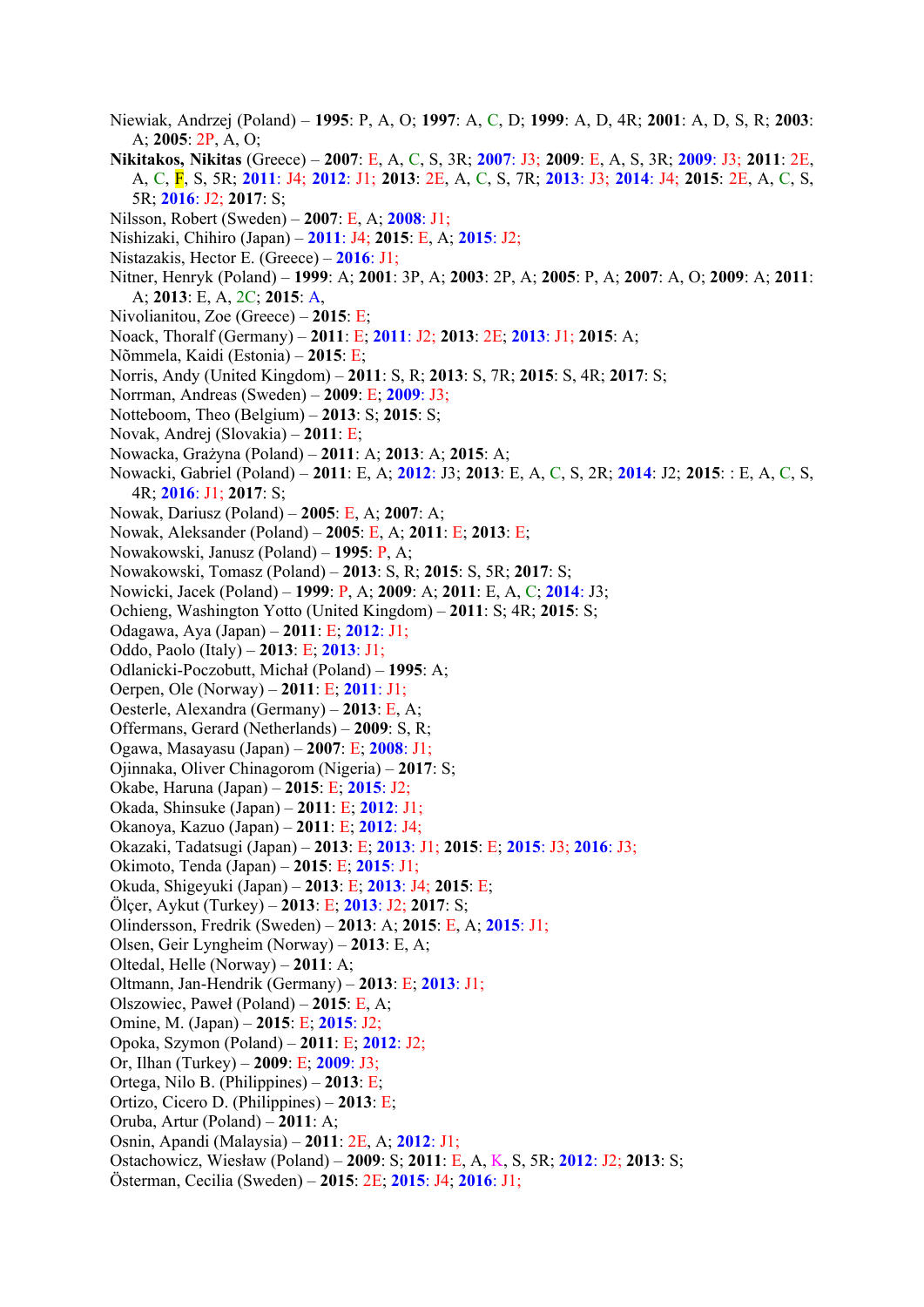Niewiak, Andrzej (Poland) – **1995**: P, A, O; **1997**: A, C, D; **1999**: A, D, 4R; **2001**: A, D, S, R; **2003**: A; **2005**: 2P, A, O;

**Nikitakos, Nikitas** (Greece) – **2007**: E, A, C, S, 3R; **2007**: J3; **2009**: E, A, S, 3R; **2009**: J3; **2011**: 2E, A, C, F, S, 5R; **2011**: J4; **2012**: J1; **2013**: 2E, A, C, S, 7R; **2013**: J3; **2014**: J4; **2015**: 2E, A, C, S, 5R; **2016**: J2; **2017**: S;

Nilsson, Robert (Sweden) – **2007**: E, A; **2008**: J1;

Nishizaki, Chihiro (Japan) – **2011**: J4; **2015**: E, A; **2015**: J2;

Nistazakis, Hector E. (Greece) – **2016**: J1;

Nitner, Henryk (Poland) – **1999**: A; **2001**: 3P, A; **2003**: 2P, A; **2005**: P, A; **2007**: A, O; **2009**: A; **2011**: A; **2013**: E, A, 2C; **2015**: A,

Nivolianitou, Zoe (Greece) – **2015**: E;

Noack, Thoralf (Germany) – **2011**: E; **2011**: J2; **2013**: 2E; **2013**: J1; **2015**: A;

Nõmmela, Kaidi (Estonia) – **2015**: E;

Norris, Andy (United Kingdom) – **2011**: S, R; **2013**: S, 7R; **2015**: S, 4R; **2017**: S;

Norrman, Andreas (Sweden) – **2009**: E; **2009**: J3;

Notteboom, Theo (Belgium) – **2013**: S; **2015**: S;

Novak, Andrej (Slovakia) – **2011**: E;

Nowacka, Grażyna (Poland) – **2011**: A; **2013**: A; **2015**: A;

Nowacki, Gabriel (Poland) – **2011**: E, A; **2012**: J3; **2013**: E, A, C, S, 2R; **2014**: J2; **2015**: : E, A, C, S, 4R; **2016**: J1; **2017**: S;

Nowak, Dariusz (Poland) – **2005**: E, A; **2007**: A;

Nowak, Aleksander (Poland) – **2005**: E, A; **2011**: E; **2013**: E;

Nowakowski, Janusz (Poland) – **1995**: P, A;

Nowakowski, Tomasz (Poland) – **2013**: S, R; **2015**: S, 5R; **2017**: S;

Nowicki, Jacek (Poland) – **1999**: P, A; **2009**: A; **2011**: E, A, C; **2014**: J3;

Ochieng, Washington Yotto (United Kingdom) – **2011**: S; 4R; **2015**: S;

Odagawa, Aya (Japan) – **2011**: E; **2012**: J1;

Oddo, Paolo (Italy) – **2013**: E; **2013**: J1;

Odlanicki-Poczobutt, Michał (Poland) – **1995**: A;

Oerpen, Ole (Norway) – **2011**: E; **2011**: J1;

Oesterle, Alexandra (Germany) – **2013**: E, A;

Offermans, Gerard (Netherlands) – **2009**: S, R;

Ogawa, Masayasu (Japan) – **2007**: E; **2008**: J1;

Ojinnaka, Oliver Chinagorom (Nigeria) – **2017**: S;

Okabe, Haruna (Japan) – **2015**: E; **2015**: J2;

Okada, Shinsuke (Japan) – **2011**: E; **2012**: J1;

Okanoya, Kazuo (Japan) – **2011**: E; **2012**: J4;

Okazaki, Tadatsugi (Japan) – **2013**: E; **2013**: J1; **2015**: E; **2015**: J3; **2016**: J3;

Okimoto, Tenda (Japan) – **2015**: E; **2015**: J1;

Okuda, Shigeyuki (Japan) – **2013**: E; **2013**: J4; **2015**: E;

Ölçer, Aykut (Turkey) – **2013**: E; **2013**: J2; **2017**: S;

Olindersson, Fredrik (Sweden) – **2013**: A; **2015**: E, A; **2015**: J1;

Olsen, Geir Lyngheim (Norway) – **2013**: E, A;

Oltedal, Helle (Norway) – **2011**: A;

Oltmann, Jan-Hendrik (Germany) – **2013**: E; **2013**: J1;

Olszowiec, Paweł (Poland) – **2015**: E, A;

Omine, M. (Japan) – **2015**: E; **2015**: J2;

Opoka, Szymon (Poland) – **2011**: E; **2012**: J2;

Or, Ilhan (Turkey) – **2009**: E; **2009**: J3;

Ortega, Nilo B. (Philippines) – **2013**: E;

Ortizo, Cicero D. (Philippines) – **2013**: E;

Oruba, Artur (Poland) – **2011**: A;

Osnin, Apandi (Malaysia) – **2011**: 2E, A; **2012**: J1;

Ostachowicz, Wiesław (Poland) – **2009**: S; **2011**: E, A, K, S, 5R; **2012**: J2; **2013**: S;

Österman, Cecilia (Sweden) – **2015**: 2E; **2015**: J4; **2016**: J1;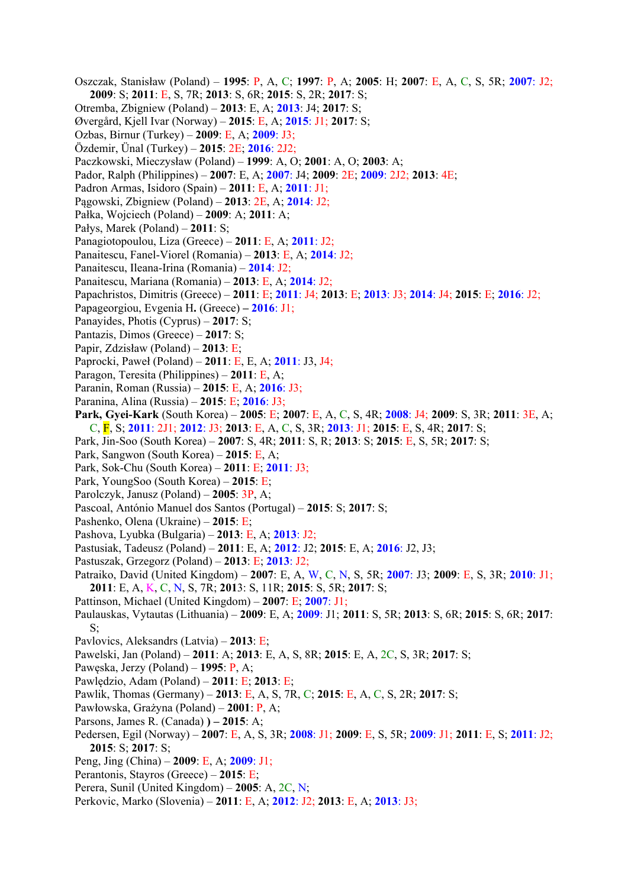Oszczak, Stanisław (Poland) – **1995**: P, A, C; **1997**: P, A; **2005**: H; **2007**: E, A, C, S, 5R; **2007**: J2; **2009**: S; **2011**: E, S, 7R; **2013**: S, 6R; **2015**: S, 2R; **2017**: S;
Otremba, Zbigniew (Poland) – **2013**: E, A; **2013**: J4; **2017**: S;
Øvergård, Kjell Ivar (Norway) – **2015**: E, A; **2015**: J1; **2017**: S;
Ozbas, Birnur (Turkey) – **2009**: E, A; **2009**: J3;
Özdemir, Ünal (Turkey) – **2015**: 2E; **2016**: 2J2;
Paczkowski, Mieczysław (Poland) – **1999**: A, O; **2001**: A, O; **2003**: A;
Pador, Ralph (Philippines) – **2007**: E, A; **2007**: J4; **2009**: 2E; **2009**: 2J2; **2013**: 4E;
Padron Armas, Isidoro (Spain) – **2011**: E, A; **2011**: J1;
Pągowski, Zbigniew (Poland) – **2013**: 2E, A; **2014**: J2;
Pałka, Wojciech (Poland) – **2009**: A; **2011**: A;
Pałys, Marek (Poland) – **2011**: S;
Panagiotopoulou, Liza (Greece) – **2011**: E, A; **2011**: J2;
Panaitescu, Fanel-Viorel (Romania) – **2013**: E, A; **2014**: J2;
Panaitescu, Ileana-Irina (Romania) – **2014**: J2;
Panaitescu, Mariana (Romania) – **2013**: E, A; **2014**: J2;
Papachristos, Dimitris (Greece) – **2011**: E; **2011**: J4; **2013**: E; **2013**: J3; **2014**: J4; **2015**: E; **2016**: J2;
Papageorgiou, Evgenia H. (Greece) **– 2016**: J1;
Panayides, Photis (Cyprus) – **2017**: S;
Pantazis, Dimos (Greece) – **2017**: S;
Papir, Zdzisław (Poland) – **2013**: E;
Paprocki, Paweł (Poland) – **2011**: E, E, A; **2011**: J3, J4;
Paragon, Teresita (Philippines) – **2011**: E, A;
Paranin, Roman (Russia) – **2015**: E, A; **2016**: J3;
Paranina, Alina (Russia) – **2015**: E; **2016**: J3;
**Park, Gyei-Kark** (South Korea) – **2005**: E; **2007**: E, A, C, S, 4R; **2008**: J4; **2009**: S, 3R; **2011**: 3E, A, C, F, S; **2011**: 2J1; **2012**: J3; **2013**: E, A, C, S, 3R; **2013**: J1; **2015**: E, S, 4R; **2017**: S;
Park, Jin-Soo (South Korea) – **2007**: S, 4R; **2011**: S, R; **2013**: S; **2015**: E, S, 5R; **2017**: S;
Park, Sangwon (South Korea) – **2015**: E, A;
Park, Sok-Chu (South Korea) – **2011**: E; **2011**: J3;
Park, YoungSoo (South Korea) – **2015**: E;
Parolczyk, Janusz (Poland) – **2005**: 3P, A;
Pascoal, António Manuel dos Santos (Portugal) – **2015**: S; **2017**: S;
Pashenko, Olena (Ukraine) – **2015**: E;
Pashova, Lyubka (Bulgaria) – **2013**: E, A; **2013**: J2;
Pastusiak, Tadeusz (Poland) – **2011**: E, A; **2012**: J2; **2015**: E, A; **2016**: J2, J3;
Pastuszak, Grzegorz (Poland) – **2013**: E; **2013**: J2;
Patraiko, David (United Kingdom) – **2007**: E, A, W, C, N, S, 5R; **2007**: J3; **2009**: E, S, 3R; **2010**: J1; **2011**: E, A, K, C, N, S, 7R; **2013**: S, 11R; **2015**: S, 5R; **2017**: S;
Pattinson, Michael (United Kingdom) – **2007**: E; **2007**: J1;
Paulauskas, Vytautas (Lithuania) – **2009**: E, A; **2009**: J1; **2011**: S, 5R; **2013**: S, 6R; **2015**: S, 6R; **2017**: S;
Pavlovics, Aleksandrs (Latvia) – **2013**: E;
Pawelski, Jan (Poland) – **2011**: A; **2013**: E, A, S, 8R; **2015**: E, A, 2C, S, 3R; **2017**: S;
Pawęska, Jerzy (Poland) – **1995**: P, A;
Pawlędzio, Adam (Poland) – **2011**: E; **2013**: E;
Pawlik, Thomas (Germany) – **2013**: E, A, S, 7R, C; **2015**: E, A, C, S, 2R; **2017**: S;
Pawłowska, Grażyna (Poland) – **2001**: P, A;
Parsons, James R. (Canada) **) – 2015**: A;
Pedersen, Egil (Norway) – **2007**: E, A, S, 3R; **2008**: J1; **2009**: E, S, 5R; **2009**: J1; **2011**: E, S; **2011**: J2; **2015**: S; **2017**: S;
Peng, Jing (China) – **2009**: E, A; **2009**: J1;
Perantonis, Stayros (Greece) – **2015**: E;
Perera, Sunil (United Kingdom) – **2005**: A, 2C, N;
Perkovic, Marko (Slovenia) – **2011**: E, A; **2012**: J2; **2013**: E, A; **2013**: J3;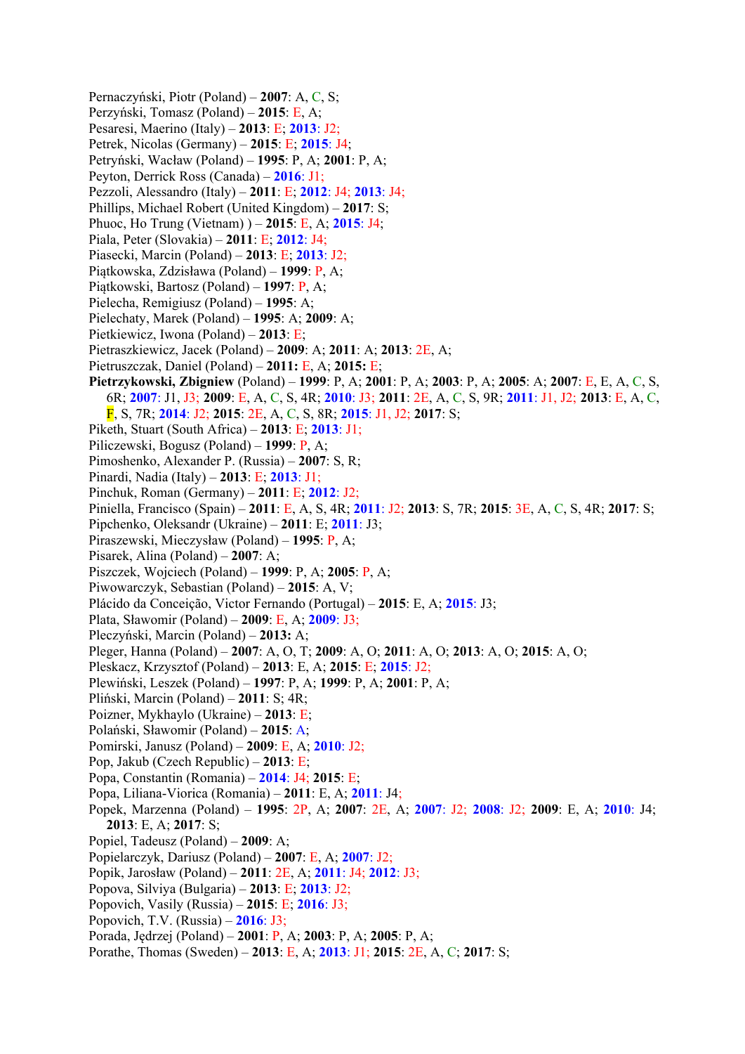Pernaczyński, Piotr (Poland) – **2007**: A, C, S;
Perzyński, Tomasz (Poland) – **2015**: E, A;
Pesaresi, Maerino (Italy) – **2013**: E; **2013**: J2;
Petrek, Nicolas (Germany) – **2015**: E; **2015**: J4;
Petryński, Wacław (Poland) – **1995**: P, A; **2001**: P, A;
Peyton, Derrick Ross (Canada) – **2016**: J1;
Pezzoli, Alessandro (Italy) – **2011**: E; **2012**: J4; **2013**: J4;
Phillips, Michael Robert (United Kingdom) – **2017**: S;
Phuoc, Ho Trung (Vietnam) ) – **2015**: E, A; **2015**: J4;
Piala, Peter (Slovakia) – **2011**: E; **2012**: J4;
Piasecki, Marcin (Poland) – **2013**: E; **2013**: J2;
Piątkowska, Zdzisława (Poland) – **1999**: P, A;
Piątkowski, Bartosz (Poland) – **1997**: P, A;
Pielecha, Remigiusz (Poland) – **1995**: A;
Pielechaty, Marek (Poland) – **1995**: A; **2009**: A;
Pietkiewicz, Iwona (Poland) – **2013**: E;
Pietraszkiewicz, Jacek (Poland) – **2009**: A; **2011**: A; **2013**: 2E, A;
Pietruszczak, Daniel (Poland) – **2011:** E, A; **2015:** E;
**Pietrzykowski, Zbigniew** (Poland) – **1999**: P, A; **2001**: P, A; **2003**: P, A; **2005**: A; **2007**: E, E, A, C, S, 6R; **2007**: J1, J3; **2009**: E, A, C, S, 4R; **2010**: J3; **2011**: 2E, A, C, S, 9R; **2011**: J1, J2; **2013**: E, A, C, F, S, 7R; **2014**: J2; **2015**: 2E, A, C, S, 8R; **2015**: J1, J2; **2017**: S;
Piketh, Stuart (South Africa) – **2013**: E; **2013**: J1;
Piliczewski, Bogusz (Poland) – **1999**: P, A;
Pimoshenko, Alexander P. (Russia) – **2007**: S, R;
Pinardi, Nadia (Italy) – **2013**: E; **2013**: J1;
Pinchuk, Roman (Germany) – **2011**: E; **2012**: J2;
Piniella, Francisco (Spain) – **2011**: E, A, S, 4R; **2011**: J2; **2013**: S, 7R; **2015**: 3E, A, C, S, 4R; **2017**: S;
Pipchenko, Oleksandr (Ukraine) – **2011**: E; **2011**: J3;
Piraszewski, Mieczysław (Poland) – **1995**: P, A;
Pisarek, Alina (Poland) – **2007**: A;
Piszczek, Wojciech (Poland) – **1999**: P, A; **2005**: P, A;
Piwowarczyk, Sebastian (Poland) – **2015**: A, V;
Plácido da Conceição, Victor Fernando (Portugal) – **2015**: E, A; **2015**: J3;
Plata, Sławomir (Poland) – **2009**: E, A; **2009**: J3;
Pleczyński, Marcin (Poland) – **2013:** A;
Pleger, Hanna (Poland) – **2007**: A, O, T; **2009**: A, O; **2011**: A, O; **2013**: A, O; **2015**: A, O;
Pleskacz, Krzysztof (Poland) – **2013**: E, A; **2015**: E; **2015**: J2;
Plewiński, Leszek (Poland) – **1997**: P, A; **1999**: P, A; **2001**: P, A;
Pliński, Marcin (Poland) – **2011**: S; 4R;
Poizner, Mykhaylo (Ukraine) – **2013**: E;
Polański, Sławomir (Poland) – **2015**: A;
Pomirski, Janusz (Poland) – **2009**: E, A; **2010**: J2;
Pop, Jakub (Czech Republic) – **2013**: E;
Popa, Constantin (Romania) – **2014**: J4; **2015**: E;
Popa, Liliana-Viorica (Romania) – **2011**: E, A; **2011**: J4;
Popek, Marzenna (Poland) – **1995**: 2P, A; **2007**: 2E, A; **2007**: J2; **2008**: J2; **2009**: E, A; **2010**: J4; **2013**: E, A; **2017**: S;
Popiel, Tadeusz (Poland) – **2009**: A;
Popielarczyk, Dariusz (Poland) – **2007**: E, A; **2007**: J2;
Popik, Jarosław (Poland) – **2011**: 2E, A; **2011**: J4; **2012**: J3;
Popova, Silviya (Bulgaria) – **2013**: E; **2013**: J2;
Popovich, Vasily (Russia) – **2015**: E; **2016**: J3;
Popovich, T.V. (Russia) – **2016**: J3;
Porada, Jędrzej (Poland) – **2001**: P, A; **2003**: P, A; **2005**: P, A;
Porathe, Thomas (Sweden) – **2013**: E, A; **2013**: J1; **2015**: 2E, A, C; **2017**: S;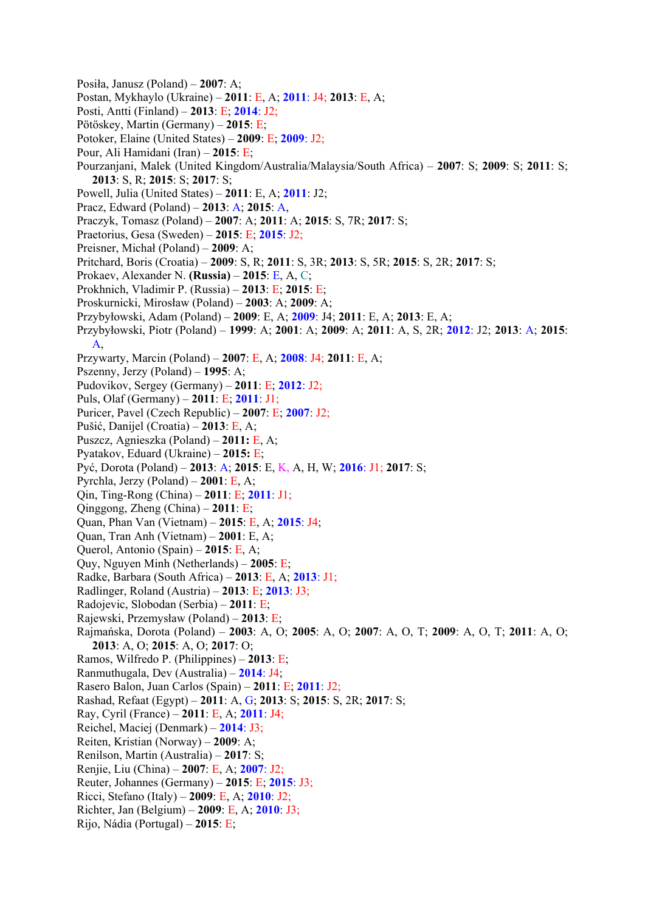Posiła, Janusz (Poland) – **2007**: A;
Postan, Mykhaylo (Ukraine) – **2011**: E, A; **2011**: J4; **2013**: E, A;
Posti, Antti (Finland) – **2013**: E; **2014**: J2;
Pötöskey, Martin (Germany) – **2015**: E;
Potoker, Elaine (United States) – **2009**: E; **2009**: J2;
Pour, Ali Hamidani (Iran) – **2015**: E;
Pourzanjani, Malek (United Kingdom/Australia/Malaysia/South Africa) – **2007**: S; **2009**: S; **2011**: S; **2013**: S, R; **2015**: S; **2017**: S;
Powell, Julia (United States) – **2011**: E, A; **2011**: J2;
Pracz, Edward (Poland) – **2013**: A; **2015**: A,
Praczyk, Tomasz (Poland) – **2007**: A; **2011**: A; **2015**: S, 7R; **2017**: S;
Praetorius, Gesa (Sweden) – **2015**: E; **2015**: J2;
Preisner, Michał (Poland) – **2009**: A;
Pritchard, Boris (Croatia) – **2009**: S, R; **2011**: S, 3R; **2013**: S, 5R; **2015**: S, 2R; **2017**: S;
Prokaev, Alexander N. **(Russia)** – **2015**: E, A, C;
Prokhnich, Vladimir P. (Russia) – **2013**: E; **2015**: E;
Proskurnicki, Mirosław (Poland) – **2003**: A; **2009**: A;
Przybyłowski, Adam (Poland) – **2009**: E, A; **2009**: J4; **2011**: E, A; **2013**: E, A;
Przybyłowski, Piotr (Poland) – **1999**: A; **2001**: A; **2009**: A; **2011**: A, S, 2R; **2012**: J2; **2013**: A; **2015**: A,
Przywarty, Marcin (Poland) – **2007**: E, A; **2008**: J4; **2011**: E, A;
Pszenny, Jerzy (Poland) – **1995**: A;
Pudovikov, Sergey (Germany) – **2011**: E; **2012**: J2;
Puls, Olaf (Germany) – **2011**: E; **2011**: J1;
Puricer, Pavel (Czech Republic) – **2007**: E; **2007**: J2;
Pušić, Danijel (Croatia) – **2013**: E, A;
Puszcz, Agnieszka (Poland) – **2011:** E, A;
Pyatakov, Eduard (Ukraine) – **2015:** E;
Pyć, Dorota (Poland) – **2013**: A; **2015**: E, K, A, H, W; **2016**: J1; **2017**: S;
Pyrchla, Jerzy (Poland) – **2001**: E, A;
Qin, Ting-Rong (China) – **2011**: E; **2011**: J1;
Qinggong, Zheng (China) – **2011**: E;
Quan, Phan Van (Vietnam) – **2015**: E, A; **2015**: J4;
Quan, Tran Anh (Vietnam) – **2001**: E, A;
Querol, Antonio (Spain) – **2015**: E, A;
Quy, Nguyen Minh (Netherlands) – **2005**: E;
Radke, Barbara (South Africa) – **2013**: E, A; **2013**: J1;
Radlinger, Roland (Austria) – **2013**: E; **2013**: J3;
Radojevic, Slobodan (Serbia) – **2011**: E;
Rajewski, Przemysław (Poland) – **2013**: E;
Rajmańska, Dorota (Poland) – **2003**: A, O; **2005**: A, O; **2007**: A, O, T; **2009**: A, O, T; **2011**: A, O; **2013**: A, O; **2015**: A, O; **2017**: O;
Ramos, Wilfredo P. (Philippines) – **2013**: E;
Ranmuthugala, Dev (Australia) – **2014**: J4;
Rasero Balon, Juan Carlos (Spain) – **2011**: E; **2011**: J2;
Rashad, Refaat (Egypt) – **2011**: A, G; **2013**: S; **2015**: S, 2R; **2017**: S;
Ray, Cyril (France) – **2011**: E, A; **2011**: J4;
Reichel, Maciej (Denmark) – **2014**: J3;
Reiten, Kristian (Norway) – **2009**: A;
Renilson, Martin (Australia) – **2017**: S;
Renjie, Liu (China) – **2007**: E, A; **2007**: J2;
Reuter, Johannes (Germany) – **2015**: E; **2015**: J3;
Ricci, Stefano (Italy) – **2009**: E, A; **2010**: J2;
Richter, Jan (Belgium) – **2009**: E, A; **2010**: J3;
Rijo, Nádia (Portugal) – **2015**: E;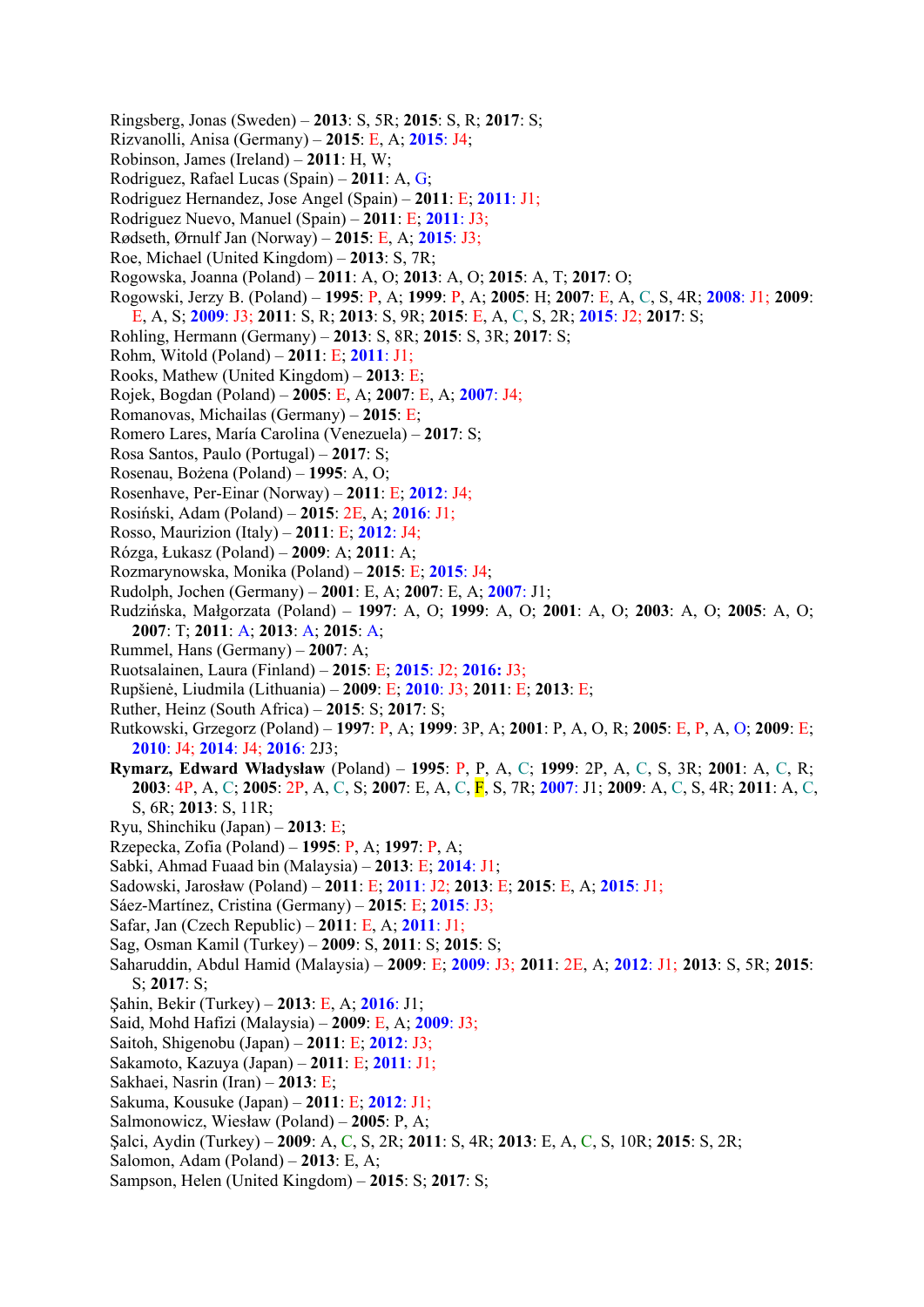Ringsberg, Jonas (Sweden) – **2013**: S, 5R; **2015**: S, R; **2017**: S;
Rizvanolli, Anisa (Germany) – **2015**: E, A; **2015**: J4;
Robinson, James (Ireland) – **2011**: H, W;
Rodriguez, Rafael Lucas (Spain) – **2011**: A, G;
Rodriguez Hernandez, Jose Angel (Spain) – **2011**: E; **2011**: J1;
Rodriguez Nuevo, Manuel (Spain) – **2011**: E; **2011**: J3;
Rødseth, Ørnulf Jan (Norway) – **2015**: E, A; **2015**: J3;
Roe, Michael (United Kingdom) – **2013**: S, 7R;
Rogowska, Joanna (Poland) – **2011**: A, O; **2013**: A, O; **2015**: A, T; **2017**: O;
Rogowski, Jerzy B. (Poland) – **1995**: P, A; **1999**: P, A; **2005**: H; **2007**: E, A, C, S, 4R; **2008**: J1; **2009**: E, A, S; **2009**: J3; **2011**: S, R; **2013**: S, 9R; **2015**: E, A, C, S, 2R; **2015**: J2; **2017**: S;
Rohling, Hermann (Germany) – **2013**: S, 8R; **2015**: S, 3R; **2017**: S;
Rohm, Witold (Poland) – **2011**: E; **2011**: J1;
Rooks, Mathew (United Kingdom) – **2013**: E;
Rojek, Bogdan (Poland) – **2005**: E, A; **2007**: E, A; **2007**: J4;
Romanovas, Michailas (Germany) – **2015**: E;
Romero Lares, María Carolina (Venezuela) – **2017**: S;
Rosa Santos, Paulo (Portugal) – **2017**: S;
Rosenau, Bożena (Poland) – **1995**: A, O;
Rosenhave, Per-Einar (Norway) – **2011**: E; **2012**: J4;
Rosiński, Adam (Poland) – **2015**: 2E, A; **2016**: J1;
Rosso, Maurizion (Italy) – **2011**: E; **2012**: J4;
Rózga, Łukasz (Poland) – **2009**: A; **2011**: A;
Rozmarynowska, Monika (Poland) – **2015**: E; **2015**: J4;
Rudolph, Jochen (Germany) – **2001**: E, A; **2007**: E, A; **2007**: J1;
Rudzińska, Małgorzata (Poland) – **1997**: A, O; **1999**: A, O; **2001**: A, O; **2003**: A, O; **2005**: A, O; **2007**: T; **2011**: A; **2013**: A; **2015**: A;
Rummel, Hans (Germany) – **2007**: A;
Ruotsalainen, Laura (Finland) – **2015**: E; **2015**: J2; **2016**: J3;
Rupšienė, Liudmila (Lithuania) – **2009**: E; **2010**: J3; **2011**: E; **2013**: E;
Ruther, Heinz (South Africa) – **2015**: S; **2017**: S;
Rutkowski, Grzegorz (Poland) – **1997**: P, A; **1999**: 3P, A; **2001**: P, A, O, R; **2005**: E, P, A, O; **2009**: E; **2010**: J4; **2014**: J4; **2016**: 2J3;
**Rymarz, Edward Władysław** (Poland) – **1995**: P, P, A, C; **1999**: 2P, A, C, S, 3R; **2001**: A, C, R; **2003**: 4P, A, C; **2005**: 2P, A, C, S; **2007**: E, A, C, F, S, 7R; **2007**: J1; **2009**: A, C, S, 4R; **2011**: A, C, S, 6R; **2013**: S, 11R;
Ryu, Shinchiku (Japan) – **2013**: E;
Rzepecka, Zofia (Poland) – **1995**: P, A; **1997**: P, A;
Sabki, Ahmad Fuaad bin (Malaysia) – **2013**: E; **2014**: J1;
Sadowski, Jarosław (Poland) – **2011**: E; **2011**: J2; **2013**: E; **2015**: E, A; **2015**: J1;
Sáez-Martínez, Cristina (Germany) – **2015**: E; **2015**: J3;
Safar, Jan (Czech Republic) – **2011**: E, A; **2011**: J1;
Sag, Osman Kamil (Turkey) – **2009**: S, **2011**: S; **2015**: S;
Saharuddin, Abdul Hamid (Malaysia) – **2009**: E; **2009**: J3; **2011**: 2E, A; **2012**: J1; **2013**: S, 5R; **2015**: S; **2017**: S;
Şahin, Bekir (Turkey) – **2013**: E, A; **2016**: J1;
Said, Mohd Hafizi (Malaysia) – **2009**: E, A; **2009**: J3;
Saitoh, Shigenobu (Japan) – **2011**: E; **2012**: J3;
Sakamoto, Kazuya (Japan) – **2011**: E; **2011**: J1;
Sakhaei, Nasrin (Iran) – **2013**: E;
Sakuma, Kousuke (Japan) – **2011**: E; **2012**: J1;
Salmonowicz, Wiesław (Poland) – **2005**: P, A;
Şalci, Aydin (Turkey) – **2009**: A, C, S, 2R; **2011**: S, 4R; **2013**: E, A, C, S, 10R; **2015**: S, 2R;
Salomon, Adam (Poland) – **2013**: E, A;
Sampson, Helen (United Kingdom) – **2015**: S; **2017**: S;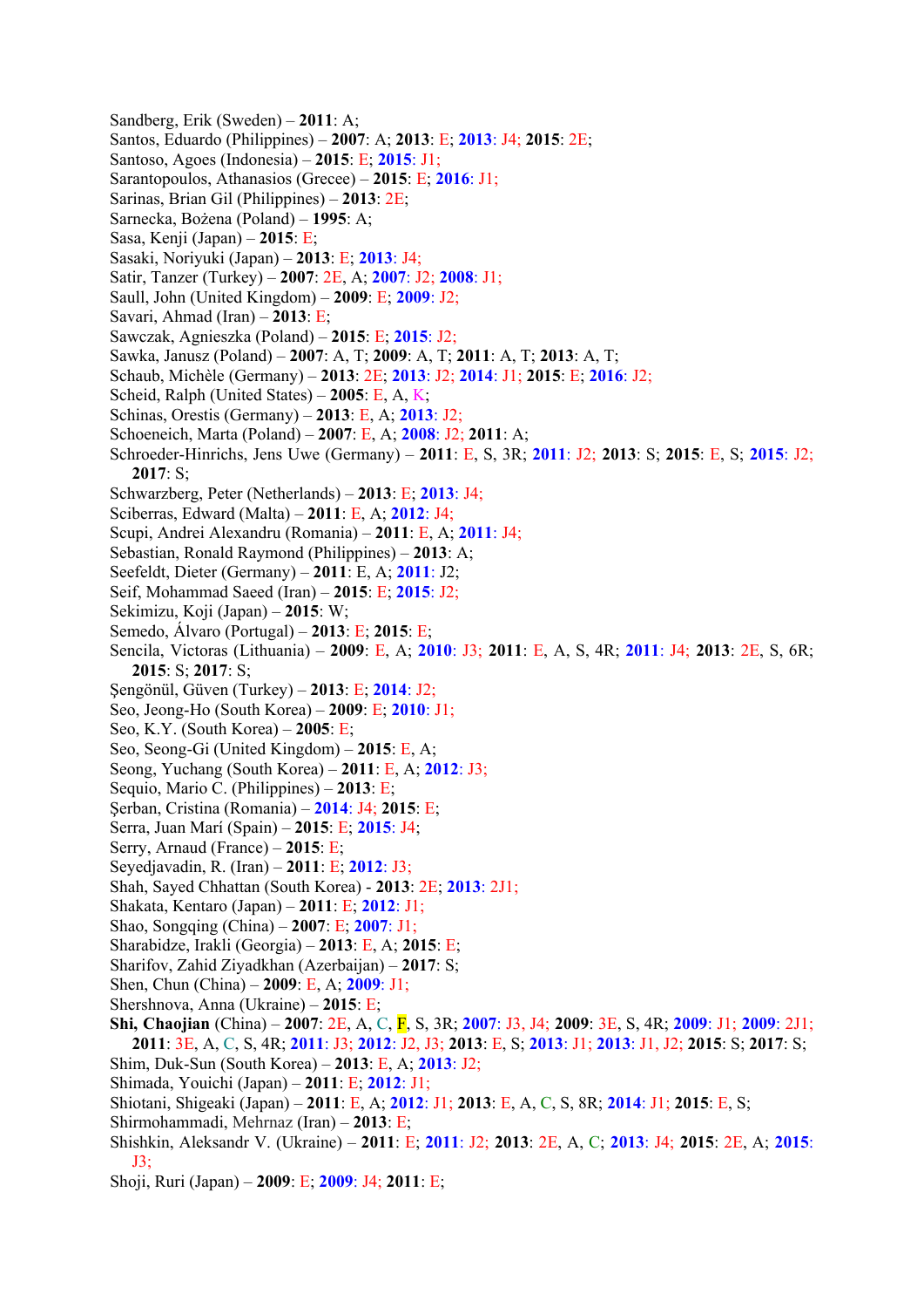Sandberg, Erik (Sweden) – **2011**: A;
Santos, Eduardo (Philippines) – **2007**: A; **2013**: E; **2013**: J4; **2015**: 2E;
Santoso, Agoes (Indonesia) – **2015**: E; **2015**: J1;
Sarantopoulos, Athanasios (Grecee) – **2015**: E; **2016**: J1;
Sarinas, Brian Gil (Philippines) – **2013**: 2E;
Sarnecka, Bożena (Poland) – **1995**: A;
Sasa, Kenji (Japan) – **2015**: E;
Sasaki, Noriyuki (Japan) – **2013**: E; **2013**: J4;
Satir, Tanzer (Turkey) – **2007**: 2E, A; **2007**: J2; **2008**: J1;
Saull, John (United Kingdom) – **2009**: E; **2009**: J2;
Savari, Ahmad (Iran) – **2013**: E;
Sawczak, Agnieszka (Poland) – **2015**: E; **2015**: J2;
Sawka, Janusz (Poland) – **2007**: A, T; **2009**: A, T; **2011**: A, T; **2013**: A, T;
Schaub, Michèle (Germany) – **2013**: 2E; **2013**: J2; **2014**: J1; **2015**: E; **2016**: J2;
Scheid, Ralph (United States) – **2005**: E, A, K;
Schinas, Orestis (Germany) – **2013**: E, A; **2013**: J2;
Schoeneich, Marta (Poland) – **2007**: E, A; **2008**: J2; **2011**: A;
Schroeder-Hinrichs, Jens Uwe (Germany) – **2011**: E, S, 3R; **2011**: J2; **2013**: S; **2015**: E, S; **2015**: J2; **2017**: S;
Schwarzberg, Peter (Netherlands) – **2013**: E; **2013**: J4;
Sciberras, Edward (Malta) – **2011**: E, A; **2012**: J4;
Scupi, Andrei Alexandru (Romania) – **2011**: E, A; **2011**: J4;
Sebastian, Ronald Raymond (Philippines) – **2013**: A;
Seefeldt, Dieter (Germany) – **2011**: E, A; **2011**: J2;
Seif, Mohammad Saeed (Iran) – **2015**: E; **2015**: J2;
Sekimizu, Koji (Japan) – **2015**: W;
Semedo, Álvaro (Portugal) – **2013**: E; **2015**: E;
Sencila, Victoras (Lithuania) – **2009**: E, A; **2010**: J3; **2011**: E, A, S, 4R; **2011**: J4; **2013**: 2E, S, 6R; **2015**: S; **2017**: S;
Şengönül, Güven (Turkey) – **2013**: E; **2014**: J2;
Seo, Jeong-Ho (South Korea) – **2009**: E; **2010**: J1;
Seo, K.Y. (South Korea) – **2005**: E;
Seo, Seong-Gi (United Kingdom) – **2015**: E, A;
Seong, Yuchang (South Korea) – **2011**: E, A; **2012**: J3;
Sequio, Mario C. (Philippines) – **2013**: E;
Şerban, Cristina (Romania) – **2014**: J4; **2015**: E;
Serra, Juan Marí (Spain) – **2015**: E; **2015**: J4;
Serry, Arnaud (France) – **2015**: E;
Seyedjavadin, R. (Iran) – **2011**: E; **2012**: J3;
Shah, Sayed Chhattan (South Korea) - **2013**: 2E; **2013**: 2J1;
Shakata, Kentaro (Japan) – **2011**: E; **2012**: J1;
Shao, Songqing (China) – **2007**: E; **2007**: J1;
Sharabidze, Irakli (Georgia) – **2013**: E, A; **2015**: E;
Sharifov, Zahid Ziyadkhan (Azerbaijan) – **2017**: S;
Shen, Chun (China) – **2009**: E, A; **2009**: J1;
Shershnova, Anna (Ukraine) – **2015**: E;
**Shi, Chaojian** (China) – **2007**: 2E, A, C, F, S, 3R; **2007**: J3, J4; **2009**: 3E, S, 4R; **2009**: J1; **2009**: 2J1; **2011**: 3E, A, C, S, 4R; **2011**: J3; **2012**: J2, J3; **2013**: E, S; **2013**: J1; **2013**: J1, J2; **2015**: S; **2017**: S;
Shim, Duk-Sun (South Korea) – **2013**: E, A; **2013**: J2;
Shimada, Youichi (Japan) – **2011**: E; **2012**: J1;
Shiotani, Shigeaki (Japan) – **2011**: E, A; **2012**: J1; **2013**: E, A, C, S, 8R; **2014**: J1; **2015**: E, S;
Shirmohammadi, Mehrnaz (Iran) – **2013**: E;
Shishkin, Aleksandr V. (Ukraine) – **2011**: E; **2011**: J2; **2013**: 2E, A, C; **2013**: J4; **2015**: 2E, A; **2015**: J3;
Shoji, Ruri (Japan) – **2009**: E; **2009**: J4; **2011**: E;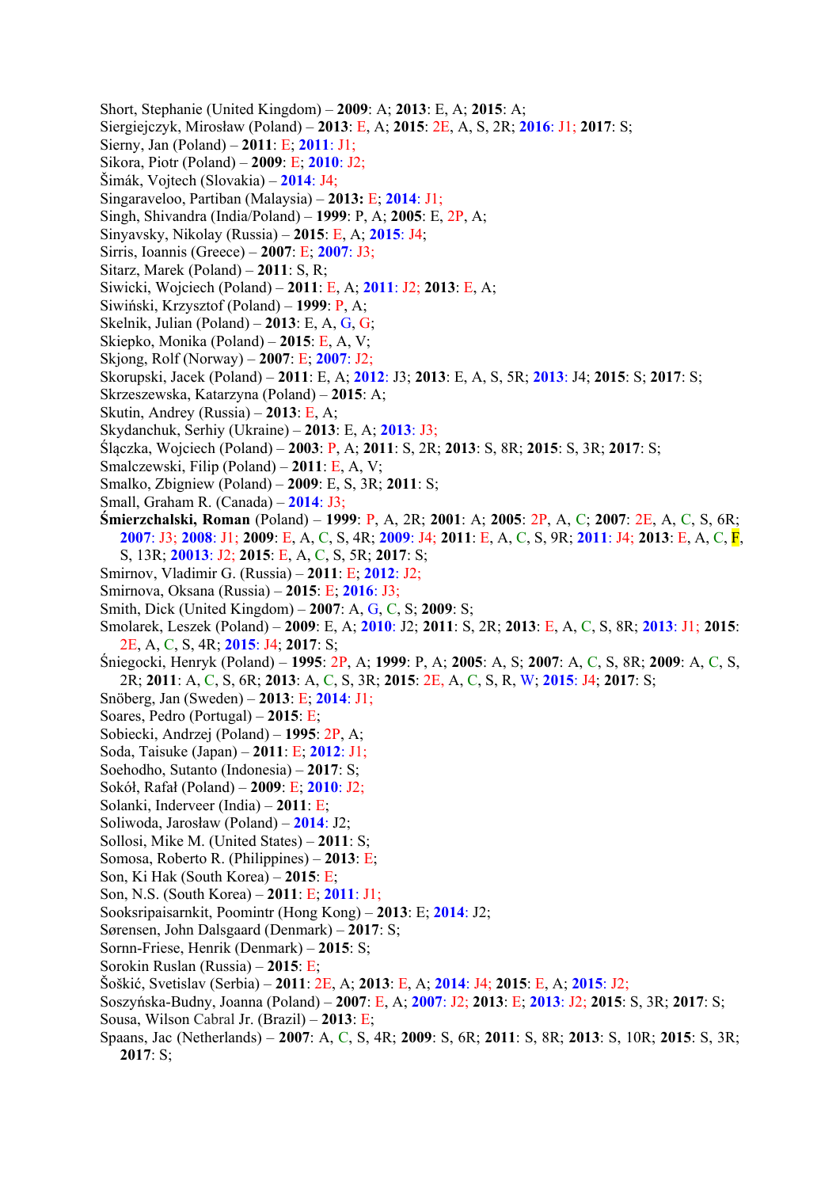Short, Stephanie (United Kingdom) – **2009**: A; **2013**: E, A; **2015**: A;
Siergiejczyk, Mirosław (Poland) – **2013**: E, A; **2015**: 2E, A, S, 2R; **2016**: J1; **2017**: S;
Sierny, Jan (Poland) – **2011**: E; **2011**: J1;
Sikora, Piotr (Poland) – **2009**: E; **2010**: J2;
Šimák, Vojtech (Slovakia) – **2014**: J4;
Singaraveloo, Partiban (Malaysia) – **2013:** E; **2014**: J1;
Singh, Shivandra (India/Poland) – **1999**: P, A; **2005**: E, 2P, A;
Sinyavsky, Nikolay (Russia) – **2015**: E, A; **2015**: J4;
Sirris, Ioannis (Greece) – **2007**: E; **2007**: J3;
Sitarz, Marek (Poland) – **2011**: S, R;
Siwicki, Wojciech (Poland) – **2011**: E, A; **2011**: J2; **2013**: E, A;
Siwiński, Krzysztof (Poland) – **1999**: P, A;
Skelnik, Julian (Poland) – **2013**: E, A, G, G;
Skiepko, Monika (Poland) – **2015**: E, A, V;
Skjong, Rolf (Norway) – **2007**: E; **2007**: J2;
Skorupski, Jacek (Poland) – **2011**: E, A; **2012**: J3; **2013**: E, A, S, 5R; **2013**: J4; **2015**: S; **2017**: S;
Skrzeszewska, Katarzyna (Poland) – **2015**: A;
Skutin, Andrey (Russia) – **2013**: E, A;
Skydanchuk, Serhiy (Ukraine) – **2013**: E, A; **2013**: J3;
Śląc​zka, Wojciech (Poland) – **2003**: P, A; **2011**: S, 2R; **2013**: S, 8R; **2015**: S, 3R; **2017**: S;
Smalczewski, Filip (Poland) – **2011**: E, A, V;
Smalko, Zbigniew (Poland) – **2009**: E, S, 3R; **2011**: S;
Small, Graham R. (Canada) – **2014**: J3;
**Śmierzchalski, Roman** (Poland) – **1999**: P, A, 2R; **2001**: A; **2005**: 2P, A, C; **2007**: 2E, A, C, S, 6R; **2007**: J3; **2008**: J1; **2009**: E, A, C, S, 4R; **2009**: J4; **2011**: E, A, C, S, 9R; **2011**: J4; **2013**: E, A, C, F, S, 13R; **20013**: J2; **2015**: E, A, C, S, 5R; **2017**: S;
Smirnov, Vladimir G. (Russia) – **2011**: E; **2012**: J2;
Smirnova, Oksana (Russia) – **2015**: E; **2016**: J3;
Smith, Dick (United Kingdom) – **2007**: A, G, C, S; **2009**: S;
Smolarek, Leszek (Poland) – **2009**: E, A; **2010**: J2; **2011**: S, 2R; **2013**: E, A, C, S, 8R; **2013**: J1; **2015**: 2E, A, C, S, 4R; **2015**: J4; **2017**: S;
Śniegocki, Henryk (Poland) – **1995**: 2P, A; **1999**: P, A; **2005**: A, S; **2007**: A, C, S, 8R; **2009**: A, C, S, 2R; **2011**: A, C, S, 6R; **2013**: A, C, S, 3R; **2015**: 2E, A, C, S, R, W; **2015**: J4; **2017**: S;
Snöberg, Jan (Sweden) – **2013**: E; **2014**: J1;
Soares, Pedro (Portugal) – **2015**: E;
Sobiecki, Andrzej (Poland) – **1995**: 2P, A;
Soda, Taisuke (Japan) – **2011**: E; **2012**: J1;
Soehodho, Sutanto (Indonesia) – **2017**: S;
Sokół, Rafał (Poland) – **2009**: E; **2010**: J2;
Solanki, Inderveer (India) – **2011**: E;
Soliwoda, Jarosław (Poland) – **2014**: J2;
Sollosi, Mike M. (United States) – **2011**: S;
Somosa, Roberto R. (Philippines) – **2013**: E;
Son, Ki Hak (South Korea) – **2015**: E;
Son, N.S. (South Korea) – **2011**: E; **2011**: J1;
Sooksripaisarnkit, Poomintr (Hong Kong) – **2013**: E; **2014**: J2;
Sørensen, John Dalsgaard (Denmark) – **2017**: S;
Sornn-Friese, Henrik (Denmark) – **2015**: S;
Sorokin Ruslan (Russia) – **2015**: E;
Šoškić, Svetislav (Serbia) – **2011**: 2E, A; **2013**: E, A; **2014**: J4; **2015**: E, A; **2015**: J2;
Soszyńska-Budny, Joanna (Poland) – **2007**: E, A; **2007**: J2; **2013**: E; **2013**: J2; **2015**: S, 3R; **2017**: S;
Sousa, Wilson Cabral Jr. (Brazil) – **2013**: E;
Spaans, Jac (Netherlands) – **2007**: A, C, S, 4R; **2009**: S, 6R; **2011**: S, 8R; **2013**: S, 10R; **2015**: S, 3R; **2017**: S;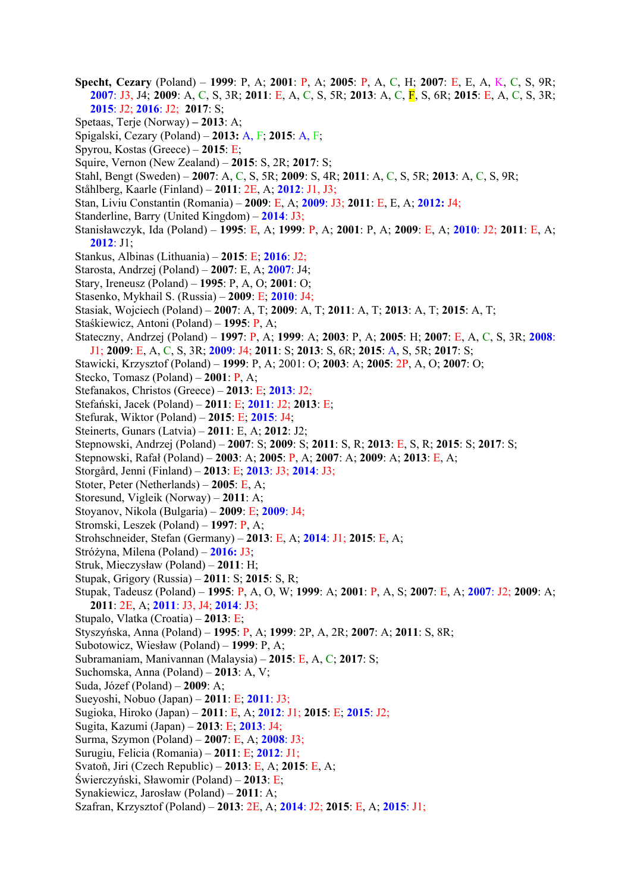**Specht, Cezary** (Poland) – **1999**: P, A; **2001**: P, A; **2005**: P, A, C, H; **2007**: E, E, A, K, C, S, 9R; **2007**: J3, J4; **2009**: A, C, S, 3R; **2011**: E, A, C, S, 5R; **2013**: A, C, F, S, 6R; **2015**: E, A, C, S, 3R; **2015**: J2; **2016**: J2; **2017**: S;

Spetaas, Terje (Norway) **– 2013**: A;

Spigalski, Cezary (Poland) – **2013:** A, F; **2015**: A, F;

Spyrou, Kostas (Greece) – **2015**: E;

Squire, Vernon (New Zealand) – **2015**: S, 2R; **2017**: S;

Stahl, Bengt (Sweden) – **2007**: A, C, S, 5R; **2009**: S, 4R; **2011**: A, C, S, 5R; **2013**: A, C, S, 9R;

Ståhlberg, Kaarle (Finland) – **2011**: 2E, A; **2012**: J1, J3;

Stan, Liviu Constantin (Romania) – **2009**: E, A; **2009**: J3; **2011**: E, E, A; **2012:** J4;

Standerline, Barry (United Kingdom) – **2014**: J3;

Stanisławczyk, Ida (Poland) – **1995**: E, A; **1999**: P, A; **2001**: P, A; **2009**: E, A; **2010**: J2; **2011**: E, A; **2012**: J1;

Stankus, Albinas (Lithuania) – **2015**: E; **2016**: J2;

Starosta, Andrzej (Poland) – **2007**: E, A; **2007**: J4;

Stary, Ireneusz (Poland) – **1995**: P, A, O; **2001**: O;

Stasenko, Mykhail S. (Russia) – **2009**: E; **2010**: J4;

Stasiak, Wojciech (Poland) – **2007**: A, T; **2009**: A, T; **2011**: A, T; **2013**: A, T; **2015**: A, T;

Staśkiewicz, Antoni (Poland) – **1995**: P, A;

Stateczny, Andrzej (Poland) – **1997**: P, A; **1999**: A; **2003**: P, A; **2005**: H; **2007**: E, A, C, S, 3R; **2008**: J1; **2009**: E, A, C, S, 3R; **2009**: J4; **2011**: S; **2013**: S, 6R; **2015**: A, S, 5R; **2017**: S;

Stawicki, Krzysztof (Poland) – **1999**: P, A; 2001: O; **2003**: A; **2005**: 2P, A, O; **2007**: O;

Stecko, Tomasz (Poland) – **2001**: P, A;

Stefanakos, Christos (Greece) – **2013**: E; **2013**: J2;

Stefański, Jacek (Poland) – **2011**: E; **2011**: J2; **2013**: E;

Stefurak, Wiktor (Poland) – **2015**: E; **2015**: J4;

Steinerts, Gunars (Latvia) – **2011**: E, A; **2012**: J2;

Stepnowski, Andrzej (Poland) – **2007**: S; **2009**: S; **2011**: S, R; **2013**: E, S, R; **2015**: S; **2017**: S;

Stepnowski, Rafał (Poland) – **2003**: A; **2005**: P, A; **2007**: A; **2009**: A; **2013**: E, A;

Storgård, Jenni (Finland) – **2013**: E; **2013**: J3; **2014**: J3;

Stoter, Peter (Netherlands) – **2005**: E, A;

Storesund, Vigleik (Norway) – **2011**: A;

Stoyanov, Nikola (Bulgaria) – **2009**: E; **2009**: J4;

Stromski, Leszek (Poland) – **1997**: P, A;

Strohschneider, Stefan (Germany) – **2013**: E, A; **2014**: J1; **2015**: E, A;

Stróżyna, Milena (Poland) – **2016:** J3;

Struk, Mieczysław (Poland) – **2011**: H;

Stupak, Grigory (Russia) – **2011**: S; **2015**: S, R;

Stupak, Tadeusz (Poland) – **1995**: P, A, O, W; **1999**: A; **2001**: P, A, S; **2007**: E, A; **2007**: J2; **2009**: A; **2011**: 2E, A; **2011**: J3, J4; **2014**: J3;

Stupalo, Vlatka (Croatia) – **2013**: E;

Styszyńska, Anna (Poland) – **1995**: P, A; **1999**: 2P, A, 2R; **2007**: A; **2011**: S, 8R;

Subotowicz, Wiesław (Poland) – **1999**: P, A;

Subramaniam, Manivannan (Malaysia) – **2015**: E, A, C; **2017**: S;

Suchomska, Anna (Poland) – **2013**: A, V;

Suda, Józef (Poland) – **2009**: A;

Sueyoshi, Nobuo (Japan) – **2011**: E; **2011**: J3;

Sugioka, Hiroko (Japan) – **2011**: E, A; **2012**: J1; **2015**: E; **2015**: J2;

Sugita, Kazumi (Japan) – **2013**: E; **2013**: J4;

Surma, Szymon (Poland) – **2007**: E, A; **2008**: J3;

Surugiu, Felicia (Romania) – **2011**: E; **2012**: J1;

Svatoň, Jiri (Czech Republic) – **2013**: E, A; **2015**: E, A;

Świerczyński, Sławomir (Poland) – **2013**: E;

Synakiewicz, Jarosław (Poland) – **2011**: A;

Szafran, Krzysztof (Poland) – **2013**: 2E, A; **2014**: J2; **2015**: E, A; **2015**: J1;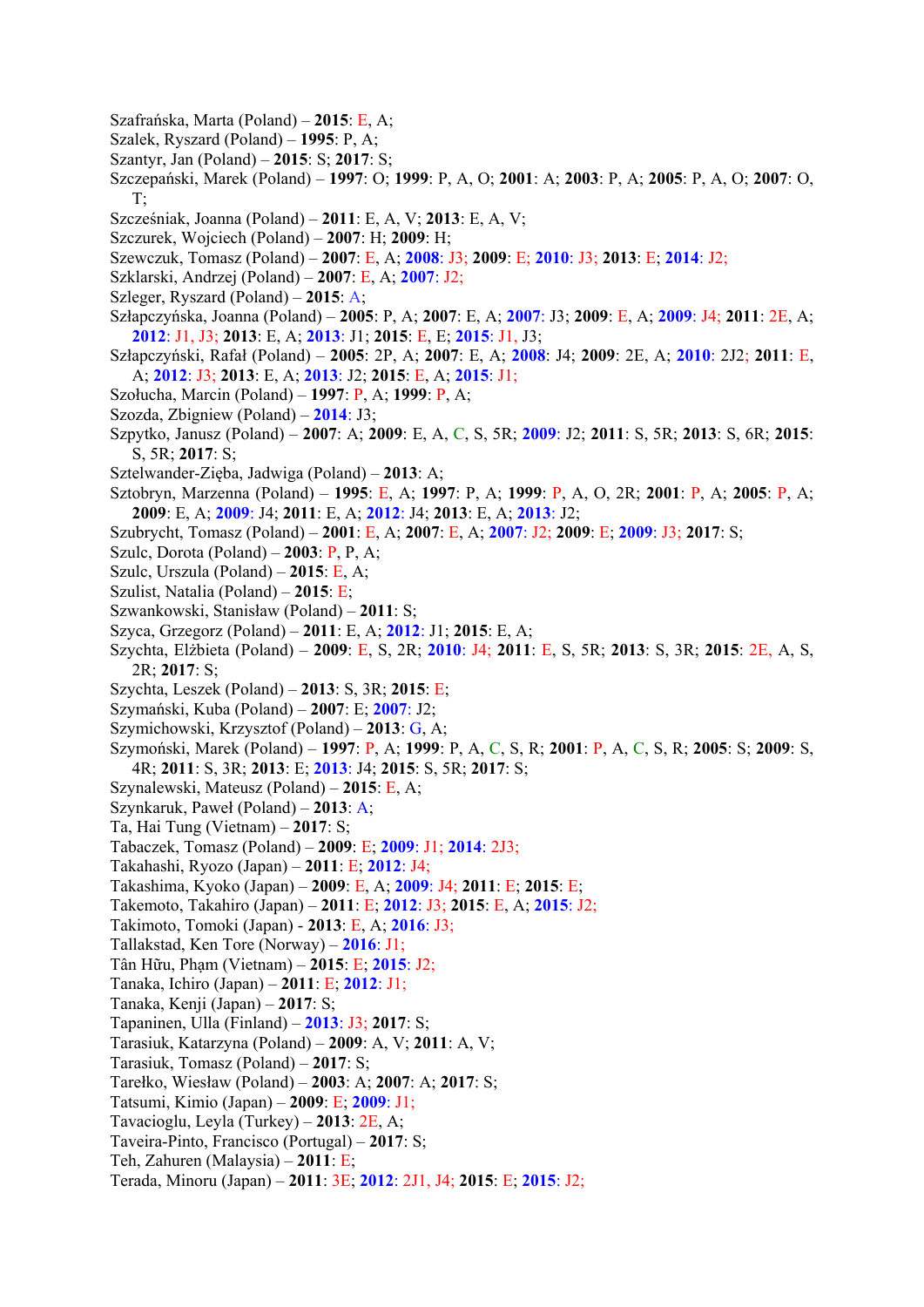Szafrańska, Marta (Poland) – **2015**: E, A;
Szalek, Ryszard (Poland) – **1995**: P, A;
Szantyr, Jan (Poland) – **2015**: S; **2017**: S;
Szczepański, Marek (Poland) – **1997**: O; **1999**: P, A, O; **2001**: A; **2003**: P, A; **2005**: P, A, O; **2007**: O, T;
Szcześniak, Joanna (Poland) – **2011**: E, A, V; **2013**: E, A, V;
Szczurek, Wojciech (Poland) – **2007**: H; **2009**: H;
Szewczuk, Tomasz (Poland) – **2007**: E, A; **2008**: J3; **2009**: E; **2010**: J3; **2013**: E; **2014**: J2;
Szklarski, Andrzej (Poland) – **2007**: E, A; **2007**: J2;
Szleger, Ryszard (Poland) – **2015**: A;
Szłapczyńska, Joanna (Poland) – **2005**: P, A; **2007**: E, A; **2007**: J3; **2009**: E, A; **2009**: J4; **2011**: 2E, A; **2012**: J1, J3; **2013**: E, A; **2013**: J1; **2015**: E, E; **2015**: J1, J3;
Szłapczyński, Rafał (Poland) – **2005**: 2P, A; **2007**: E, A; **2008**: J4; **2009**: 2E, A; **2010**: 2J2; **2011**: E, A; **2012**: J3; **2013**: E, A; **2013**: J2; **2015**: E, A; **2015**: J1;
Szołucha, Marcin (Poland) – **1997**: P, A; **1999**: P, A;
Szozda, Zbigniew (Poland) – **2014**: J3;
Szpytko, Janusz (Poland) – **2007**: A; **2009**: E, A, C, S, 5R; **2009**: J2; **2011**: S, 5R; **2013**: S, 6R; **2015**: S, 5R; **2017**: S;
Sztelwander-Zięba, Jadwiga (Poland) – **2013**: A;
Sztobryn, Marzenna (Poland) – **1995**: E, A; **1997**: P, A; **1999**: P, A, O, 2R; **2001**: P, A; **2005**: P, A; **2009**: E, A; **2009**: J4; **2011**: E, A; **2012**: J4; **2013**: E, A; **2013**: J2;
Szubrycht, Tomasz (Poland) – **2001**: E, A; **2007**: E, A; **2007**: J2; **2009**: E; **2009**: J3; **2017**: S;
Szulc, Dorota (Poland) – **2003**: P, P, A;
Szulc, Urszula (Poland) – **2015**: E, A;
Szulist, Natalia (Poland) – **2015**: E;
Szwankowski, Stanisław (Poland) – **2011**: S;
Szyca, Grzegorz (Poland) – **2011**: E, A; **2012**: J1; **2015**: E, A;
Szychta, Elżbieta (Poland) – **2009**: E, S, 2R; **2010**: J4; **2011**: E, S, 5R; **2013**: S, 3R; **2015**: 2E, A, S, 2R; **2017**: S;
Szychta, Leszek (Poland) – **2013**: S, 3R; **2015**: E;
Szymański, Kuba (Poland) – **2007**: E; **2007**: J2;
Szymichowski, Krzysztof (Poland) – **2013**: G, A;
Szymoński, Marek (Poland) – **1997**: P, A; **1999**: P, A, C, S, R; **2001**: P, A, C, S, R; **2005**: S; **2009**: S, 4R; **2011**: S, 3R; **2013**: E; **2013**: J4; **2015**: S, 5R; **2017**: S;
Szynalewski, Mateusz (Poland) – **2015**: E, A;
Szynkaruk, Paweł (Poland) – **2013**: A;
Ta, Hai Tung (Vietnam) – **2017**: S;
Tabaczek, Tomasz (Poland) – **2009**: E; **2009**: J1; **2014**: 2J3;
Takahashi, Ryozo (Japan) – **2011**: E; **2012**: J4;
Takashima, Kyoko (Japan) – **2009**: E, A; **2009**: J4; **2011**: E; **2015**: E;
Takemoto, Takahiro (Japan) – **2011**: E; **2012**: J3; **2015**: E, A; **2015**: J2;
Takimoto, Tomoki (Japan) - **2013**: E, A; **2016**: J3;
Tallakstad, Ken Tore (Norway) – **2016**: J1;
Tân Hữu, Phạm (Vietnam) – **2015**: E; **2015**: J2;
Tanaka, Ichiro (Japan) – **2011**: E; **2012**: J1;
Tanaka, Kenji (Japan) – **2017**: S;
Tapaninen, Ulla (Finland) – **2013**: J3; **2017**: S;
Tarasiuk, Katarzyna (Poland) – **2009**: A, V; **2011**: A, V;
Tarasiuk, Tomasz (Poland) – **2017**: S;
Tarełko, Wiesław (Poland) – **2003**: A; **2007**: A; **2017**: S;
Tatsumi, Kimio (Japan) – **2009**: E; **2009**: J1;
Tavacioglu, Leyla (Turkey) – **2013**: 2E, A;
Taveira-Pinto, Francisco (Portugal) – **2017**: S;
Teh, Zahuren (Malaysia) – **2011**: E;
Terada, Minoru (Japan) – **2011**: 3E; **2012**: 2J1, J4; **2015**: E; **2015**: J2;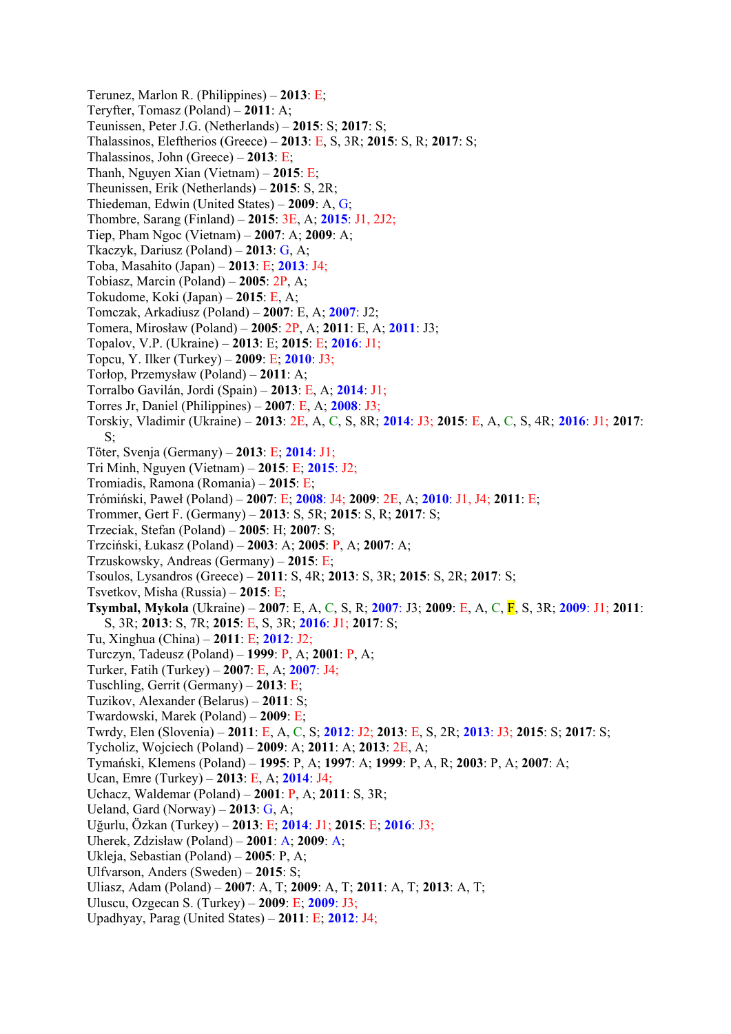Terunez, Marlon R. (Philippines) – **2013**: E;
Teryfter, Tomasz (Poland) – **2011**: A;
Teunissen, Peter J.G. (Netherlands) – **2015**: S; **2017**: S;
Thalassinos, Eleftherios (Greece) – **2013**: E, S, 3R; **2015**: S, R; **2017**: S;
Thalassinos, John (Greece) – **2013**: E;
Thanh, Nguyen Xian (Vietnam) – **2015**: E;
Theunissen, Erik (Netherlands) – **2015**: S, 2R;
Thiedeman, Edwin (United States) – **2009**: A, G;
Thombre, Sarang (Finland) – **2015**: 3E, A; **2015**: J1, 2J2;
Tiep, Pham Ngoc (Vietnam) – **2007**: A; **2009**: A;
Tkaczyk, Dariusz (Poland) – **2013**: G, A;
Toba, Masahito (Japan) – **2013**: E; **2013**: J4;
Tobiasz, Marcin (Poland) – **2005**: 2P, A;
Tokudome, Koki (Japan) – **2015**: E, A;
Tomczak, Arkadiusz (Poland) – **2007**: E, A; **2007**: J2;
Tomera, Mirosław (Poland) – **2005**: 2P, A; **2011**: E, A; **2011**: J3;
Topalov, V.P. (Ukraine) – **2013**: E; **2015**: E; **2016**: J1;
Topcu, Y. Ilker (Turkey) – **2009**: E; **2010**: J3;
Torłop, Przemysław (Poland) – **2011**: A;
Torralbo Gavilán, Jordi (Spain) – **2013**: E, A; **2014**: J1;
Torres Jr, Daniel (Philippines) – **2007**: E, A; **2008**: J3;
Torskiy, Vladimir (Ukraine) – **2013**: 2E, A, C, S, 8R; **2014**: J3; **2015**: E, A, C, S, 4R; **2016**: J1; **2017**: S;
Töter, Svenja (Germany) – **2013**: E; **2014**: J1;
Tri Minh, Nguyen (Vietnam) – **2015**: E; **2015**: J2;
Tromiadis, Ramona (Romania) – **2015**: E;
Trómiński, Paweł (Poland) – **2007**: E; **2008**: J4; **2009**: 2E, A; **2010**: J1, J4; **2011**: E;
Trommer, Gert F. (Germany) – **2013**: S, 5R; **2015**: S, R; **2017**: S;
Trzeciak, Stefan (Poland) – **2005**: H; **2007**: S;
Trzciński, Łukasz (Poland) – **2003**: A; **2005**: P, A; **2007**: A;
Trzuskowsky, Andreas (Germany) – **2015**: E;
Tsoulos, Lysandros (Greece) – **2011**: S, 4R; **2013**: S, 3R; **2015**: S, 2R; **2017**: S;
Tsvetkov, Misha (Russia) – **2015**: E;
**Tsymbal, Mykola** (Ukraine) – **2007**: E, A, C, S, R; **2007**: J3; **2009**: E, A, C, F, S, 3R; **2009**: J1; **2011**: S, 3R; **2013**: S, 7R; **2015**: E, S, 3R; **2016**: J1; **2017**: S;
Tu, Xinghua (China) – **2011**: E; **2012**: J2;
Turczyn, Tadeusz (Poland) – **1999**: P, A; **2001**: P, A;
Turker, Fatih (Turkey) – **2007**: E, A; **2007**: J4;
Tuschling, Gerrit (Germany) – **2013**: E;
Tuzikov, Alexander (Belarus) – **2011**: S;
Twardowski, Marek (Poland) – **2009**: E;
Twrdy, Elen (Slovenia) – **2011**: E, A, C, S; **2012**: J2; **2013**: E, S, 2R; **2013**: J3; **2015**: S; **2017**: S;
Tycholiz, Wojciech (Poland) – **2009**: A; **2011**: A; **2013**: 2E, A;
Tymański, Klemens (Poland) – **1995**: P, A; **1997**: A; **1999**: P, A, R; **2003**: P, A; **2007**: A;
Ucan, Emre (Turkey) – **2013**: E, A; **2014**: J4;
Uchacz, Waldemar (Poland) – **2001**: P, A; **2011**: S, 3R;
Ueland, Gard (Norway) – **2013**: G, A;
Uğurlu, Özkan (Turkey) – **2013**: E; **2014**: J1; **2015**: E; **2016**: J3;
Uherek, Zdzisław (Poland) – **2001**: A; **2009**: A;
Ukleja, Sebastian (Poland) – **2005**: P, A;
Ulfvarson, Anders (Sweden) – **2015**: S;
Uliasz, Adam (Poland) – **2007**: A, T; **2009**: A, T; **2011**: A, T; **2013**: A, T;
Uluscu, Ozgecan S. (Turkey) – **2009**: E; **2009**: J3;
Upadhyay, Parag (United States) – **2011**: E; **2012**: J4;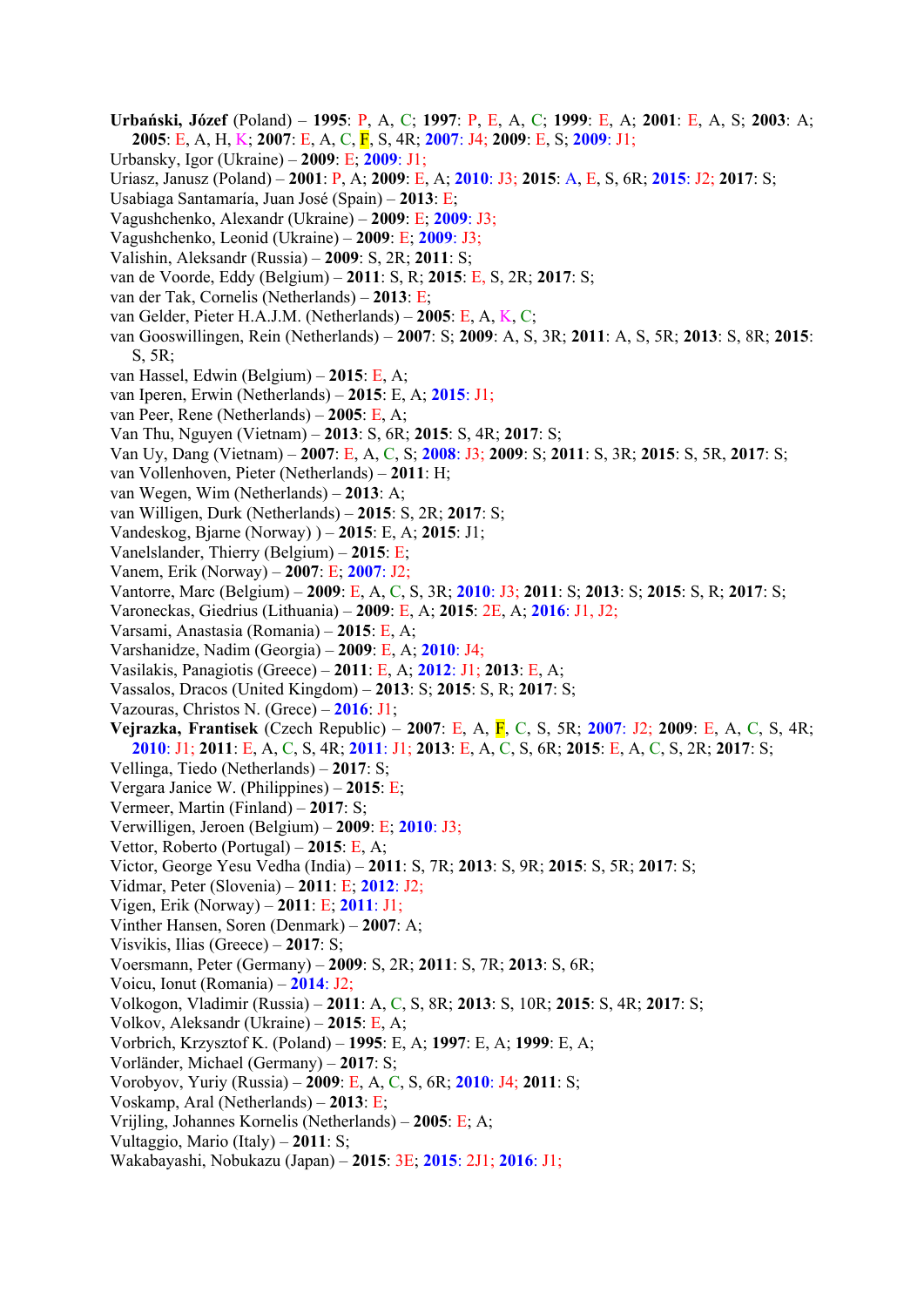**Urbański, Józef** (Poland) – **1995**: P, A, C; **1997**: P, E, A, C; **1999**: E, A; **2001**: E, A, S; **2003**: A; **2005**: E, A, H, K; **2007**: E, A, C, F, S, 4R; **2007**: J4; **2009**: E, S; **2009**: J1;

Urbansky, Igor (Ukraine) – **2009**: E; **2009**: J1;

Uriasz, Janusz (Poland) – **2001**: P, A; **2009**: E, A; **2010**: J3; **2015**: A, E, S, 6R; **2015**: J2; **2017**: S;

Usabiaga Santamaría, Juan José (Spain) – **2013**: E;

Vagushchenko, Alexandr (Ukraine) – **2009**: E; **2009**: J3;

Vagushchenko, Leonid (Ukraine) – **2009**: E; **2009**: J3;

Valishin, Aleksandr (Russia) – **2009**: S, 2R; **2011**: S;

van de Voorde, Eddy (Belgium) – **2011**: S, R; **2015**: E, S, 2R; **2017**: S;

van der Tak, Cornelis (Netherlands) – **2013**: E;

van Gelder, Pieter H.A.J.M. (Netherlands) – **2005**: E, A, K, C;

van Gooswillingen, Rein (Netherlands) – **2007**: S; **2009**: A, S, 3R; **2011**: A, S, 5R; **2013**: S, 8R; **2015**: S, 5R;

van Hassel, Edwin (Belgium) – **2015**: E, A;

van Iperen, Erwin (Netherlands) – **2015**: E, A; **2015**: J1;

van Peer, Rene (Netherlands) – **2005**: E, A;

Van Thu, Nguyen (Vietnam) – **2013**: S, 6R; **2015**: S, 4R; **2017**: S;

Van Uy, Dang (Vietnam) – **2007**: E, A, C, S; **2008**: J3; **2009**: S; **2011**: S, 3R; **2015**: S, 5R, **2017**: S;

van Vollenhoven, Pieter (Netherlands) – **2011**: H;

van Wegen, Wim (Netherlands) – **2013**: A;

van Willigen, Durk (Netherlands) – **2015**: S, 2R; **2017**: S;

Vandeskog, Bjarne (Norway) ) – **2015**: E, A; **2015**: J1;

Vanelslander, Thierry (Belgium) – **2015**: E;

Vanem, Erik (Norway) – **2007**: E; **2007**: J2;

Vantorre, Marc (Belgium) – **2009**: E, A, C, S, 3R; **2010**: J3; **2011**: S; **2013**: S; **2015**: S, R; **2017**: S;

Varoneckas, Giedrius (Lithuania) – **2009**: E, A; **2015**: 2E, A; **2016**: J1, J2;

Varsami, Anastasia (Romania) – **2015**: E, A;

Varshanidze, Nadim (Georgia) – **2009**: E, A; **2010**: J4;

Vasilakis, Panagiotis (Greece) – **2011**: E, A; **2012**: J1; **2013**: E, A;

Vassalos, Dracos (United Kingdom) – **2013**: S; **2015**: S, R; **2017**: S;

Vazouras, Christos N. (Grece) – **2016**: J1;

**Vejrazka, Frantisek** (Czech Republic) – **2007**: E, A, F, C, S, 5R; **2007**: J2; **2009**: E, A, C, S, 4R; **2010**: J1; **2011**: E, A, C, S, 4R; **2011**: J1; **2013**: E, A, C, S, 6R; **2015**: E, A, C, S, 2R; **2017**: S;

Vellinga, Tiedo (Netherlands) – **2017**: S;

Vergara Janice W. (Philippines) – **2015**: E;

Vermeer, Martin (Finland) – **2017**: S;

Verwilligen, Jeroen (Belgium) – **2009**: E; **2010**: J3;

Vettor, Roberto (Portugal) – **2015**: E, A;

Victor, George Yesu Vedha (India) – **2011**: S, 7R; **2013**: S, 9R; **2015**: S, 5R; **2017**: S;

Vidmar, Peter (Slovenia) – **2011**: E; **2012**: J2;

Vigen, Erik (Norway) – **2011**: E; **2011**: J1;

Vinther Hansen, Soren (Denmark) – **2007**: A;

Visvikis, Ilias (Greece) – **2017**: S;

Voersmann, Peter (Germany) – **2009**: S, 2R; **2011**: S, 7R; **2013**: S, 6R;

Voicu, Ionut (Romania) – **2014**: J2;

Volkogon, Vladimir (Russia) – **2011**: A, C, S, 8R; **2013**: S, 10R; **2015**: S, 4R; **2017**: S;

Volkov, Aleksandr (Ukraine) – **2015**: E, A;

Vorbrich, Krzysztof K. (Poland) – **1995**: E, A; **1997**: E, A; **1999**: E, A;

Vorländer, Michael (Germany) – **2017**: S;

Vorobyov, Yuriy (Russia) – **2009**: E, A, C, S, 6R; **2010**: J4; **2011**: S;

Voskamp, Aral (Netherlands) – **2013**: E;

Vrijling, Johannes Kornelis (Netherlands) – **2005**: E; A;

Vultaggio, Mario (Italy) – **2011**: S;

Wakabayashi, Nobukazu (Japan) – **2015**: 3E; **2015**: 2J1; **2016**: J1;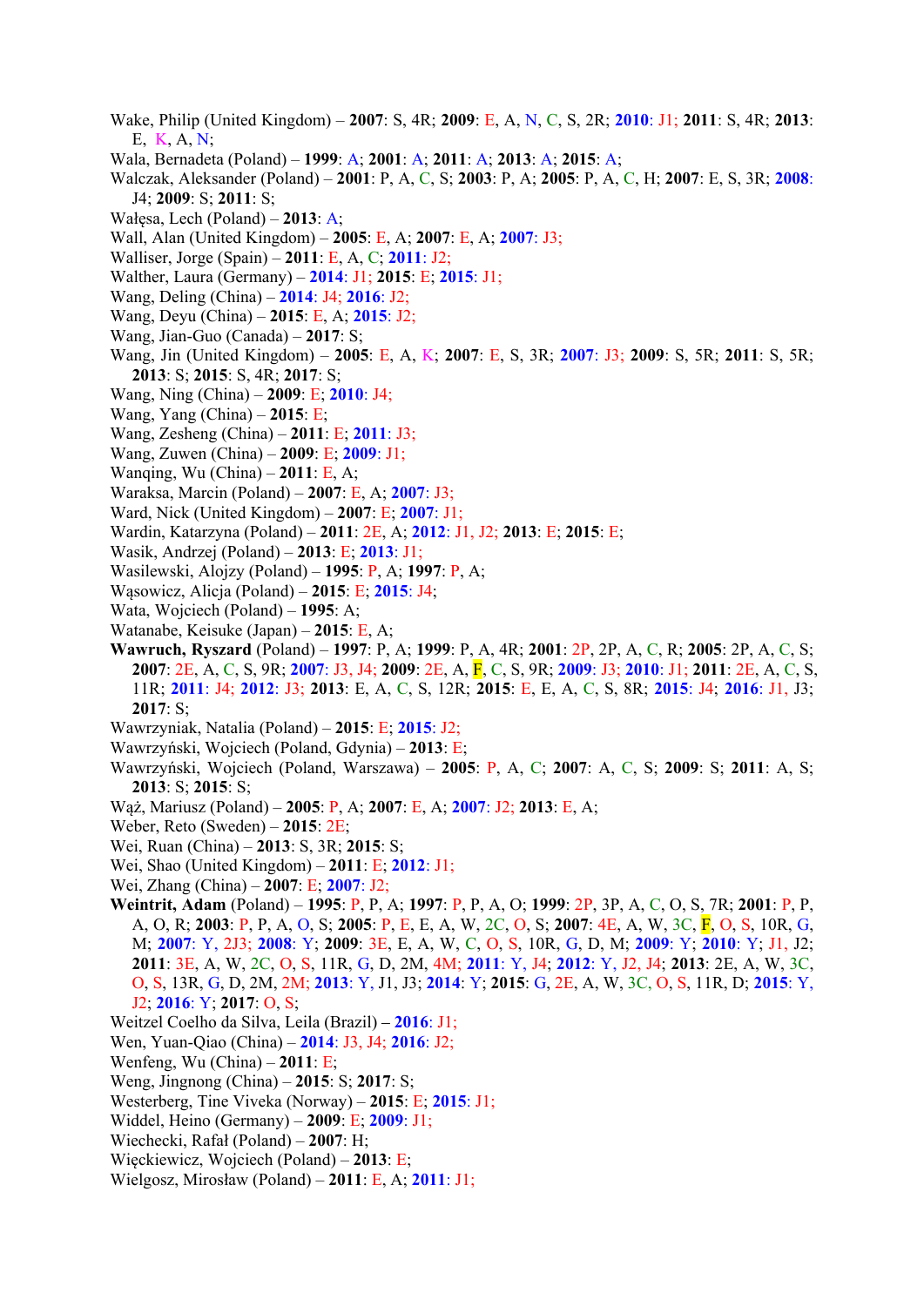Wake, Philip (United Kingdom) – **2007**: S, 4R; **2009**: E, A, N, C, S, 2R; **2010**: J1; **2011**: S, 4R; **2013**: E, K, A, N;

Wala, Bernadeta (Poland) – **1999**: A; **2001**: A; **2011**: A; **2013**: A; **2015**: A;

Walczak, Aleksander (Poland) – **2001**: P, A, C, S; **2003**: P, A; **2005**: P, A, C, H; **2007**: E, S, 3R; **2008**: J4; **2009**: S; **2011**: S;

Wałęsa, Lech (Poland) – **2013**: A;

Wall, Alan (United Kingdom) – **2005**: E, A; **2007**: E, A; **2007**: J3;

Walliser, Jorge (Spain) – **2011**: E, A, C; **2011**: J2;

Walther, Laura (Germany) – **2014**: J1; **2015**: E; **2015**: J1;

Wang, Deling (China) – **2014**: J4; **2016**: J2;

Wang, Deyu (China) – **2015**: E, A; **2015**: J2;

Wang, Jian-Guo (Canada) – **2017**: S;

Wang, Jin (United Kingdom) – **2005**: E, A, K; **2007**: E, S, 3R; **2007**: J3; **2009**: S, 5R; **2011**: S, 5R; **2013**: S; **2015**: S, 4R; **2017**: S;

Wang, Ning (China) – **2009**: E; **2010**: J4;

Wang, Yang (China) – **2015**: E;

Wang, Zesheng (China) – **2011**: E; **2011**: J3;

Wang, Zuwen (China) – **2009**: E; **2009**: J1;

Wanqing, Wu (China) – **2011**: E, A;

Waraksa, Marcin (Poland) – **2007**: E, A; **2007**: J3;

Ward, Nick (United Kingdom) – **2007**: E; **2007**: J1;

Wardin, Katarzyna (Poland) – **2011**: 2E, A; **2012**: J1, J2; **2013**: E; **2015**: E;

Wasik, Andrzej (Poland) – **2013**: E; **2013**: J1;

Wasilewski, Alojzy (Poland) – **1995**: P, A; **1997**: P, A;

Wąsowicz, Alicja (Poland) – **2015**: E; **2015**: J4;

Wata, Wojciech (Poland) – **1995**: A;

Watanabe, Keisuke (Japan) – **2015**: E, A;

**Wawruch, Ryszard** (Poland) – **1997**: P, A; **1999**: P, A, 4R; **2001**: 2P, 2P, A, C, R; **2005**: 2P, A, C, S; **2007**: 2E, A, C, S, 9R; **2007**: J3, J4; **2009**: 2E, A, F, C, S, 9R; **2009**: J3; **2010**: J1; **2011**: 2E, A, C, S, 11R; **2011**: J4; **2012**: J3; **2013**: E, A, C, S, 12R; **2015**: E, E, A, C, S, 8R; **2015**: J4; **2016**: J1, J3; **2017**: S;

Wawrzyniak, Natalia (Poland) – **2015**: E; **2015**: J2;

Wawrzyński, Wojciech (Poland, Gdynia) – **2013**: E;

Wawrzyński, Wojciech (Poland, Warszawa) – **2005**: P, A, C; **2007**: A, C, S; **2009**: S; **2011**: A, S; **2013**: S; **2015**: S;

Wąż, Mariusz (Poland) – **2005**: P, A; **2007**: E, A; **2007**: J2; **2013**: E, A;

Weber, Reto (Sweden) – **2015**: 2E;

Wei, Ruan (China) – **2013**: S, 3R; **2015**: S;

Wei, Shao (United Kingdom) – **2011**: E; **2012**: J1;

Wei, Zhang (China) – **2007**: E; **2007**: J2;

**Weintrit, Adam** (Poland) – **1995**: P, P, A; **1997**: P, P, A, O; **1999**: 2P, 3P, A, C, O, S, 7R; **2001**: P, P, A, O, R; **2003**: P, P, A, O, S; **2005**: P, E, E, A, W, 2C, O, S; **2007**: 4E, A, W, 3C, F, O, S, 10R, G, M; **2007**: Y, 2J3; **2008**: Y; **2009**: 3E, E, A, W, C, O, S, 10R, G, D, M; **2009**: Y; **2010**: Y; J1, J2; **2011**: 3E, A, W, 2C, O, S, 11R, G, D, 2M, 4M; **2011**: Y, J4; **2012**: Y, J2, J4; **2013**: 2E, A, W, 3C, O, S, 13R, G, D, 2M, 2M; **2013**: Y, J1, J3; **2014**: Y; **2015**: G, 2E, A, W, 3C, O, S, 11R, D; **2015**: Y, J2; **2016**: Y; **2017**: O, S;

Weitzel Coelho da Silva, Leila (Brazil) – **2016**: J1;

Wen, Yuan-Qiao (China) – **2014**: J3, J4; **2016**: J2;

Wenfeng, Wu (China) – **2011**: E;

Weng, Jingnong (China) – **2015**: S; **2017**: S;

Westerberg, Tine Viveka (Norway) – **2015**: E; **2015**: J1;

Widdel, Heino (Germany) – **2009**: E; **2009**: J1;

Wiechecki, Rafał (Poland) – **2007**: H;

Więckiewicz, Wojciech (Poland) – **2013**: E;

Wielgosz, Mirosław (Poland) – **2011**: E, A; **2011**: J1;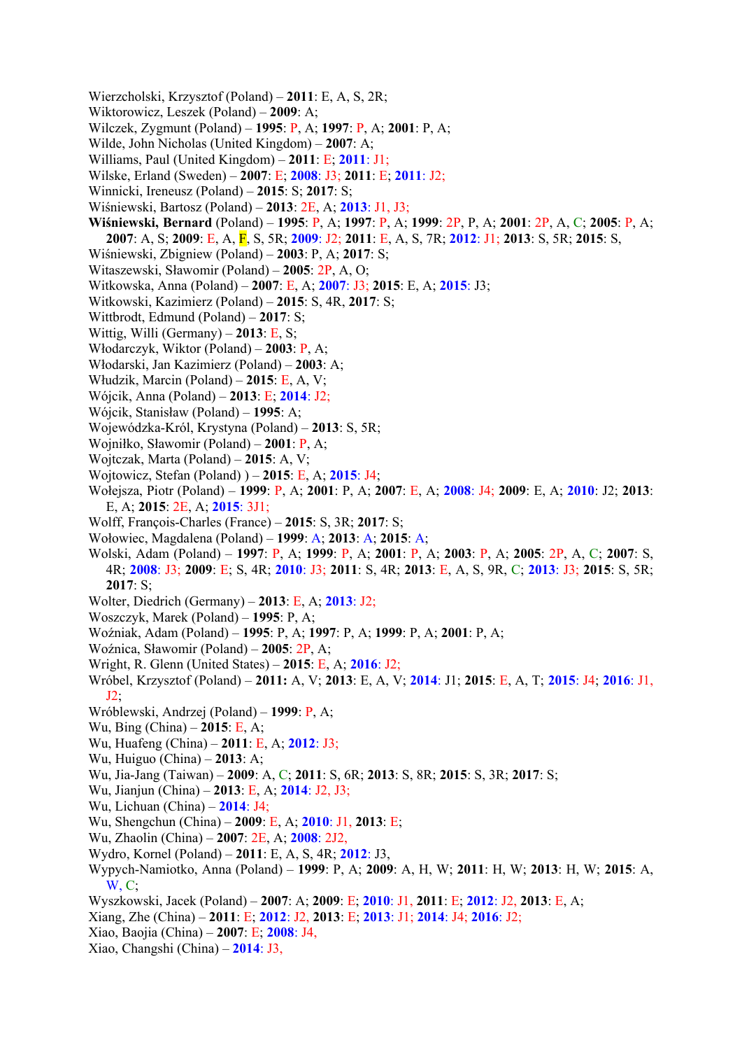Wierzcholski, Krzysztof (Poland) – **2011**: E, A, S, 2R;
Wiktorowicz, Leszek (Poland) – **2009**: A;
Wilczek, Zygmunt (Poland) – **1995**: P, A; **1997**: P, A; **2001**: P, A;
Wilde, John Nicholas (United Kingdom) – **2007**: A;
Williams, Paul (United Kingdom) – **2011**: E; **2011**: J1;
Wilske, Erland (Sweden) – **2007**: E; **2008**: J3; **2011**: E; **2011**: J2;
Winnicki, Ireneusz (Poland) – **2015**: S; **2017**: S;
Wiśniewski, Bartosz (Poland) – **2013**: 2E, A; **2013**: J1, J3;
**Wiśniewski, Bernard** (Poland) – **1995**: P, A; **1997**: P, A; **1999**: 2P, P, A; **2001**: 2P, A, C; **2005**: P, A; **2007**: A, S; **2009**: E, A, F, S, 5R; **2009**: J2; **2011**: E, A, S, 7R; **2012**: J1; **2013**: S, 5R; **2015**: S,
Wiśniewski, Zbigniew (Poland) – **2003**: P, A; **2017**: S;
Witaszewski, Sławomir (Poland) – **2005**: 2P, A, O;
Witkowska, Anna (Poland) – **2007**: E, A; **2007**: J3; **2015**: E, A; **2015**: J3;
Witkowski, Kazimierz (Poland) – **2015**: S, 4R, **2017**: S;
Wittbrodt, Edmund (Poland) – **2017**: S;
Wittig, Willi (Germany) – **2013**: E, S;
Włodarczyk, Wiktor (Poland) – **2003**: P, A;
Włodarski, Jan Kazimierz (Poland) – **2003**: A;
Włudzik, Marcin (Poland) – **2015**: E, A, V;
Wójcik, Anna (Poland) – **2013**: E; **2014**: J2;
Wójcik, Stanisław (Poland) – **1995**: A;
Wojewódzka-Król, Krystyna (Poland) – **2013**: S, 5R;
Wojniłko, Sławomir (Poland) – **2001**: P, A;
Wojtczak, Marta (Poland) – **2015**: A, V;
Wojtowicz, Stefan (Poland) ) – **2015**: E, A; **2015**: J4;
Wołejsza, Piotr (Poland) – **1999**: P, A; **2001**: P, A; **2007**: E, A; **2008**: J4; **2009**: E, A; **2010**: J2; **2013**: E, A; **2015**: 2E, A; **2015**: 3J1;
Wolff, François-Charles (France) – **2015**: S, 3R; **2017**: S;
Wołowiec, Magdalena (Poland) – **1999**: A; **2013**: A; **2015**: A;
Wolski, Adam (Poland) – **1997**: P, A; **1999**: P, A; **2001**: P, A; **2003**: P, A; **2005**: 2P, A, C; **2007**: S, 4R; **2008**: J3; **2009**: E; S, 4R; **2010**: J3; **2011**: S, 4R; **2013**: E, A, S, 9R, C; **2013**: J3; **2015**: S, 5R; **2017**: S;
Wolter, Diedrich (Germany) – **2013**: E, A; **2013**: J2;
Woszczyk, Marek (Poland) – **1995**: P, A;
Woźniak, Adam (Poland) – **1995**: P, A; **1997**: P, A; **1999**: P, A; **2001**: P, A;
Woźnica, Sławomir (Poland) – **2005**: 2P, A;
Wright, R. Glenn (United States) – **2015**: E, A; **2016**: J2;
Wróbel, Krzysztof (Poland) – **2011:** A, V; **2013**: E, A, V; **2014**: J1; **2015**: E, A, T; **2015**: J4; **2016**: J1, J2;
Wróblewski, Andrzej (Poland) – **1999**: P, A;
Wu, Bing (China) – **2015**: E, A;
Wu, Huafeng (China) – **2011**: E, A; **2012**: J3;
Wu, Huiguo (China) – **2013**: A;
Wu, Jia-Jang (Taiwan) – **2009**: A, C; **2011**: S, 6R; **2013**: S, 8R; **2015**: S, 3R; **2017**: S;
Wu, Jianjun (China) – **2013**: E, A; **2014**: J2, J3;
Wu, Lichuan (China) – **2014**: J4;
Wu, Shengchun (China) – **2009**: E, A; **2010**: J1, **2013**: E;
Wu, Zhaolin (China) – **2007**: 2E, A; **2008**: 2J2,
Wydro, Kornel (Poland) – **2011**: E, A, S, 4R; **2012**: J3,
Wypych-Namiotko, Anna (Poland) – **1999**: P, A; **2009**: A, H, W; **2011**: H, W; **2013**: H, W; **2015**: A, W, C;
Wyszkowski, Jacek (Poland) – **2007**: A; **2009**: E; **2010**: J1, **2011**: E; **2012**: J2, **2013**: E, A;
Xiang, Zhe (China) – **2011**: E; **2012**: J2, **2013**: E; **2013**: J1; **2014**: J4; **2016**: J2;
Xiao, Baojia (China) – **2007**: E; **2008**: J4,
Xiao, Changshi (China) – **2014**: J3,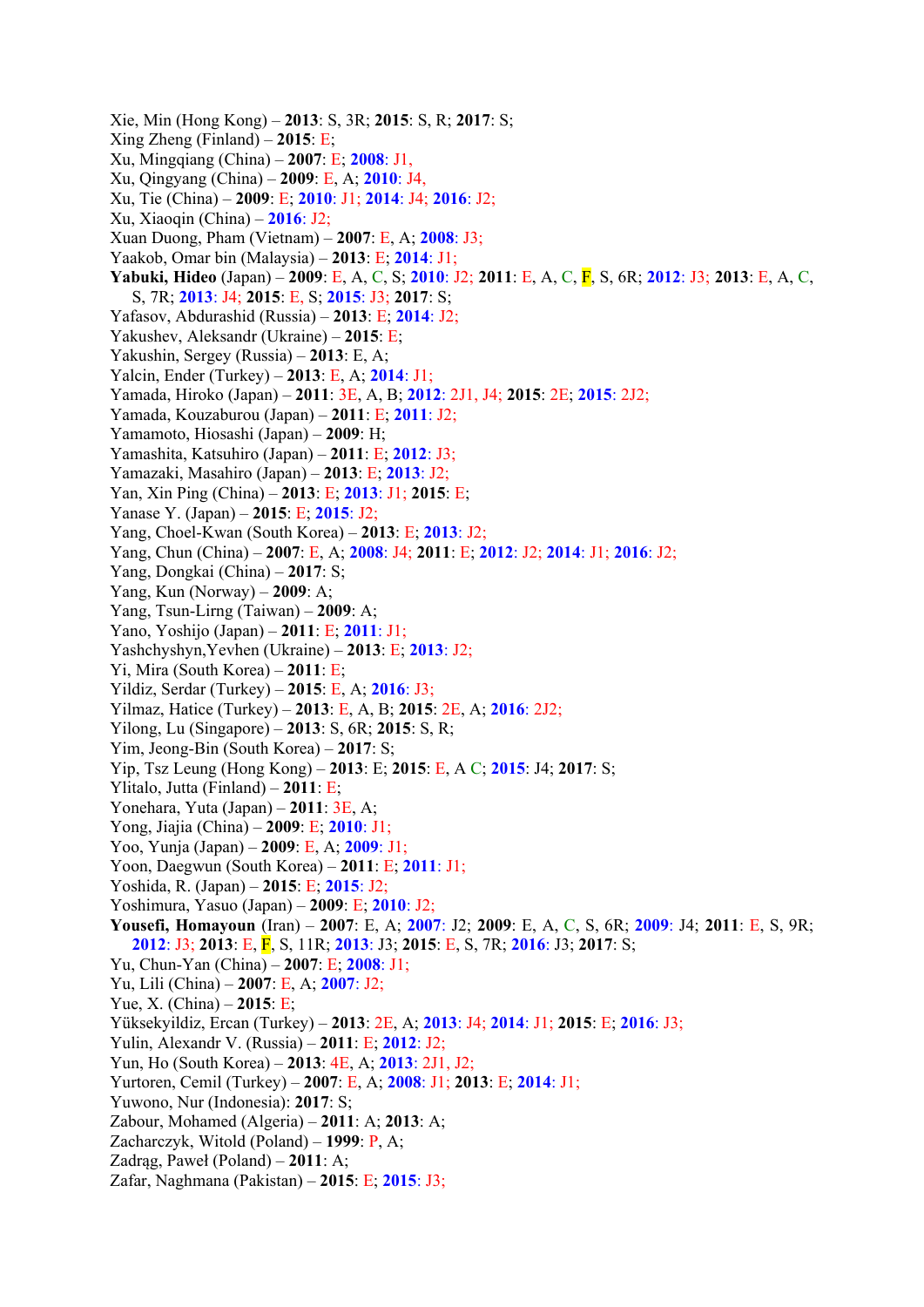Xie, Min (Hong Kong) – **2013**: S, 3R; **2015**: S, R; **2017**: S;
Xing Zheng (Finland) – **2015**: E;
Xu, Mingqiang (China) – **2007**: E; **2008**: J1,
Xu, Qingyang (China) – **2009**: E, A; **2010**: J4,
Xu, Tie (China) – **2009**: E; **2010**: J1; **2014**: J4; **2016**: J2;
Xu, Xiaoqin (China) – **2016**: J2;
Xuan Duong, Pham (Vietnam) – **2007**: E, A; **2008**: J3;
Yaakob, Omar bin (Malaysia) – **2013**: E; **2014**: J1;
**Yabuki, Hideo** (Japan) – **2009**: E, A, C, S; **2010**: J2; **2011**: E, A, C, F, S, 6R; **2012**: J3; **2013**: E, A, C, S, 7R; **2013**: J4; **2015**: E, S; **2015**: J3; **2017**: S;
Yafasov, Abdurashid (Russia) – **2013**: E; **2014**: J2;
Yakushev, Aleksandr (Ukraine) – **2015**: E;
Yakushin, Sergey (Russia) – **2013**: E, A;
Yalcin, Ender (Turkey) – **2013**: E, A; **2014**: J1;
Yamada, Hiroko (Japan) – **2011**: 3E, A, B; **2012**: 2J1, J4; **2015**: 2E; **2015**: 2J2;
Yamada, Kouzaburou (Japan) – **2011**: E; **2011**: J2;
Yamamoto, Hiosashi (Japan) – **2009**: H;
Yamashita, Katsuhiro (Japan) – **2011**: E; **2012**: J3;
Yamazaki, Masahiro (Japan) – **2013**: E; **2013**: J2;
Yan, Xin Ping (China) – **2013**: E; **2013**: J1; **2015**: E;
Yanase Y. (Japan) – **2015**: E; **2015**: J2;
Yang, Choel-Kwan (South Korea) – **2013**: E; **2013**: J2;
Yang, Chun (China) – **2007**: E, A; **2008**: J4; **2011**: E; **2012**: J2; **2014**: J1; **2016**: J2;
Yang, Dongkai (China) – **2017**: S;
Yang, Kun (Norway) – **2009**: A;
Yang, Tsun-Lirng (Taiwan) – **2009**: A;
Yano, Yoshijo (Japan) – **2011**: E; **2011**: J1;
Yashchyshyn,Yevhen (Ukraine) – **2013**: E; **2013**: J2;
Yi, Mira (South Korea) – **2011**: E;
Yildiz, Serdar (Turkey) – **2015**: E, A; **2016**: J3;
Yilmaz, Hatice (Turkey) – **2013**: E, A, B; **2015**: 2E, A; **2016**: 2J2;
Yilong, Lu (Singapore) – **2013**: S, 6R; **2015**: S, R;
Yim, Jeong-Bin (South Korea) – **2017**: S;
Yip, Tsz Leung (Hong Kong) – **2013**: E; **2015**: E, A C; **2015**: J4; **2017**: S;
Ylitalo, Jutta (Finland) – **2011**: E;
Yonehara, Yuta (Japan) – **2011**: 3E, A;
Yong, Jiajia (China) – **2009**: E; **2010**: J1;
Yoo, Yunja (Japan) – **2009**: E, A; **2009**: J1;
Yoon, Daegwun (South Korea) – **2011**: E; **2011**: J1;
Yoshida, R. (Japan) – **2015**: E; **2015**: J2;
Yoshimura, Yasuo (Japan) – **2009**: E; **2010**: J2;
**Yousefi, Homayoun** (Iran) – **2007**: E, A; **2007**: J2; **2009**: E, A, C, S, 6R; **2009**: J4; **2011**: E, S, 9R; **2012**: J3; **2013**: E, F, S, 11R; **2013**: J3; **2015**: E, S, 7R; **2016**: J3; **2017**: S;
Yu, Chun-Yan (China) – **2007**: E; **2008**: J1;
Yu, Lili (China) – **2007**: E, A; **2007**: J2;
Yue, X. (China) – **2015**: E;
Yüksekyildiz, Ercan (Turkey) – **2013**: 2E, A; **2013**: J4; **2014**: J1; **2015**: E; **2016**: J3;
Yulin, Alexandr V. (Russia) – **2011**: E; **2012**: J2;
Yun, Ho (South Korea) – **2013**: 4E, A; **2013**: 2J1, J2;
Yurtoren, Cemil (Turkey) – **2007**: E, A; **2008**: J1; **2013**: E; **2014**: J1;
Yuwono, Nur (Indonesia): **2017**: S;
Zabour, Mohamed (Algeria) – **2011**: A; **2013**: A;
Zacharczyk, Witold (Poland) – **1999**: P, A;
Zadrąg, Paweł (Poland) – **2011**: A;
Zafar, Naghmana (Pakistan) – **2015**: E; **2015**: J3;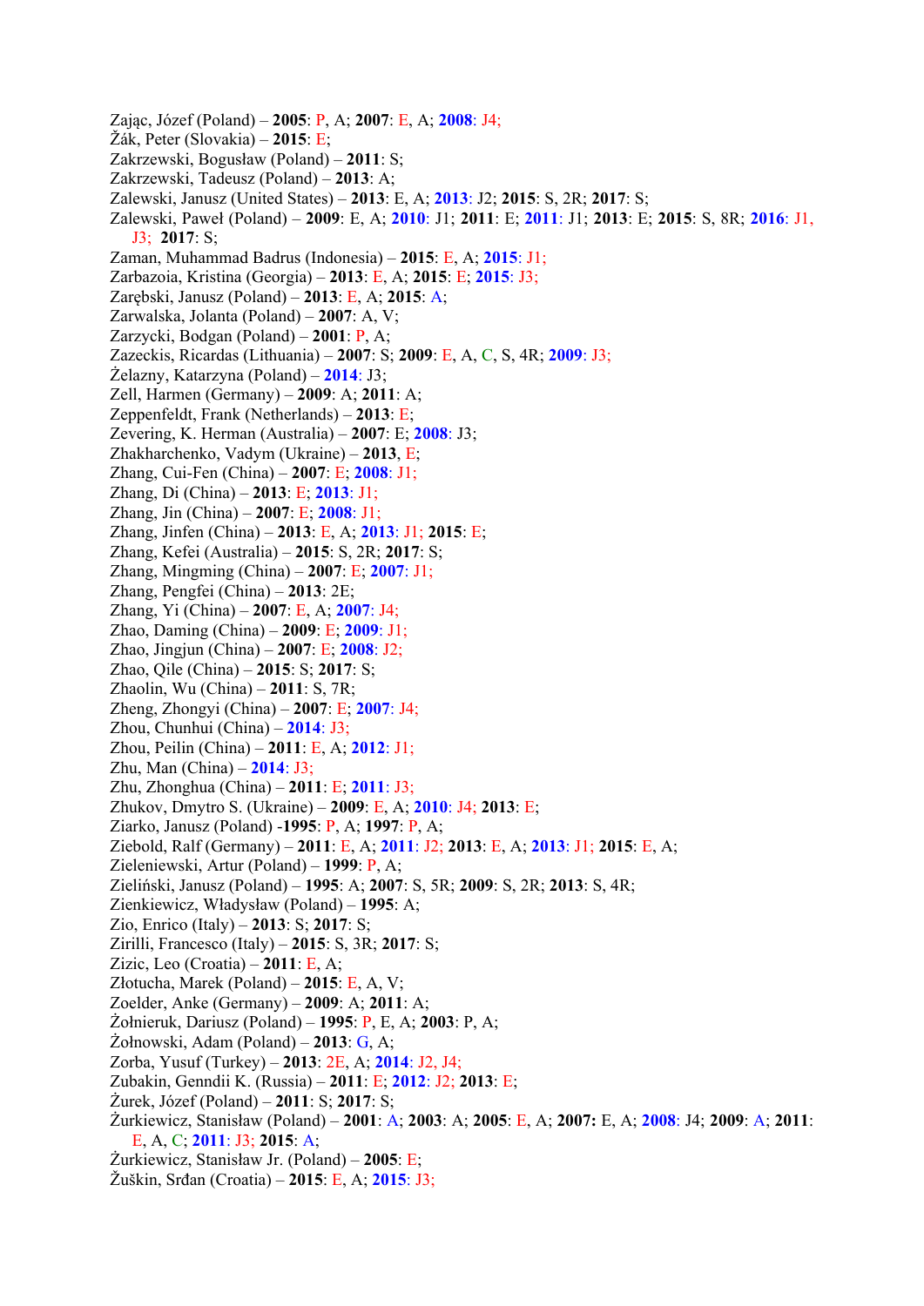Zając, Józef (Poland) – **2005**: P, A; **2007**: E, A; **2008**: J4;
Žák, Peter (Slovakia) – **2015**: E;
Zakrzewski, Bogusław (Poland) – **2011**: S;
Zakrzewski, Tadeusz (Poland) – **2013**: A;
Zalewski, Janusz (United States) – **2013**: E, A; **2013**: J2; **2015**: S, 2R; **2017**: S;
Zalewski, Paweł (Poland) – **2009**: E, A; **2010**: J1; **2011**: E; **2011**: J1; **2013**: E; **2015**: S, 8R; **2016**: J1, J3; **2017**: S;
Zaman, Muhammad Badrus (Indonesia) – **2015**: E, A; **2015**: J1;
Zarbazoia, Kristina (Georgia) – **2013**: E, A; **2015**: E; **2015**: J3;
Zarębski, Janusz (Poland) – **2013**: E, A; **2015**: A;
Zarwalska, Jolanta (Poland) – **2007**: A, V;
Zarzycki, Bodgan (Poland) – **2001**: P, A;
Zazeckis, Ricardas (Lithuania) – **2007**: S; **2009**: E, A, C, S, 4R; **2009**: J3;
Żelazny, Katarzyna (Poland) – **2014**: J3;
Zell, Harmen (Germany) – **2009**: A; **2011**: A;
Zeppenfeldt, Frank (Netherlands) – **2013**: E;
Zevering, K. Herman (Australia) – **2007**: E; **2008**: J3;
Zhakharchenko, Vadym (Ukraine) – **2013**, E;
Zhang, Cui-Fen (China) – **2007**: E; **2008**: J1;
Zhang, Di (China) – **2013**: E; **2013**: J1;
Zhang, Jin (China) – **2007**: E; **2008**: J1;
Zhang, Jinfen (China) – **2013**: E, A; **2013**: J1; **2015**: E;
Zhang, Kefei (Australia) – **2015**: S, 2R; **2017**: S;
Zhang, Mingming (China) – **2007**: E; **2007**: J1;
Zhang, Pengfei (China) – **2013**: 2E;
Zhang, Yi (China) – **2007**: E, A; **2007**: J4;
Zhao, Daming (China) – **2009**: E; **2009**: J1;
Zhao, Jingjun (China) – **2007**: E; **2008**: J2;
Zhao, Qile (China) – **2015**: S; **2017**: S;
Zhaolin, Wu (China) – **2011**: S, 7R;
Zheng, Zhongyi (China) – **2007**: E; **2007**: J4;
Zhou, Chunhui (China) – **2014**: J3;
Zhou, Peilin (China) – **2011**: E, A; **2012**: J1;
Zhu, Man (China) – **2014**: J3;
Zhu, Zhonghua (China) – **2011**: E; **2011**: J3;
Zhukov, Dmytro S. (Ukraine) – **2009**: E, A; **2010**: J4; **2013**: E;
Ziarko, Janusz (Poland) -**1995**: P, A; **1997**: P, A;
Ziebold, Ralf (Germany) – **2011**: E, A; **2011**: J2; **2013**: E, A; **2013**: J1; **2015**: E, A;
Zieleniewski, Artur (Poland) – **1999**: P, A;
Zieliński, Janusz (Poland) – **1995**: A; **2007**: S, 5R; **2009**: S, 2R; **2013**: S, 4R;
Zienkiewicz, Władysław (Poland) – **1995**: A;
Zio, Enrico (Italy) – **2013**: S; **2017**: S;
Zirilli, Francesco (Italy) – **2015**: S, 3R; **2017**: S;
Zizic, Leo (Croatia) – **2011**: E, A;
Złotucha, Marek (Poland) – **2015**: E, A, V;
Zoelder, Anke (Germany) – **2009**: A; **2011**: A;
Żołnieruk, Dariusz (Poland) – **1995**: P, E, A; **2003**: P, A;
Żołnowski, Adam (Poland) – **2013**: G, A;
Zorba, Yusuf (Turkey) – **2013**: 2E, A; **2014**: J2, J4;
Zubakin, Genndii K. (Russia) – **2011**: E; **2012**: J2; **2013**: E;
Żurek, Józef (Poland) – **2011**: S; **2017**: S;
Żurkiewicz, Stanisław (Poland) – **2001**: A; **2003**: A; **2005**: E, A; **2007:** E, A; **2008**: J4; **2009**: A; **2011**: E, A, C; **2011**: J3; **2015**: A;
Żurkiewicz, Stanisław Jr. (Poland) – **2005**: E;
Žuškin, Srđan (Croatia) – **2015**: E, A; **2015**: J3;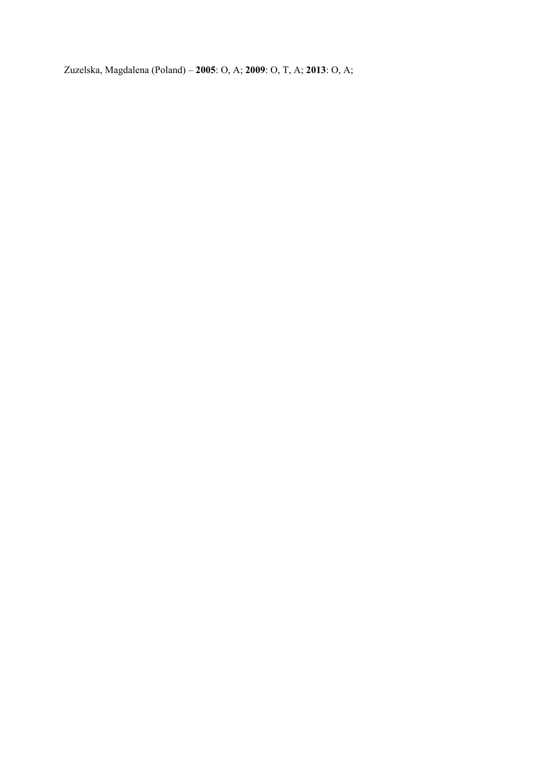Zuzelska, Magdalena (Poland) – **2005**: O, A; **2009**: O, T, A; **2013**: O, A;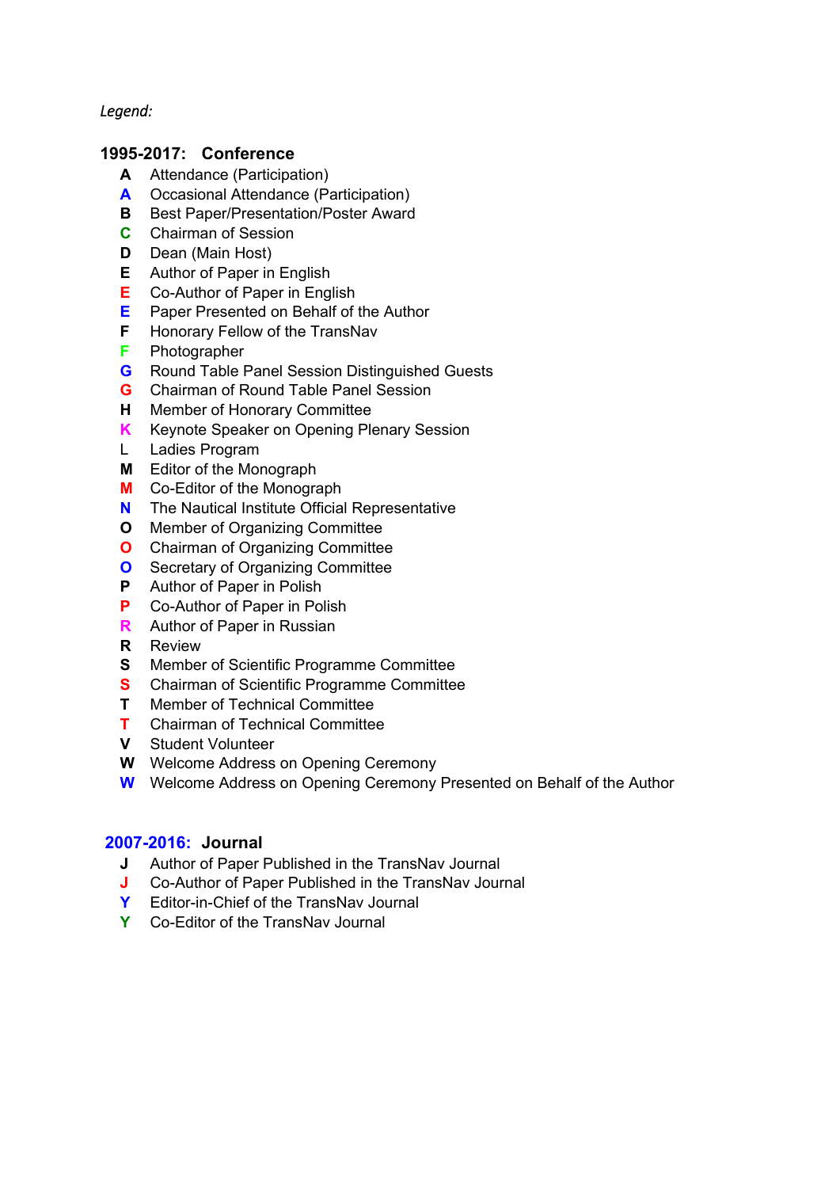*Legend:*

## 1995-2017: Conference

- **A** Attendance (Participation)
- **A** Occasional Attendance (Participation)
- **B** Best Paper/Presentation/Poster Award
- **C** Chairman of Session
- **D** Dean (Main Host)
- **E** Author of Paper in English
- **E** Co-Author of Paper in English
- **E** Paper Presented on Behalf of the Author
- **F** Honorary Fellow of the TransNav
- **F** Photographer
- **G** Round Table Panel Session Distinguished Guests
- **G** Chairman of Round Table Panel Session
- **H** Member of Honorary Committee
- **K** Keynote Speaker on Opening Plenary Session
- L Ladies Program
- **M** Editor of the Monograph
- **M** Co-Editor of the Monograph
- **N** The Nautical Institute Official Representative
- **O** Member of Organizing Committee
- **O** Chairman of Organizing Committee
- **O** Secretary of Organizing Committee
- **P** Author of Paper in Polish
- **P** Co-Author of Paper in Polish
- **R** Author of Paper in Russian
- **R** Review
- **S** Member of Scientific Programme Committee
- **S** Chairman of Scientific Programme Committee
- **T** Member of Technical Committee
- **T** Chairman of Technical Committee
- **V** Student Volunteer
- **W** Welcome Address on Opening Ceremony
- **W** Welcome Address on Opening Ceremony Presented on Behalf of the Author

## 2007-2016: Journal

- **J** Author of Paper Published in the TransNav Journal
- **J** Co-Author of Paper Published in the TransNav Journal
- **Y** Editor-in-Chief of the TransNav Journal
- **Y** Co-Editor of the TransNav Journal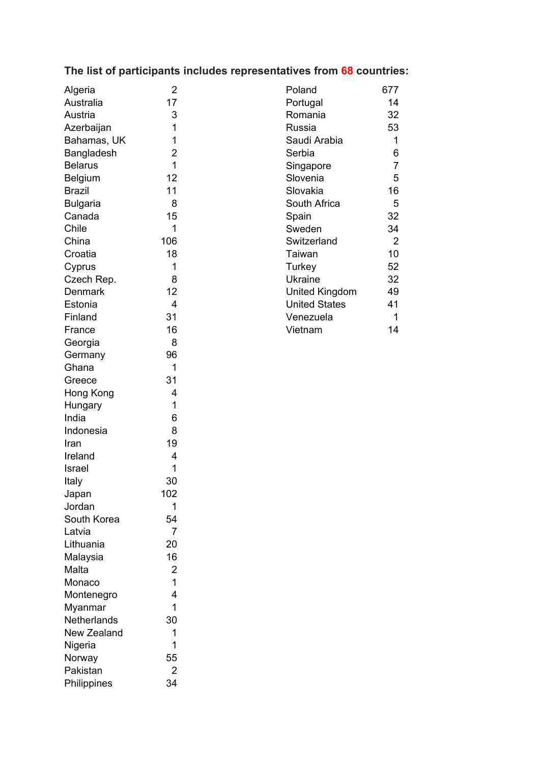**The list of participants includes representatives from 68 countries:**

| | |
|---|---|
| Algeria | 2 |
| Australia | 17 |
| Austria | 3 |
| Azerbaijan | 1 |
| Bahamas, UK | 1 |
| Bangladesh | 2 |
| Belarus | 1 |
| Belgium | 12 |
| Brazil | 11 |
| Bulgaria | 8 |
| Canada | 15 |
| Chile | 1 |
| China | 106 |
| Croatia | 18 |
| Cyprus | 1 |
| Czech Rep. | 8 |
| Denmark | 12 |
| Estonia | 4 |
| Finland | 31 |
| France | 16 |
| Georgia | 8 |
| Germany | 96 |
| Ghana | 1 |
| Greece | 31 |
| Hong Kong | 4 |
| Hungary | 1 |
| India | 6 |
| Indonesia | 8 |
| Iran | 19 |
| Ireland | 4 |
| Israel | 1 |
| Italy | 30 |
| Japan | 102 |
| Jordan | 1 |
| South Korea | 54 |
| Latvia | 7 |
| Lithuania | 20 |
| Malaysia | 16 |
| Malta | 2 |
| Monaco | 1 |
| Montenegro | 4 |
| Myanmar | 1 |
| Netherlands | 30 |
| New Zealand | 1 |
| Nigeria | 1 |
| Norway | 55 |
| Pakistan | 2 |
| Philippines | 34 |
| Poland | 677 |
| Portugal | 14 |
| Romania | 32 |
| Russia | 53 |
| Saudi Arabia | 1 |
| Serbia | 6 |
| Singapore | 7 |
| Slovenia | 5 |
| Slovakia | 16 |
| South Africa | 5 |
| Spain | 32 |
| Sweden | 34 |
| Switzerland | 2 |
| Taiwan | 10 |
| Turkey | 52 |
| Ukraine | 32 |
| United Kingdom | 49 |
| United States | 41 |
| Venezuela | 1 |
| Vietnam | 14 |